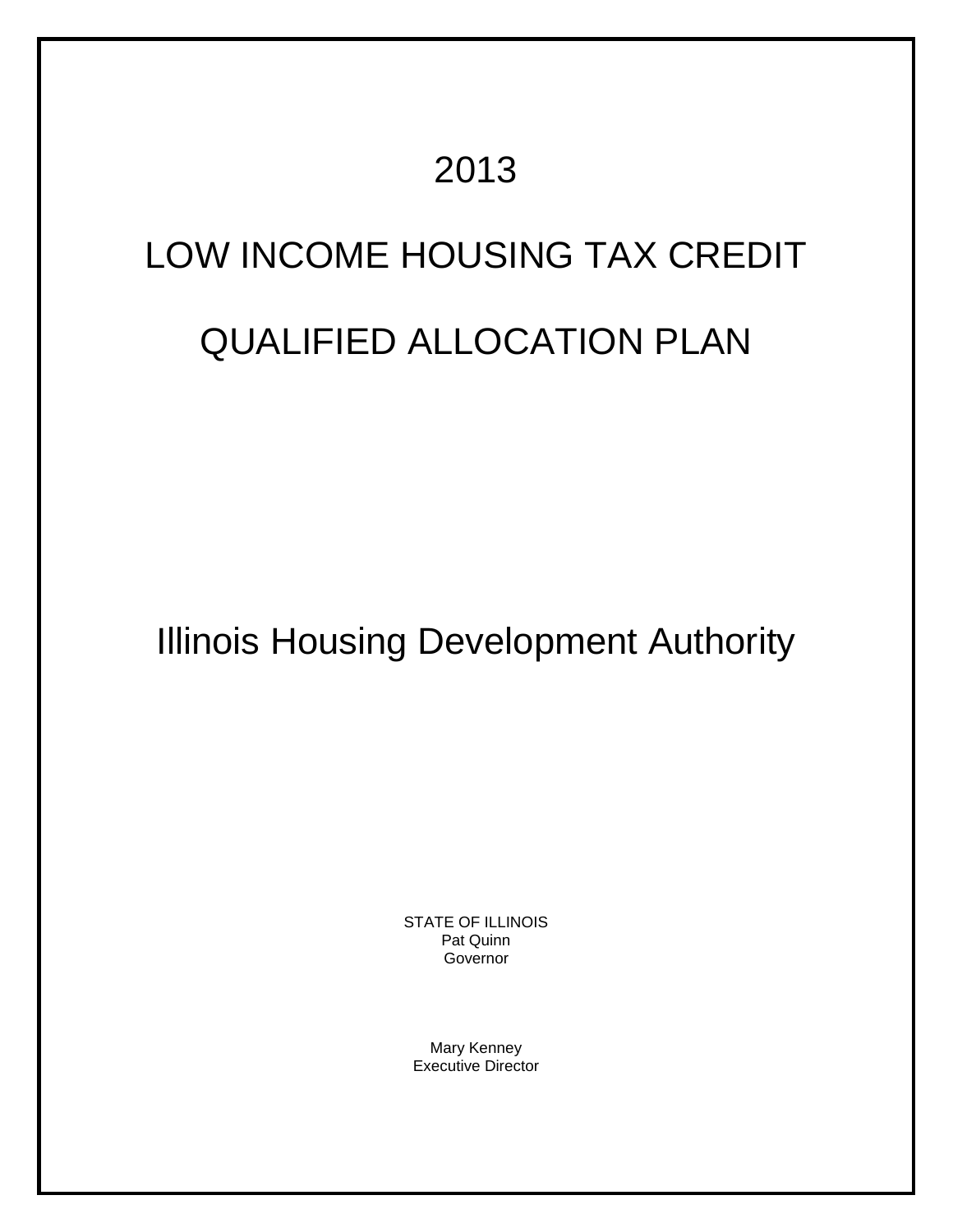# 2013

# LOW INCOME HOUSING TAX CREDIT

# QUALIFIED ALLOCATION PLAN

## Illinois Housing Development Authority

STATE OF ILLINOIS
Pat Quinn
Governor

Mary Kenney
Executive Director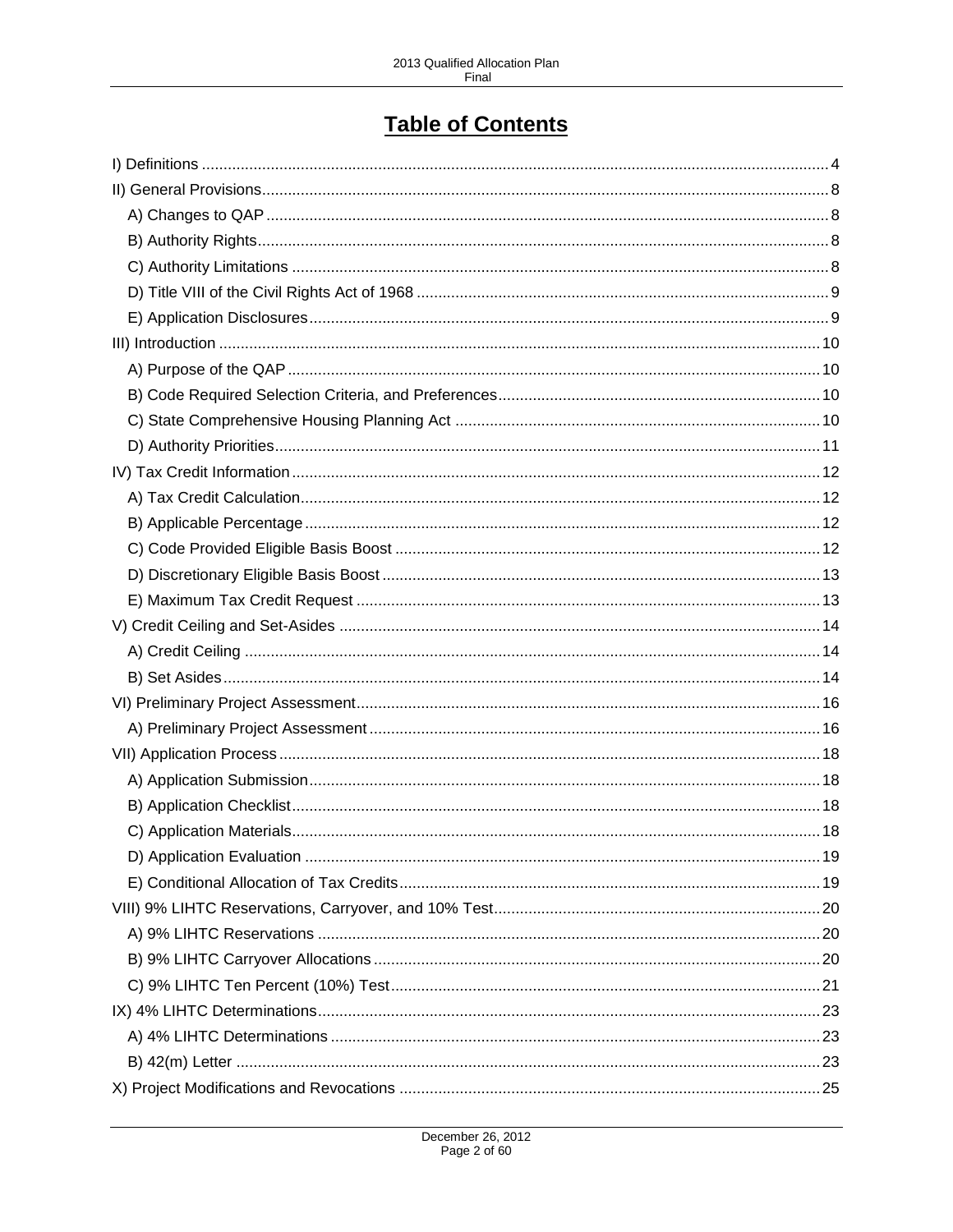# Table of Contents

- I) Definitions ..... 4
- II) General Provisions ..... 8
  - A) Changes to QAP ..... 8
  - B) Authority Rights ..... 8
  - C) Authority Limitations ..... 8
  - D) Title VIII of the Civil Rights Act of 1968 ..... 9
  - E) Application Disclosures ..... 9
- III) Introduction ..... 10
  - A) Purpose of the QAP ..... 10
  - B) Code Required Selection Criteria, and Preferences ..... 10
  - C) State Comprehensive Housing Planning Act ..... 10
  - D) Authority Priorities ..... 11
- IV) Tax Credit Information ..... 12
  - A) Tax Credit Calculation ..... 12
  - B) Applicable Percentage ..... 12
  - C) Code Provided Eligible Basis Boost ..... 12
  - D) Discretionary Eligible Basis Boost ..... 13
  - E) Maximum Tax Credit Request ..... 13
- V) Credit Ceiling and Set-Asides ..... 14
  - A) Credit Ceiling ..... 14
  - B) Set Asides ..... 14
- VI) Preliminary Project Assessment ..... 16
  - A) Preliminary Project Assessment ..... 16
- VII) Application Process ..... 18
  - A) Application Submission ..... 18
  - B) Application Checklist ..... 18
  - C) Application Materials ..... 18
  - D) Application Evaluation ..... 19
  - E) Conditional Allocation of Tax Credits ..... 19
- VIII) 9% LIHTC Reservations, Carryover, and 10% Test ..... 20
  - A) 9% LIHTC Reservations ..... 20
  - B) 9% LIHTC Carryover Allocations ..... 20
  - C) 9% LIHTC Ten Percent (10%) Test ..... 21
- IX) 4% LIHTC Determinations ..... 23
  - A) 4% LIHTC Determinations ..... 23
  - B) 42(m) Letter ..... 23
- X) Project Modifications and Revocations ..... 25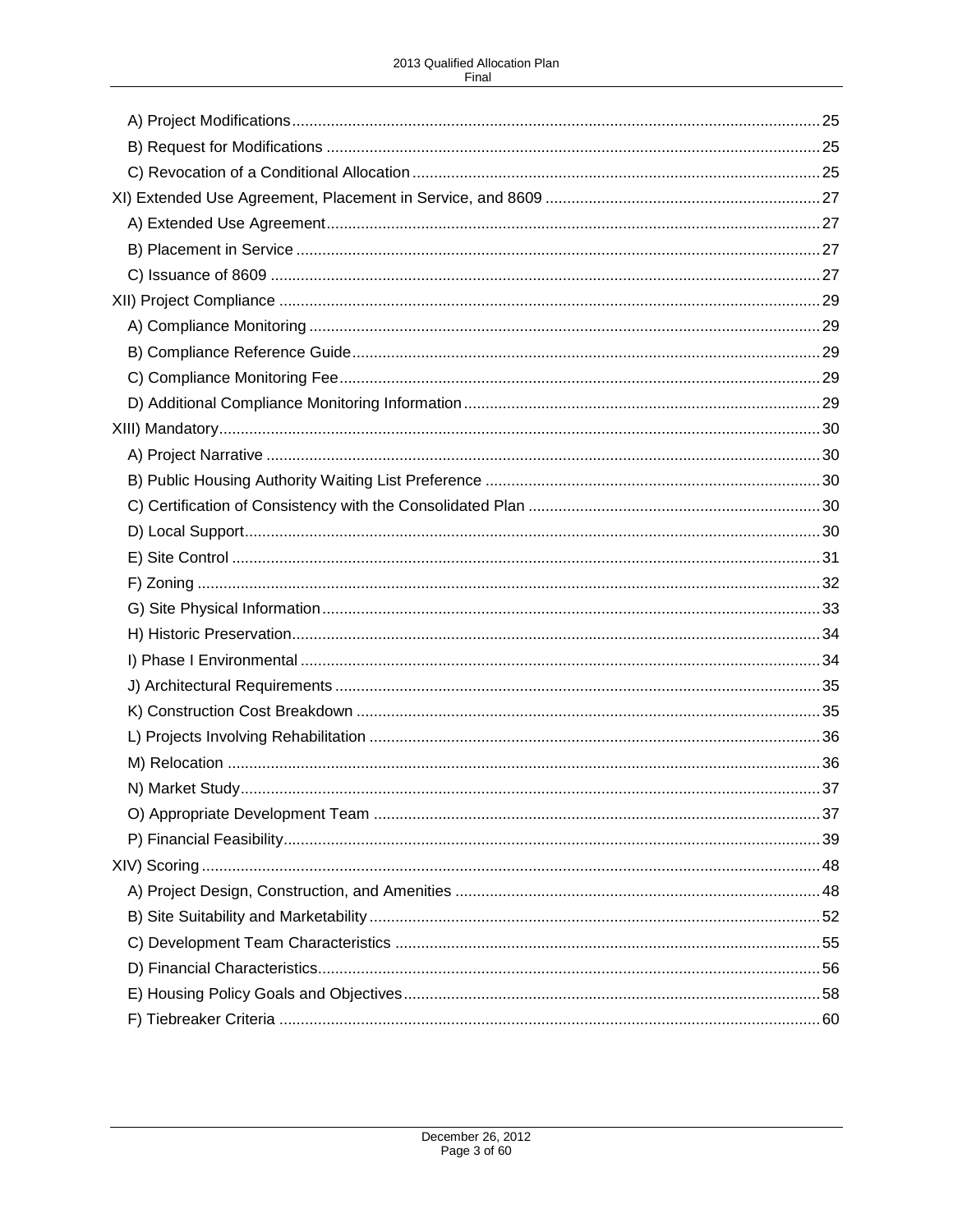A) Project Modifications........................................................................................................25

B) Request for Modifications ..................................................................................................25

C) Revocation of a Conditional Allocation ..............................................................................25

XI) Extended Use Agreement, Placement in Service, and 8609 ...............................................27

A) Extended Use Agreement...................................................................................................27

B) Placement in Service .........................................................................................................27

C) Issuance of 8609 ...............................................................................................................27

XII) Project Compliance ............................................................................................................29

A) Compliance Monitoring ......................................................................................................29

B) Compliance Reference Guide............................................................................................29

C) Compliance Monitoring Fee...............................................................................................29

D) Additional Compliance Monitoring Information ...................................................................29

XIII) Mandatory..........................................................................................................................30

A) Project Narrative ................................................................................................................30

B) Public Housing Authority Waiting List Preference ..............................................................30

C) Certification of Consistency with the Consolidated Plan ....................................................30

D) Local Support.....................................................................................................................30

E) Site Control ........................................................................................................................31

F) Zoning ................................................................................................................................32

G) Site Physical Information ...................................................................................................33

H) Historic Preservation..........................................................................................................34

I) Phase I Environmental ........................................................................................................34

J) Architectural Requirements .................................................................................................35

K) Construction Cost Breakdown ...........................................................................................35

L) Projects Involving Rehabilitation ........................................................................................36

M) Relocation .........................................................................................................................36

N) Market Study......................................................................................................................37

O) Appropriate Development Team .......................................................................................37

P) Financial Feasibility............................................................................................................39

XIV) Scoring..............................................................................................................................48

A) Project Design, Construction, and Amenities .....................................................................48

B) Site Suitability and Marketability ........................................................................................52

C) Development Team Characteristics ..................................................................................55

D) Financial Characteristics....................................................................................................56

E) Housing Policy Goals and Objectives.................................................................................58

F) Tiebreaker Criteria .............................................................................................................60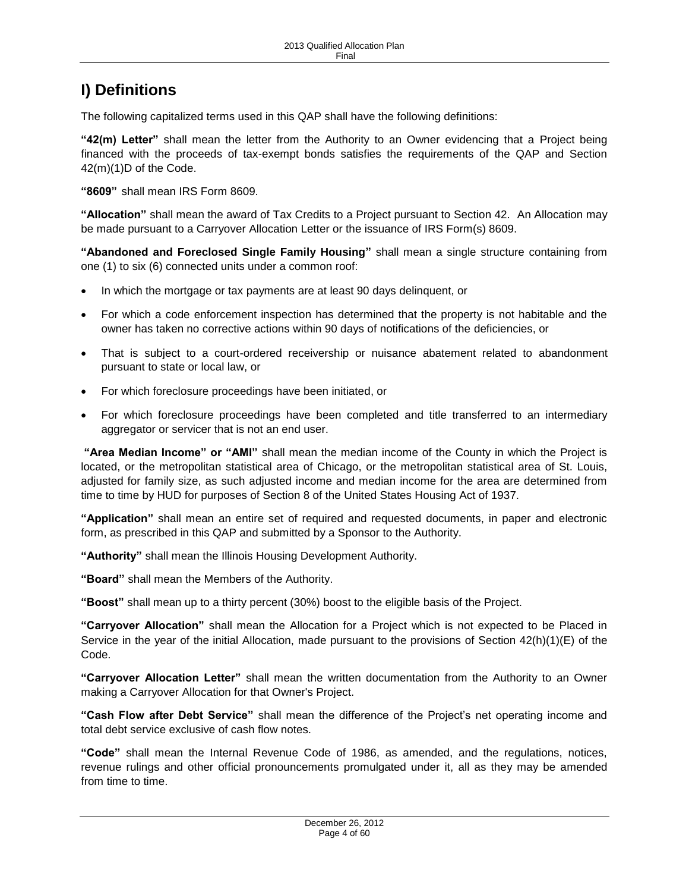# I) Definitions

The following capitalized terms used in this QAP shall have the following definitions:

**"42(m) Letter"** shall mean the letter from the Authority to an Owner evidencing that a Project being financed with the proceeds of tax-exempt bonds satisfies the requirements of the QAP and Section 42(m)(1)D of the Code.

**"8609"** shall mean IRS Form 8609.

**"Allocation"** shall mean the award of Tax Credits to a Project pursuant to Section 42. An Allocation may be made pursuant to a Carryover Allocation Letter or the issuance of IRS Form(s) 8609.

**"Abandoned and Foreclosed Single Family Housing"** shall mean a single structure containing from one (1) to six (6) connected units under a common roof:

- In which the mortgage or tax payments are at least 90 days delinquent, or
- For which a code enforcement inspection has determined that the property is not habitable and the owner has taken no corrective actions within 90 days of notifications of the deficiencies, or
- That is subject to a court-ordered receivership or nuisance abatement related to abandonment pursuant to state or local law, or
- For which foreclosure proceedings have been initiated, or
- For which foreclosure proceedings have been completed and title transferred to an intermediary aggregator or servicer that is not an end user.

**"Area Median Income" or "AMI"** shall mean the median income of the County in which the Project is located, or the metropolitan statistical area of Chicago, or the metropolitan statistical area of St. Louis, adjusted for family size, as such adjusted income and median income for the area are determined from time to time by HUD for purposes of Section 8 of the United States Housing Act of 1937.

**"Application"** shall mean an entire set of required and requested documents, in paper and electronic form, as prescribed in this QAP and submitted by a Sponsor to the Authority.

**"Authority"** shall mean the Illinois Housing Development Authority.

**"Board"** shall mean the Members of the Authority.

**"Boost"** shall mean up to a thirty percent (30%) boost to the eligible basis of the Project.

**"Carryover Allocation"** shall mean the Allocation for a Project which is not expected to be Placed in Service in the year of the initial Allocation, made pursuant to the provisions of Section 42(h)(1)(E) of the Code.

**"Carryover Allocation Letter"** shall mean the written documentation from the Authority to an Owner making a Carryover Allocation for that Owner's Project.

**"Cash Flow after Debt Service"** shall mean the difference of the Project's net operating income and total debt service exclusive of cash flow notes.

**"Code"** shall mean the Internal Revenue Code of 1986, as amended, and the regulations, notices, revenue rulings and other official pronouncements promulgated under it, all as they may be amended from time to time.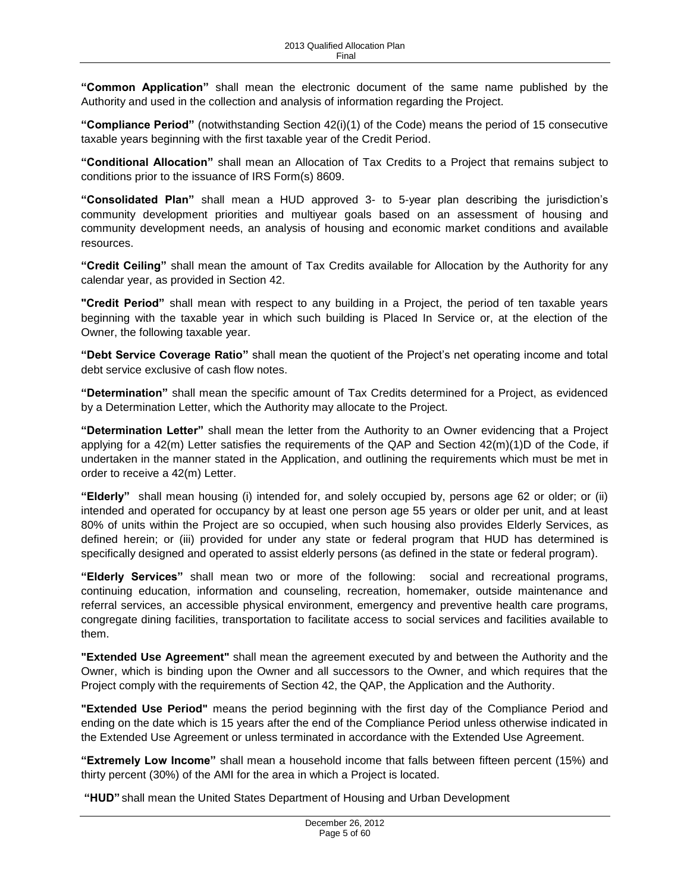**"Common Application"** shall mean the electronic document of the same name published by the Authority and used in the collection and analysis of information regarding the Project.

**"Compliance Period"** (notwithstanding Section 42(i)(1) of the Code) means the period of 15 consecutive taxable years beginning with the first taxable year of the Credit Period.

**"Conditional Allocation"** shall mean an Allocation of Tax Credits to a Project that remains subject to conditions prior to the issuance of IRS Form(s) 8609.

**"Consolidated Plan"** shall mean a HUD approved 3- to 5-year plan describing the jurisdiction's community development priorities and multiyear goals based on an assessment of housing and community development needs, an analysis of housing and economic market conditions and available resources.

**"Credit Ceiling"** shall mean the amount of Tax Credits available for Allocation by the Authority for any calendar year, as provided in Section 42.

**"Credit Period"** shall mean with respect to any building in a Project, the period of ten taxable years beginning with the taxable year in which such building is Placed In Service or, at the election of the Owner, the following taxable year.

**"Debt Service Coverage Ratio"** shall mean the quotient of the Project's net operating income and total debt service exclusive of cash flow notes.

**"Determination"** shall mean the specific amount of Tax Credits determined for a Project, as evidenced by a Determination Letter, which the Authority may allocate to the Project.

**"Determination Letter"** shall mean the letter from the Authority to an Owner evidencing that a Project applying for a 42(m) Letter satisfies the requirements of the QAP and Section 42(m)(1)D of the Code, if undertaken in the manner stated in the Application, and outlining the requirements which must be met in order to receive a 42(m) Letter.

**"Elderly"** shall mean housing (i) intended for, and solely occupied by, persons age 62 or older; or (ii) intended and operated for occupancy by at least one person age 55 years or older per unit, and at least 80% of units within the Project are so occupied, when such housing also provides Elderly Services, as defined herein; or (iii) provided for under any state or federal program that HUD has determined is specifically designed and operated to assist elderly persons (as defined in the state or federal program).

**"Elderly Services"** shall mean two or more of the following: social and recreational programs, continuing education, information and counseling, recreation, homemaker, outside maintenance and referral services, an accessible physical environment, emergency and preventive health care programs, congregate dining facilities, transportation to facilitate access to social services and facilities available to them.

**"Extended Use Agreement"** shall mean the agreement executed by and between the Authority and the Owner, which is binding upon the Owner and all successors to the Owner, and which requires that the Project comply with the requirements of Section 42, the QAP, the Application and the Authority.

**"Extended Use Period"** means the period beginning with the first day of the Compliance Period and ending on the date which is 15 years after the end of the Compliance Period unless otherwise indicated in the Extended Use Agreement or unless terminated in accordance with the Extended Use Agreement.

**"Extremely Low Income"** shall mean a household income that falls between fifteen percent (15%) and thirty percent (30%) of the AMI for the area in which a Project is located.

**"HUD"** shall mean the United States Department of Housing and Urban Development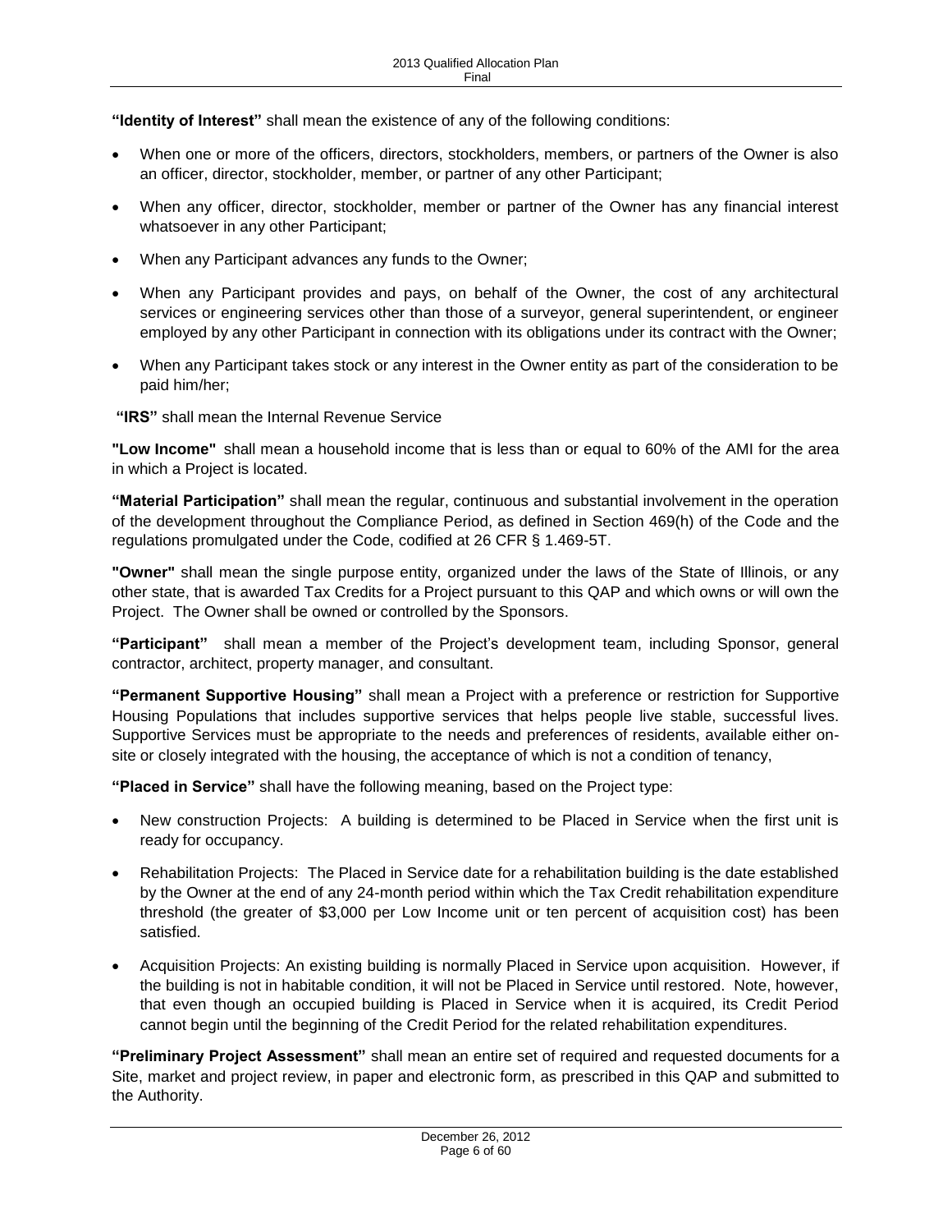**"Identity of Interest"** shall mean the existence of any of the following conditions:

- When one or more of the officers, directors, stockholders, members, or partners of the Owner is also an officer, director, stockholder, member, or partner of any other Participant;
- When any officer, director, stockholder, member or partner of the Owner has any financial interest whatsoever in any other Participant;
- When any Participant advances any funds to the Owner;
- When any Participant provides and pays, on behalf of the Owner, the cost of any architectural services or engineering services other than those of a surveyor, general superintendent, or engineer employed by any other Participant in connection with its obligations under its contract with the Owner;
- When any Participant takes stock or any interest in the Owner entity as part of the consideration to be paid him/her;

**"IRS"** shall mean the Internal Revenue Service

**"Low Income"** shall mean a household income that is less than or equal to 60% of the AMI for the area in which a Project is located.

**"Material Participation"** shall mean the regular, continuous and substantial involvement in the operation of the development throughout the Compliance Period, as defined in Section 469(h) of the Code and the regulations promulgated under the Code, codified at 26 CFR § 1.469-5T.

**"Owner"** shall mean the single purpose entity, organized under the laws of the State of Illinois, or any other state, that is awarded Tax Credits for a Project pursuant to this QAP and which owns or will own the Project. The Owner shall be owned or controlled by the Sponsors.

**"Participant"** shall mean a member of the Project's development team, including Sponsor, general contractor, architect, property manager, and consultant.

**"Permanent Supportive Housing"** shall mean a Project with a preference or restriction for Supportive Housing Populations that includes supportive services that helps people live stable, successful lives. Supportive Services must be appropriate to the needs and preferences of residents, available either on-site or closely integrated with the housing, the acceptance of which is not a condition of tenancy,

**"Placed in Service"** shall have the following meaning, based on the Project type:

- New construction Projects: A building is determined to be Placed in Service when the first unit is ready for occupancy.
- Rehabilitation Projects: The Placed in Service date for a rehabilitation building is the date established by the Owner at the end of any 24-month period within which the Tax Credit rehabilitation expenditure threshold (the greater of $3,000 per Low Income unit or ten percent of acquisition cost) has been satisfied.
- Acquisition Projects: An existing building is normally Placed in Service upon acquisition. However, if the building is not in habitable condition, it will not be Placed in Service until restored. Note, however, that even though an occupied building is Placed in Service when it is acquired, its Credit Period cannot begin until the beginning of the Credit Period for the related rehabilitation expenditures.

**"Preliminary Project Assessment"** shall mean an entire set of required and requested documents for a Site, market and project review, in paper and electronic form, as prescribed in this QAP and submitted to the Authority.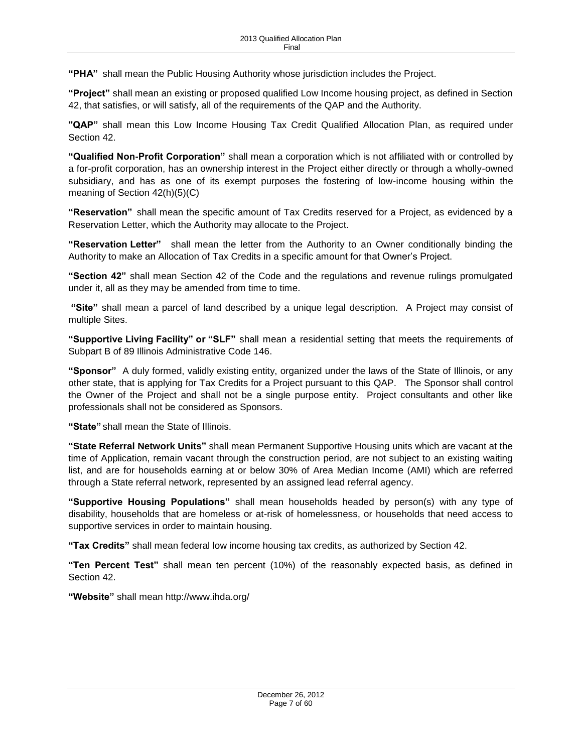**"PHA"** shall mean the Public Housing Authority whose jurisdiction includes the Project.

**"Project"** shall mean an existing or proposed qualified Low Income housing project, as defined in Section 42, that satisfies, or will satisfy, all of the requirements of the QAP and the Authority.

**"QAP"** shall mean this Low Income Housing Tax Credit Qualified Allocation Plan, as required under Section 42.

**"Qualified Non-Profit Corporation"** shall mean a corporation which is not affiliated with or controlled by a for-profit corporation, has an ownership interest in the Project either directly or through a wholly-owned subsidiary, and has as one of its exempt purposes the fostering of low-income housing within the meaning of Section 42(h)(5)(C)

**"Reservation"** shall mean the specific amount of Tax Credits reserved for a Project, as evidenced by a Reservation Letter, which the Authority may allocate to the Project.

**"Reservation Letter"** shall mean the letter from the Authority to an Owner conditionally binding the Authority to make an Allocation of Tax Credits in a specific amount for that Owner's Project.

**"Section 42"** shall mean Section 42 of the Code and the regulations and revenue rulings promulgated under it, all as they may be amended from time to time.

**"Site"** shall mean a parcel of land described by a unique legal description. A Project may consist of multiple Sites.

**"Supportive Living Facility" or "SLF"** shall mean a residential setting that meets the requirements of Subpart B of 89 Illinois Administrative Code 146.

**"Sponsor"** A duly formed, validly existing entity, organized under the laws of the State of Illinois, or any other state, that is applying for Tax Credits for a Project pursuant to this QAP. The Sponsor shall control the Owner of the Project and shall not be a single purpose entity. Project consultants and other like professionals shall not be considered as Sponsors.

**"State"** shall mean the State of Illinois.

**"State Referral Network Units"** shall mean Permanent Supportive Housing units which are vacant at the time of Application, remain vacant through the construction period, are not subject to an existing waiting list, and are for households earning at or below 30% of Area Median Income (AMI) which are referred through a State referral network, represented by an assigned lead referral agency.

**"Supportive Housing Populations"** shall mean households headed by person(s) with any type of disability, households that are homeless or at-risk of homelessness, or households that need access to supportive services in order to maintain housing.

**"Tax Credits"** shall mean federal low income housing tax credits, as authorized by Section 42.

**"Ten Percent Test"** shall mean ten percent (10%) of the reasonably expected basis, as defined in Section 42.

**"Website"** shall mean http://www.ihda.org/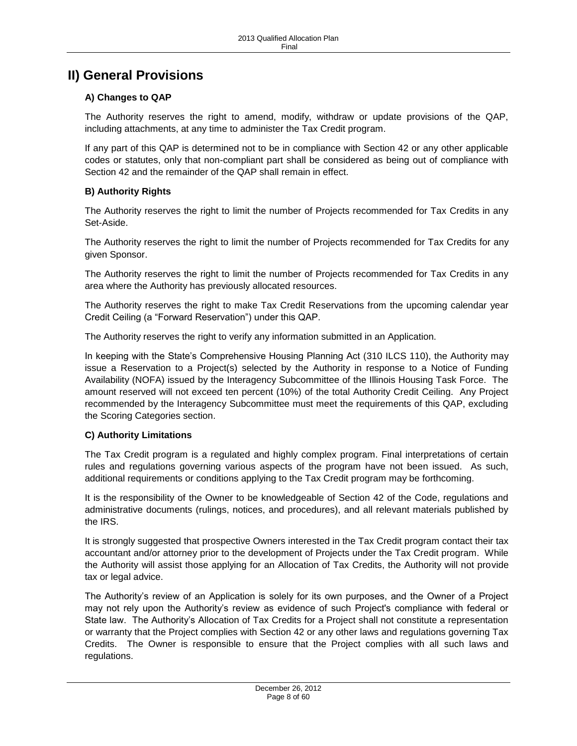# II) General Provisions

### A) Changes to QAP

The Authority reserves the right to amend, modify, withdraw or update provisions of the QAP, including attachments, at any time to administer the Tax Credit program.

If any part of this QAP is determined not to be in compliance with Section 42 or any other applicable codes or statutes, only that non-compliant part shall be considered as being out of compliance with Section 42 and the remainder of the QAP shall remain in effect.

### B) Authority Rights

The Authority reserves the right to limit the number of Projects recommended for Tax Credits in any Set-Aside.

The Authority reserves the right to limit the number of Projects recommended for Tax Credits for any given Sponsor.

The Authority reserves the right to limit the number of Projects recommended for Tax Credits in any area where the Authority has previously allocated resources.

The Authority reserves the right to make Tax Credit Reservations from the upcoming calendar year Credit Ceiling (a "Forward Reservation") under this QAP.

The Authority reserves the right to verify any information submitted in an Application.

In keeping with the State's Comprehensive Housing Planning Act (310 ILCS 110), the Authority may issue a Reservation to a Project(s) selected by the Authority in response to a Notice of Funding Availability (NOFA) issued by the Interagency Subcommittee of the Illinois Housing Task Force. The amount reserved will not exceed ten percent (10%) of the total Authority Credit Ceiling. Any Project recommended by the Interagency Subcommittee must meet the requirements of this QAP, excluding the Scoring Categories section.

### C) Authority Limitations

The Tax Credit program is a regulated and highly complex program. Final interpretations of certain rules and regulations governing various aspects of the program have not been issued. As such, additional requirements or conditions applying to the Tax Credit program may be forthcoming.

It is the responsibility of the Owner to be knowledgeable of Section 42 of the Code, regulations and administrative documents (rulings, notices, and procedures), and all relevant materials published by the IRS.

It is strongly suggested that prospective Owners interested in the Tax Credit program contact their tax accountant and/or attorney prior to the development of Projects under the Tax Credit program. While the Authority will assist those applying for an Allocation of Tax Credits, the Authority will not provide tax or legal advice.

The Authority's review of an Application is solely for its own purposes, and the Owner of a Project may not rely upon the Authority's review as evidence of such Project's compliance with federal or State law. The Authority's Allocation of Tax Credits for a Project shall not constitute a representation or warranty that the Project complies with Section 42 or any other laws and regulations governing Tax Credits. The Owner is responsible to ensure that the Project complies with all such laws and regulations.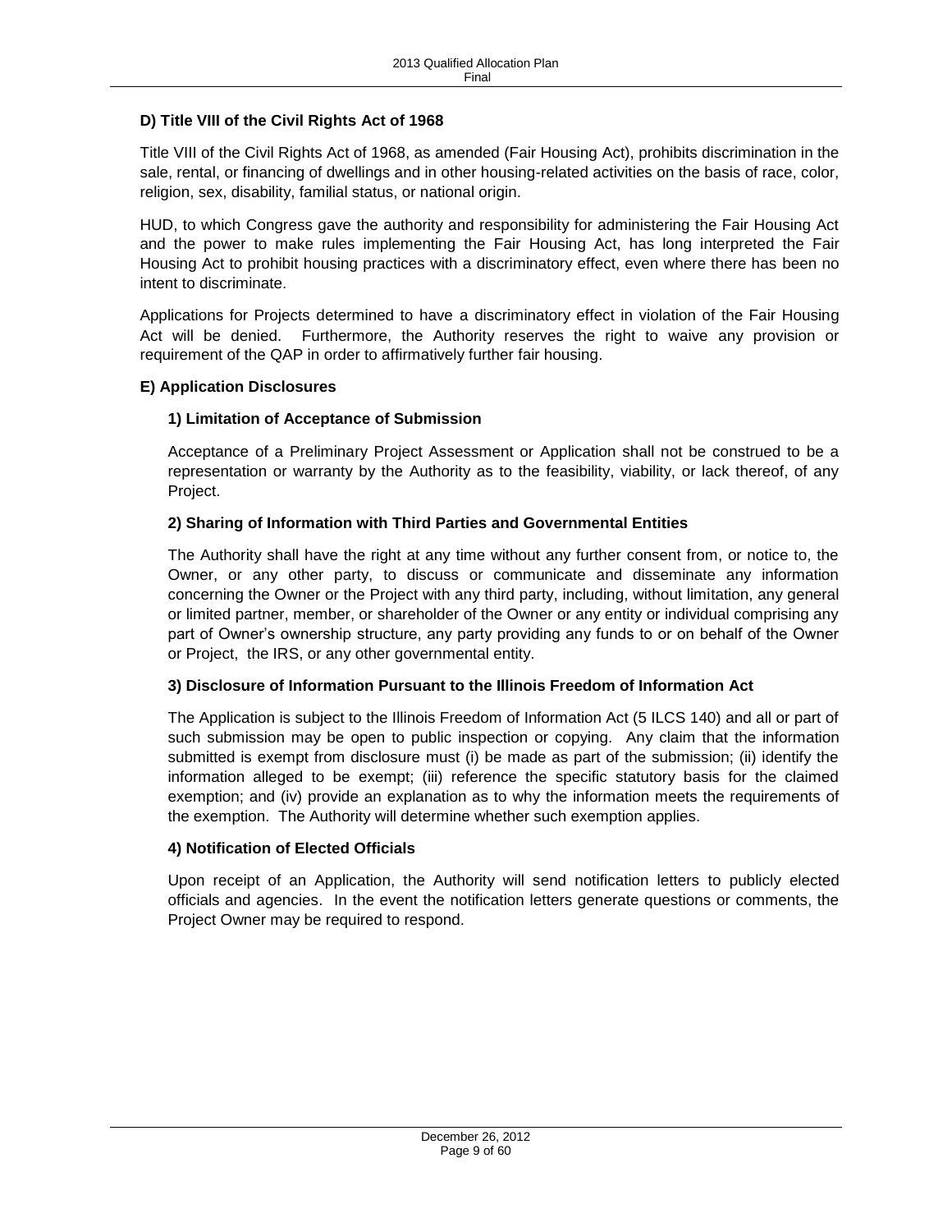### D) Title VIII of the Civil Rights Act of 1968

Title VIII of the Civil Rights Act of 1968, as amended (Fair Housing Act), prohibits discrimination in the sale, rental, or financing of dwellings and in other housing-related activities on the basis of race, color, religion, sex, disability, familial status, or national origin.

HUD, to which Congress gave the authority and responsibility for administering the Fair Housing Act and the power to make rules implementing the Fair Housing Act, has long interpreted the Fair Housing Act to prohibit housing practices with a discriminatory effect, even where there has been no intent to discriminate.

Applications for Projects determined to have a discriminatory effect in violation of the Fair Housing Act will be denied. Furthermore, the Authority reserves the right to waive any provision or requirement of the QAP in order to affirmatively further fair housing.

### E) Application Disclosures

#### 1) Limitation of Acceptance of Submission

Acceptance of a Preliminary Project Assessment or Application shall not be construed to be a representation or warranty by the Authority as to the feasibility, viability, or lack thereof, of any Project.

#### 2) Sharing of Information with Third Parties and Governmental Entities

The Authority shall have the right at any time without any further consent from, or notice to, the Owner, or any other party, to discuss or communicate and disseminate any information concerning the Owner or the Project with any third party, including, without limitation, any general or limited partner, member, or shareholder of the Owner or any entity or individual comprising any part of Owner's ownership structure, any party providing any funds to or on behalf of the Owner or Project, the IRS, or any other governmental entity.

#### 3) Disclosure of Information Pursuant to the Illinois Freedom of Information Act

The Application is subject to the Illinois Freedom of Information Act (5 ILCS 140) and all or part of such submission may be open to public inspection or copying. Any claim that the information submitted is exempt from disclosure must (i) be made as part of the submission; (ii) identify the information alleged to be exempt; (iii) reference the specific statutory basis for the claimed exemption; and (iv) provide an explanation as to why the information meets the requirements of the exemption. The Authority will determine whether such exemption applies.

#### 4) Notification of Elected Officials

Upon receipt of an Application, the Authority will send notification letters to publicly elected officials and agencies. In the event the notification letters generate questions or comments, the Project Owner may be required to respond.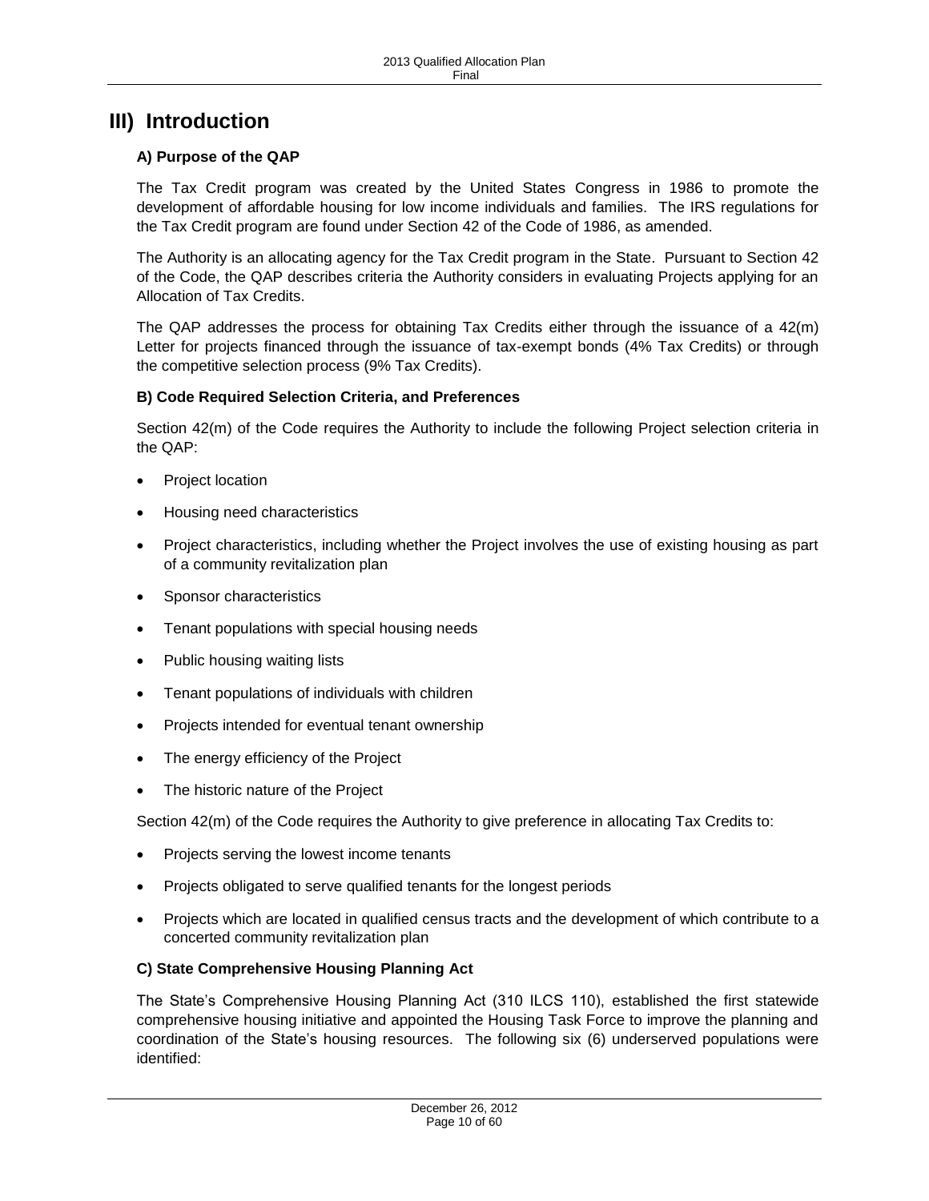# III) Introduction

### A) Purpose of the QAP

The Tax Credit program was created by the United States Congress in 1986 to promote the development of affordable housing for low income individuals and families. The IRS regulations for the Tax Credit program are found under Section 42 of the Code of 1986, as amended.

The Authority is an allocating agency for the Tax Credit program in the State. Pursuant to Section 42 of the Code, the QAP describes criteria the Authority considers in evaluating Projects applying for an Allocation of Tax Credits.

The QAP addresses the process for obtaining Tax Credits either through the issuance of a 42(m) Letter for projects financed through the issuance of tax-exempt bonds (4% Tax Credits) or through the competitive selection process (9% Tax Credits).

### B) Code Required Selection Criteria, and Preferences

Section 42(m) of the Code requires the Authority to include the following Project selection criteria in the QAP:

- Project location
- Housing need characteristics
- Project characteristics, including whether the Project involves the use of existing housing as part of a community revitalization plan
- Sponsor characteristics
- Tenant populations with special housing needs
- Public housing waiting lists
- Tenant populations of individuals with children
- Projects intended for eventual tenant ownership
- The energy efficiency of the Project
- The historic nature of the Project

Section 42(m) of the Code requires the Authority to give preference in allocating Tax Credits to:

- Projects serving the lowest income tenants
- Projects obligated to serve qualified tenants for the longest periods
- Projects which are located in qualified census tracts and the development of which contribute to a concerted community revitalization plan

### C) State Comprehensive Housing Planning Act

The State's Comprehensive Housing Planning Act (310 ILCS 110), established the first statewide comprehensive housing initiative and appointed the Housing Task Force to improve the planning and coordination of the State's housing resources. The following six (6) underserved populations were identified: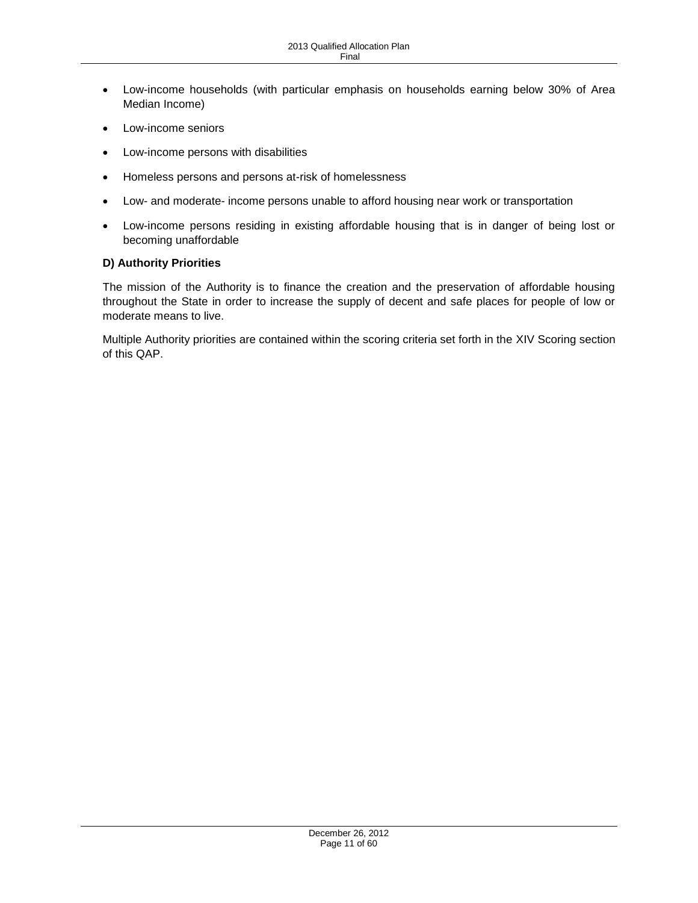- Low-income households (with particular emphasis on households earning below 30% of Area Median Income)
- Low-income seniors
- Low-income persons with disabilities
- Homeless persons and persons at-risk of homelessness
- Low- and moderate- income persons unable to afford housing near work or transportation
- Low-income persons residing in existing affordable housing that is in danger of being lost or becoming unaffordable

**D) Authority Priorities**

The mission of the Authority is to finance the creation and the preservation of affordable housing throughout the State in order to increase the supply of decent and safe places for people of low or moderate means to live.

Multiple Authority priorities are contained within the scoring criteria set forth in the XIV Scoring section of this QAP.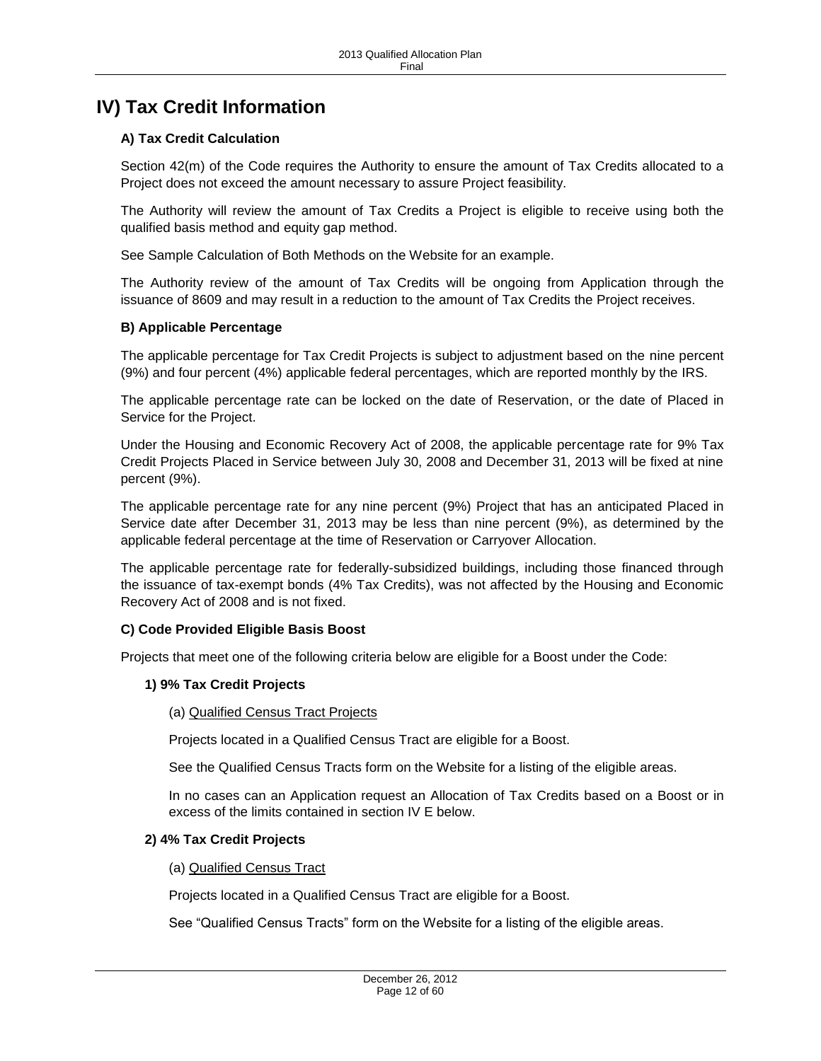# IV) Tax Credit Information

### A) Tax Credit Calculation

Section 42(m) of the Code requires the Authority to ensure the amount of Tax Credits allocated to a Project does not exceed the amount necessary to assure Project feasibility.

The Authority will review the amount of Tax Credits a Project is eligible to receive using both the qualified basis method and equity gap method.

See Sample Calculation of Both Methods on the Website for an example.

The Authority review of the amount of Tax Credits will be ongoing from Application through the issuance of 8609 and may result in a reduction to the amount of Tax Credits the Project receives.

### B) Applicable Percentage

The applicable percentage for Tax Credit Projects is subject to adjustment based on the nine percent (9%) and four percent (4%) applicable federal percentages, which are reported monthly by the IRS.

The applicable percentage rate can be locked on the date of Reservation, or the date of Placed in Service for the Project.

Under the Housing and Economic Recovery Act of 2008, the applicable percentage rate for 9% Tax Credit Projects Placed in Service between July 30, 2008 and December 31, 2013 will be fixed at nine percent (9%).

The applicable percentage rate for any nine percent (9%) Project that has an anticipated Placed in Service date after December 31, 2013 may be less than nine percent (9%), as determined by the applicable federal percentage at the time of Reservation or Carryover Allocation.

The applicable percentage rate for federally-subsidized buildings, including those financed through the issuance of tax-exempt bonds (4% Tax Credits), was not affected by the Housing and Economic Recovery Act of 2008 and is not fixed.

### C) Code Provided Eligible Basis Boost

Projects that meet one of the following criteria below are eligible for a Boost under the Code:

#### 1) 9% Tax Credit Projects

(a) Qualified Census Tract Projects

Projects located in a Qualified Census Tract are eligible for a Boost.

See the Qualified Census Tracts form on the Website for a listing of the eligible areas.

In no cases can an Application request an Allocation of Tax Credits based on a Boost or in excess of the limits contained in section IV E below.

#### 2) 4% Tax Credit Projects

(a) Qualified Census Tract

Projects located in a Qualified Census Tract are eligible for a Boost.

See "Qualified Census Tracts" form on the Website for a listing of the eligible areas.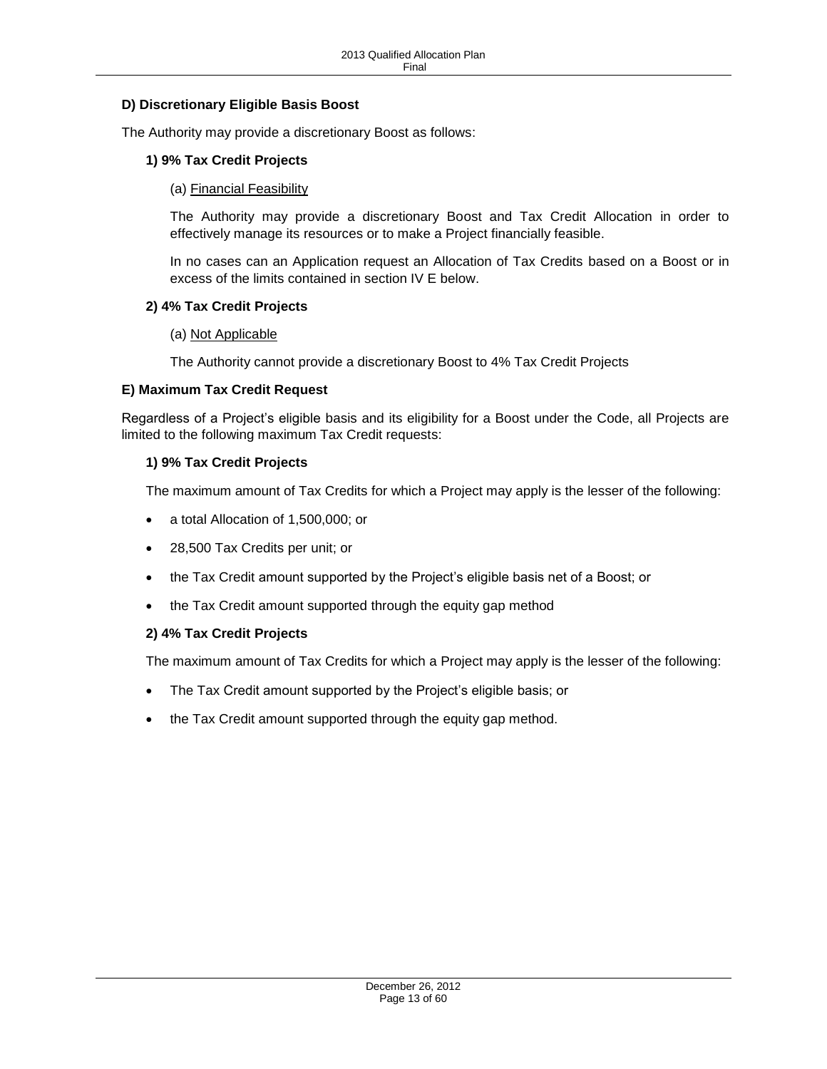### D) Discretionary Eligible Basis Boost

The Authority may provide a discretionary Boost as follows:

#### 1) 9% Tax Credit Projects

(a) Financial Feasibility

The Authority may provide a discretionary Boost and Tax Credit Allocation in order to effectively manage its resources or to make a Project financially feasible.

In no cases can an Application request an Allocation of Tax Credits based on a Boost or in excess of the limits contained in section IV E below.

#### 2) 4% Tax Credit Projects

(a) Not Applicable

The Authority cannot provide a discretionary Boost to 4% Tax Credit Projects

### E) Maximum Tax Credit Request

Regardless of a Project's eligible basis and its eligibility for a Boost under the Code, all Projects are limited to the following maximum Tax Credit requests:

#### 1) 9% Tax Credit Projects

The maximum amount of Tax Credits for which a Project may apply is the lesser of the following:

- a total Allocation of 1,500,000; or
- 28,500 Tax Credits per unit; or
- the Tax Credit amount supported by the Project's eligible basis net of a Boost; or
- the Tax Credit amount supported through the equity gap method

#### 2) 4% Tax Credit Projects

The maximum amount of Tax Credits for which a Project may apply is the lesser of the following:

- The Tax Credit amount supported by the Project's eligible basis; or
- the Tax Credit amount supported through the equity gap method.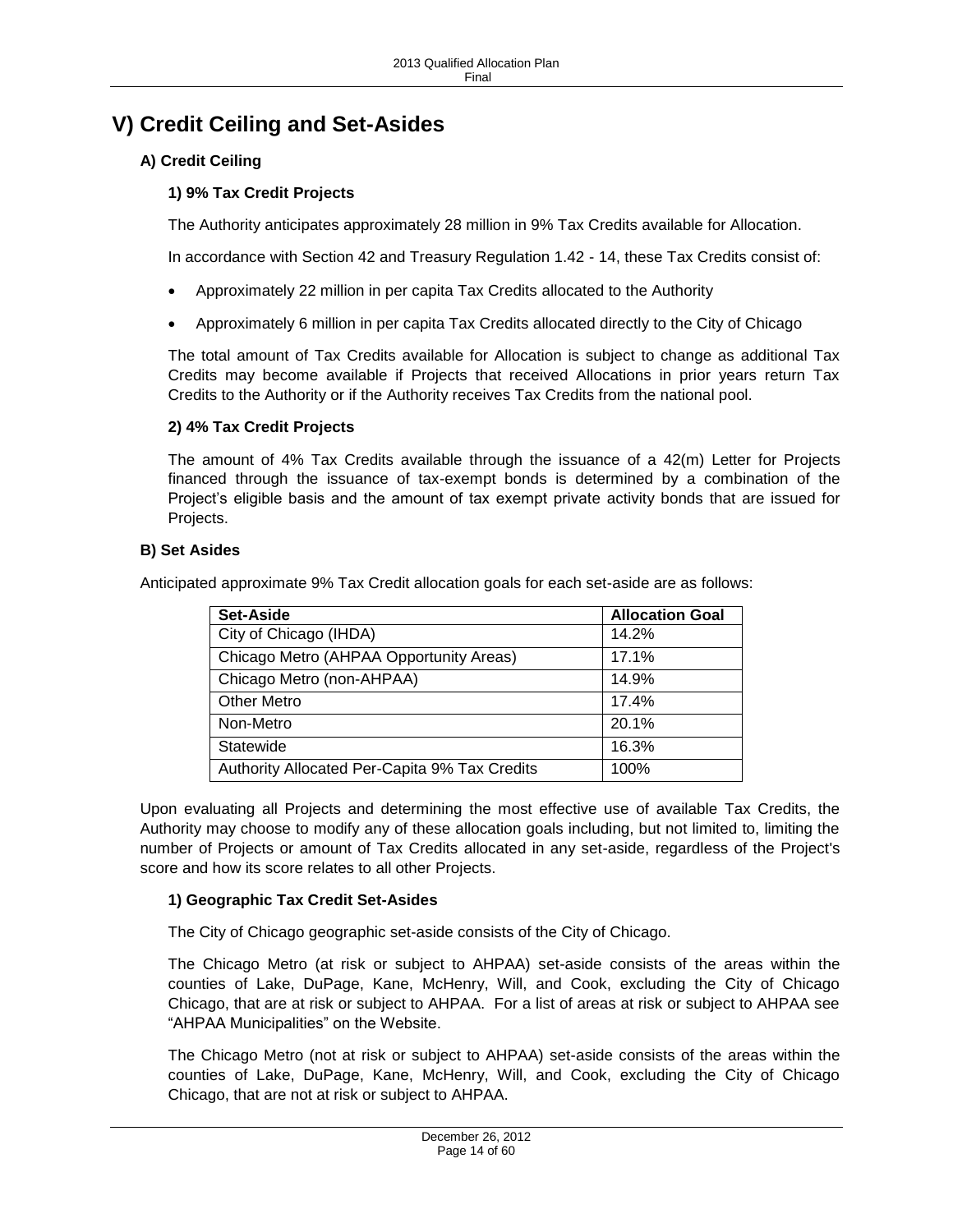# V) Credit Ceiling and Set-Asides

## A) Credit Ceiling

### 1) 9% Tax Credit Projects

The Authority anticipates approximately 28 million in 9% Tax Credits available for Allocation.

In accordance with Section 42 and Treasury Regulation 1.42 - 14, these Tax Credits consist of:

- Approximately 22 million in per capita Tax Credits allocated to the Authority
- Approximately 6 million in per capita Tax Credits allocated directly to the City of Chicago

The total amount of Tax Credits available for Allocation is subject to change as additional Tax Credits may become available if Projects that received Allocations in prior years return Tax Credits to the Authority or if the Authority receives Tax Credits from the national pool.

### 2) 4% Tax Credit Projects

The amount of 4% Tax Credits available through the issuance of a 42(m) Letter for Projects financed through the issuance of tax-exempt bonds is determined by a combination of the Project's eligible basis and the amount of tax exempt private activity bonds that are issued for Projects.

## B) Set Asides

Anticipated approximate 9% Tax Credit allocation goals for each set-aside are as follows:

| Set-Aside | Allocation Goal |
|---|---|
| City of Chicago (IHDA) | 14.2% |
| Chicago Metro (AHPAA Opportunity Areas) | 17.1% |
| Chicago Metro (non-AHPAA) | 14.9% |
| Other Metro | 17.4% |
| Non-Metro | 20.1% |
| Statewide | 16.3% |
| Authority Allocated Per-Capita 9% Tax Credits | 100% |

Upon evaluating all Projects and determining the most effective use of available Tax Credits, the Authority may choose to modify any of these allocation goals including, but not limited to, limiting the number of Projects or amount of Tax Credits allocated in any set-aside, regardless of the Project's score and how its score relates to all other Projects.

### 1) Geographic Tax Credit Set-Asides

The City of Chicago geographic set-aside consists of the City of Chicago.

The Chicago Metro (at risk or subject to AHPAA) set-aside consists of the areas within the counties of Lake, DuPage, Kane, McHenry, Will, and Cook, excluding the City of Chicago Chicago, that are at risk or subject to AHPAA. For a list of areas at risk or subject to AHPAA see "AHPAA Municipalities" on the Website.

The Chicago Metro (not at risk or subject to AHPAA) set-aside consists of the areas within the counties of Lake, DuPage, Kane, McHenry, Will, and Cook, excluding the City of Chicago Chicago, that are not at risk or subject to AHPAA.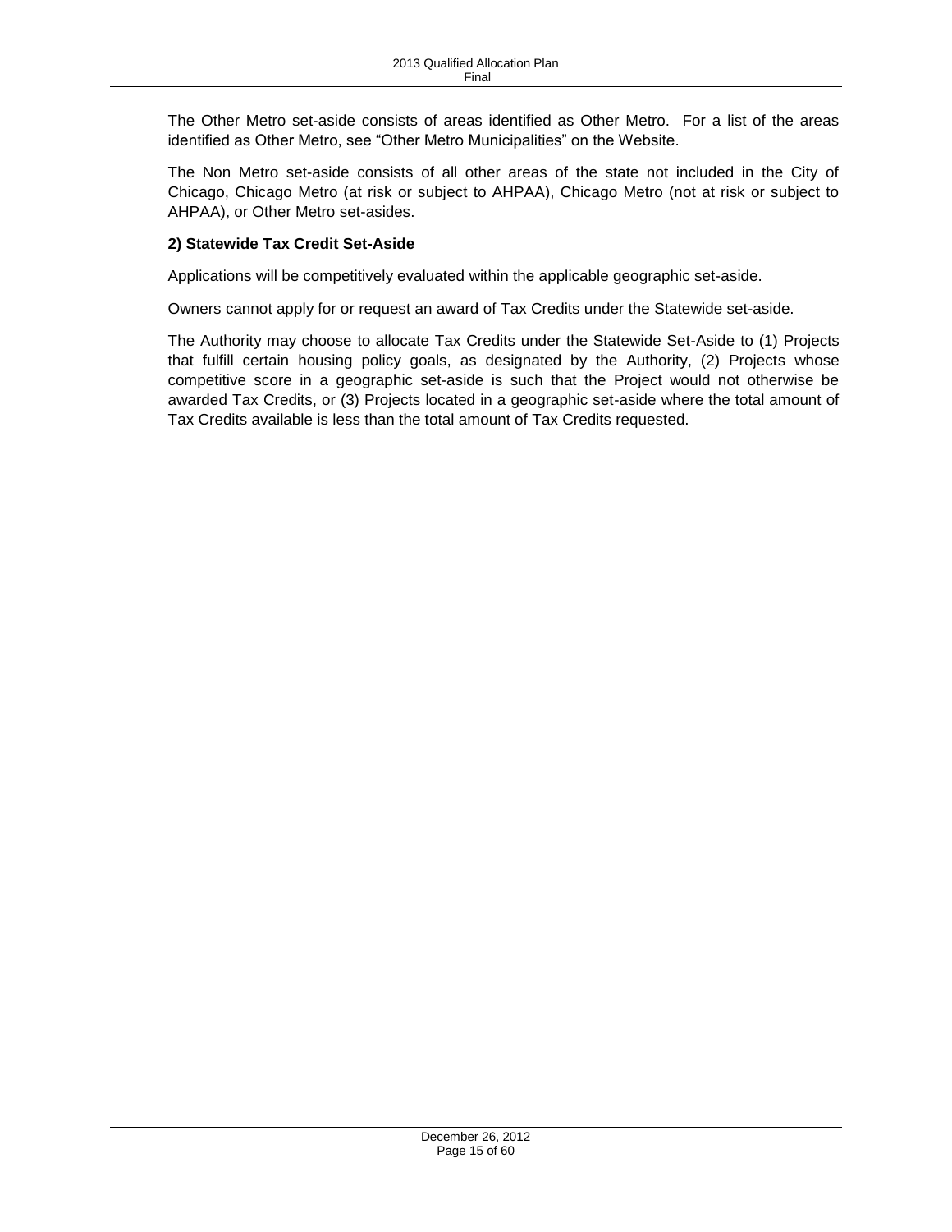The Other Metro set-aside consists of areas identified as Other Metro. For a list of the areas identified as Other Metro, see "Other Metro Municipalities" on the Website.

The Non Metro set-aside consists of all other areas of the state not included in the City of Chicago, Chicago Metro (at risk or subject to AHPAA), Chicago Metro (not at risk or subject to AHPAA), or Other Metro set-asides.

**2) Statewide Tax Credit Set-Aside**

Applications will be competitively evaluated within the applicable geographic set-aside.

Owners cannot apply for or request an award of Tax Credits under the Statewide set-aside.

The Authority may choose to allocate Tax Credits under the Statewide Set-Aside to (1) Projects that fulfill certain housing policy goals, as designated by the Authority, (2) Projects whose competitive score in a geographic set-aside is such that the Project would not otherwise be awarded Tax Credits, or (3) Projects located in a geographic set-aside where the total amount of Tax Credits available is less than the total amount of Tax Credits requested.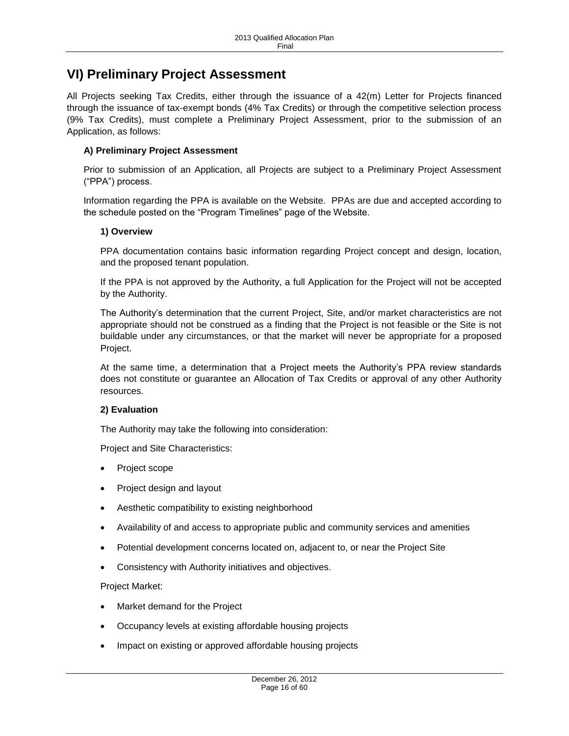# VI) Preliminary Project Assessment

All Projects seeking Tax Credits, either through the issuance of a 42(m) Letter for Projects financed through the issuance of tax-exempt bonds (4% Tax Credits) or through the competitive selection process (9% Tax Credits), must complete a Preliminary Project Assessment, prior to the submission of an Application, as follows:

### A) Preliminary Project Assessment

Prior to submission of an Application, all Projects are subject to a Preliminary Project Assessment ("PPA") process.

Information regarding the PPA is available on the Website. PPAs are due and accepted according to the schedule posted on the "Program Timelines" page of the Website.

#### 1) Overview

PPA documentation contains basic information regarding Project concept and design, location, and the proposed tenant population.

If the PPA is not approved by the Authority, a full Application for the Project will not be accepted by the Authority.

The Authority's determination that the current Project, Site, and/or market characteristics are not appropriate should not be construed as a finding that the Project is not feasible or the Site is not buildable under any circumstances, or that the market will never be appropriate for a proposed Project.

At the same time, a determination that a Project meets the Authority's PPA review standards does not constitute or guarantee an Allocation of Tax Credits or approval of any other Authority resources.

#### 2) Evaluation

The Authority may take the following into consideration:

Project and Site Characteristics:

- Project scope
- Project design and layout
- Aesthetic compatibility to existing neighborhood
- Availability of and access to appropriate public and community services and amenities
- Potential development concerns located on, adjacent to, or near the Project Site
- Consistency with Authority initiatives and objectives.

Project Market:

- Market demand for the Project
- Occupancy levels at existing affordable housing projects
- Impact on existing or approved affordable housing projects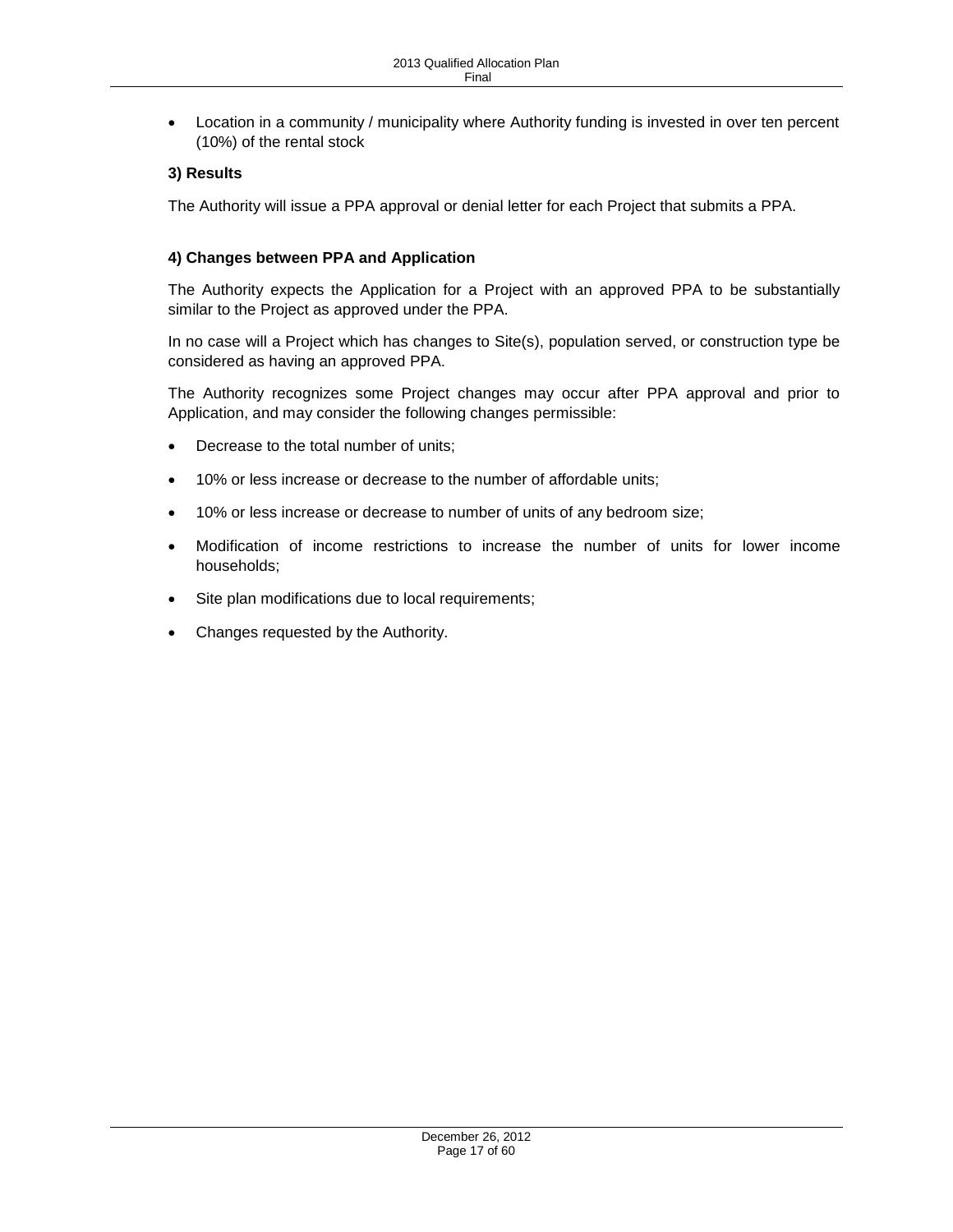- Location in a community / municipality where Authority funding is invested in over ten percent (10%) of the rental stock

**3) Results**

The Authority will issue a PPA approval or denial letter for each Project that submits a PPA.

**4) Changes between PPA and Application**

The Authority expects the Application for a Project with an approved PPA to be substantially similar to the Project as approved under the PPA.

In no case will a Project which has changes to Site(s), population served, or construction type be considered as having an approved PPA.

The Authority recognizes some Project changes may occur after PPA approval and prior to Application, and may consider the following changes permissible:

- Decrease to the total number of units;
- 10% or less increase or decrease to the number of affordable units;
- 10% or less increase or decrease to number of units of any bedroom size;
- Modification of income restrictions to increase the number of units for lower income households;
- Site plan modifications due to local requirements;
- Changes requested by the Authority.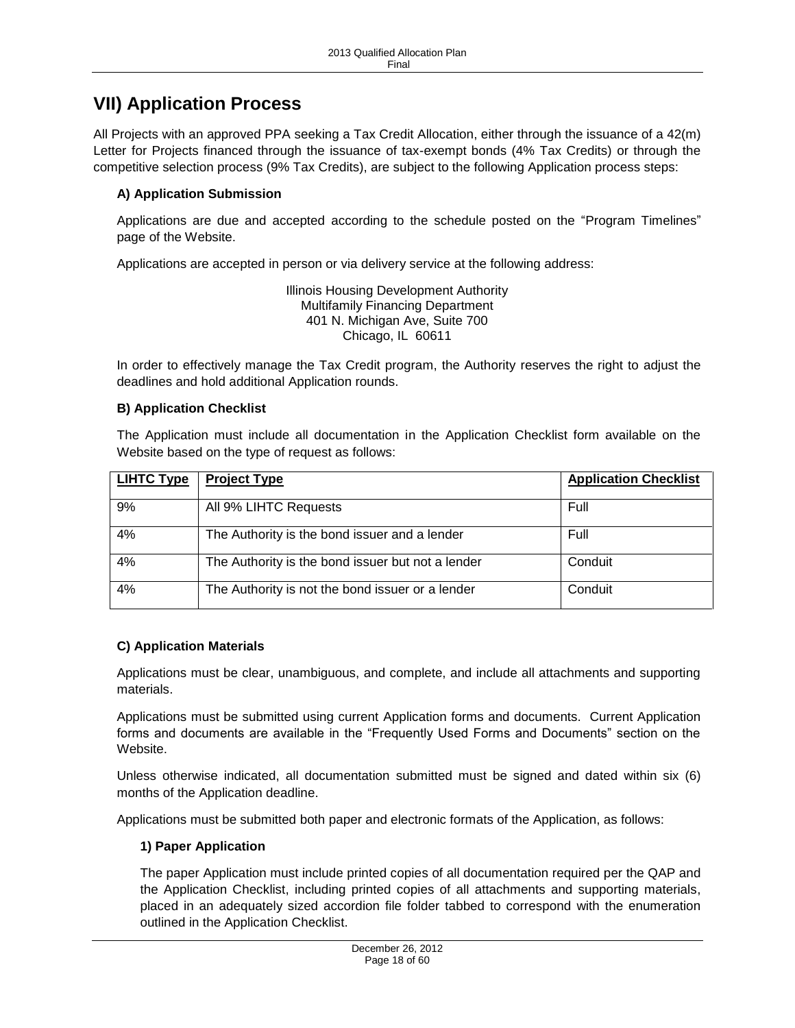## VII) Application Process

All Projects with an approved PPA seeking a Tax Credit Allocation, either through the issuance of a 42(m) Letter for Projects financed through the issuance of tax-exempt bonds (4% Tax Credits) or through the competitive selection process (9% Tax Credits), are subject to the following Application process steps:

### A) Application Submission

Applications are due and accepted according to the schedule posted on the "Program Timelines" page of the Website.

Applications are accepted in person or via delivery service at the following address:

Illinois Housing Development Authority
Multifamily Financing Department
401 N. Michigan Ave, Suite 700
Chicago, IL 60611

In order to effectively manage the Tax Credit program, the Authority reserves the right to adjust the deadlines and hold additional Application rounds.

### B) Application Checklist

The Application must include all documentation in the Application Checklist form available on the Website based on the type of request as follows:

| LIHTC Type | Project Type | Application Checklist |
|---|---|---|
| 9% | All 9% LIHTC Requests | Full |
| 4% | The Authority is the bond issuer and a lender | Full |
| 4% | The Authority is the bond issuer but not a lender | Conduit |
| 4% | The Authority is not the bond issuer or a lender | Conduit |

### C) Application Materials

Applications must be clear, unambiguous, and complete, and include all attachments and supporting materials.

Applications must be submitted using current Application forms and documents. Current Application forms and documents are available in the "Frequently Used Forms and Documents" section on the Website.

Unless otherwise indicated, all documentation submitted must be signed and dated within six (6) months of the Application deadline.

Applications must be submitted both paper and electronic formats of the Application, as follows:

#### 1) Paper Application

The paper Application must include printed copies of all documentation required per the QAP and the Application Checklist, including printed copies of all attachments and supporting materials, placed in an adequately sized accordion file folder tabbed to correspond with the enumeration outlined in the Application Checklist.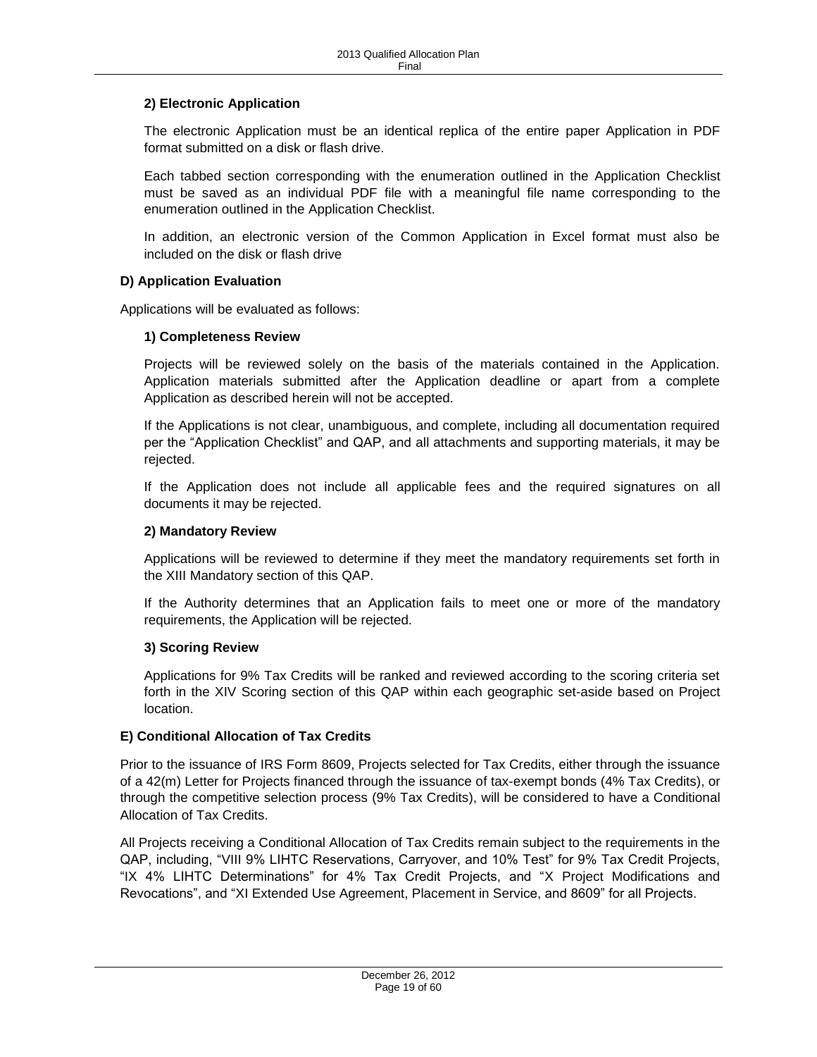#### 2) Electronic Application

The electronic Application must be an identical replica of the entire paper Application in PDF format submitted on a disk or flash drive.

Each tabbed section corresponding with the enumeration outlined in the Application Checklist must be saved as an individual PDF file with a meaningful file name corresponding to the enumeration outlined in the Application Checklist.

In addition, an electronic version of the Common Application in Excel format must also be included on the disk or flash drive

### D) Application Evaluation

Applications will be evaluated as follows:

#### 1) Completeness Review

Projects will be reviewed solely on the basis of the materials contained in the Application. Application materials submitted after the Application deadline or apart from a complete Application as described herein will not be accepted.

If the Applications is not clear, unambiguous, and complete, including all documentation required per the "Application Checklist" and QAP, and all attachments and supporting materials, it may be rejected.

If the Application does not include all applicable fees and the required signatures on all documents it may be rejected.

#### 2) Mandatory Review

Applications will be reviewed to determine if they meet the mandatory requirements set forth in the XIII Mandatory section of this QAP.

If the Authority determines that an Application fails to meet one or more of the mandatory requirements, the Application will be rejected.

#### 3) Scoring Review

Applications for 9% Tax Credits will be ranked and reviewed according to the scoring criteria set forth in the XIV Scoring section of this QAP within each geographic set-aside based on Project location.

### E) Conditional Allocation of Tax Credits

Prior to the issuance of IRS Form 8609, Projects selected for Tax Credits, either through the issuance of a 42(m) Letter for Projects financed through the issuance of tax-exempt bonds (4% Tax Credits), or through the competitive selection process (9% Tax Credits), will be considered to have a Conditional Allocation of Tax Credits.

All Projects receiving a Conditional Allocation of Tax Credits remain subject to the requirements in the QAP, including, "VIII 9% LIHTC Reservations, Carryover, and 10% Test" for 9% Tax Credit Projects, "IX 4% LIHTC Determinations" for 4% Tax Credit Projects, and "X Project Modifications and Revocations", and "XI Extended Use Agreement, Placement in Service, and 8609" for all Projects.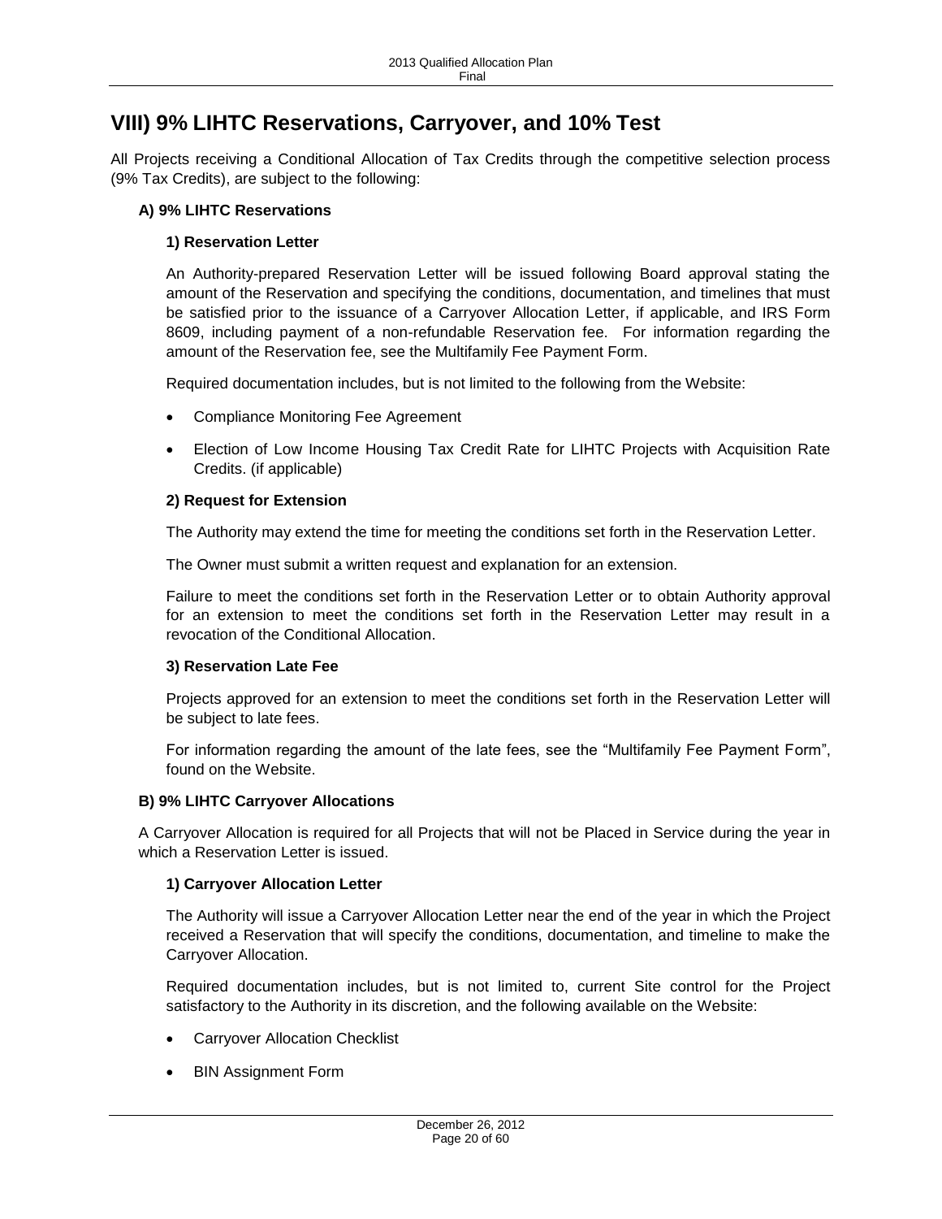# VIII) 9% LIHTC Reservations, Carryover, and 10% Test

All Projects receiving a Conditional Allocation of Tax Credits through the competitive selection process (9% Tax Credits), are subject to the following:

## A) 9% LIHTC Reservations

### 1) Reservation Letter

An Authority-prepared Reservation Letter will be issued following Board approval stating the amount of the Reservation and specifying the conditions, documentation, and timelines that must be satisfied prior to the issuance of a Carryover Allocation Letter, if applicable, and IRS Form 8609, including payment of a non-refundable Reservation fee. For information regarding the amount of the Reservation fee, see the Multifamily Fee Payment Form.

Required documentation includes, but is not limited to the following from the Website:

- Compliance Monitoring Fee Agreement
- Election of Low Income Housing Tax Credit Rate for LIHTC Projects with Acquisition Rate Credits. (if applicable)

### 2) Request for Extension

The Authority may extend the time for meeting the conditions set forth in the Reservation Letter.

The Owner must submit a written request and explanation for an extension.

Failure to meet the conditions set forth in the Reservation Letter or to obtain Authority approval for an extension to meet the conditions set forth in the Reservation Letter may result in a revocation of the Conditional Allocation.

### 3) Reservation Late Fee

Projects approved for an extension to meet the conditions set forth in the Reservation Letter will be subject to late fees.

For information regarding the amount of the late fees, see the "Multifamily Fee Payment Form", found on the Website.

## B) 9% LIHTC Carryover Allocations

A Carryover Allocation is required for all Projects that will not be Placed in Service during the year in which a Reservation Letter is issued.

### 1) Carryover Allocation Letter

The Authority will issue a Carryover Allocation Letter near the end of the year in which the Project received a Reservation that will specify the conditions, documentation, and timeline to make the Carryover Allocation.

Required documentation includes, but is not limited to, current Site control for the Project satisfactory to the Authority in its discretion, and the following available on the Website:

- Carryover Allocation Checklist
- BIN Assignment Form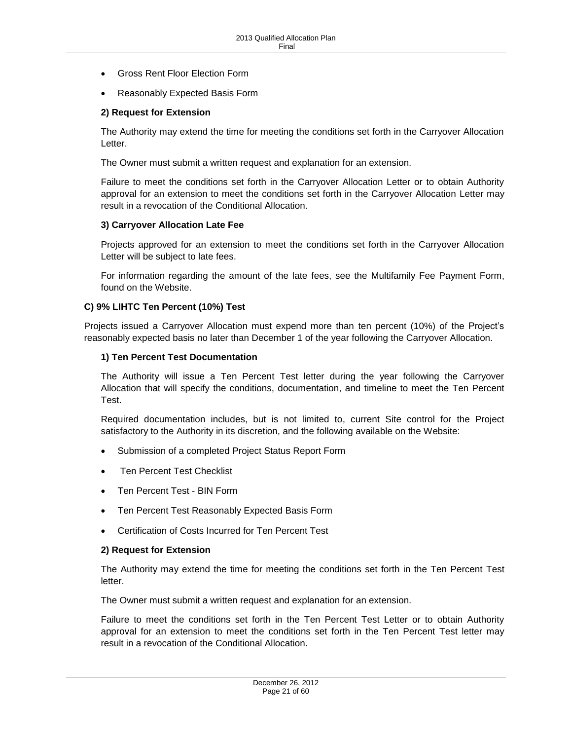- Gross Rent Floor Election Form
- Reasonably Expected Basis Form

**2) Request for Extension**

The Authority may extend the time for meeting the conditions set forth in the Carryover Allocation Letter.

The Owner must submit a written request and explanation for an extension.

Failure to meet the conditions set forth in the Carryover Allocation Letter or to obtain Authority approval for an extension to meet the conditions set forth in the Carryover Allocation Letter may result in a revocation of the Conditional Allocation.

**3) Carryover Allocation Late Fee**

Projects approved for an extension to meet the conditions set forth in the Carryover Allocation Letter will be subject to late fees.

For information regarding the amount of the late fees, see the Multifamily Fee Payment Form, found on the Website.

**C) 9% LIHTC Ten Percent (10%) Test**

Projects issued a Carryover Allocation must expend more than ten percent (10%) of the Project's reasonably expected basis no later than December 1 of the year following the Carryover Allocation.

**1) Ten Percent Test Documentation**

The Authority will issue a Ten Percent Test letter during the year following the Carryover Allocation that will specify the conditions, documentation, and timeline to meet the Ten Percent Test.

Required documentation includes, but is not limited to, current Site control for the Project satisfactory to the Authority in its discretion, and the following available on the Website:

- Submission of a completed Project Status Report Form
- Ten Percent Test Checklist
- Ten Percent Test - BIN Form
- Ten Percent Test Reasonably Expected Basis Form
- Certification of Costs Incurred for Ten Percent Test

**2) Request for Extension**

The Authority may extend the time for meeting the conditions set forth in the Ten Percent Test letter.

The Owner must submit a written request and explanation for an extension.

Failure to meet the conditions set forth in the Ten Percent Test Letter or to obtain Authority approval for an extension to meet the conditions set forth in the Ten Percent Test letter may result in a revocation of the Conditional Allocation.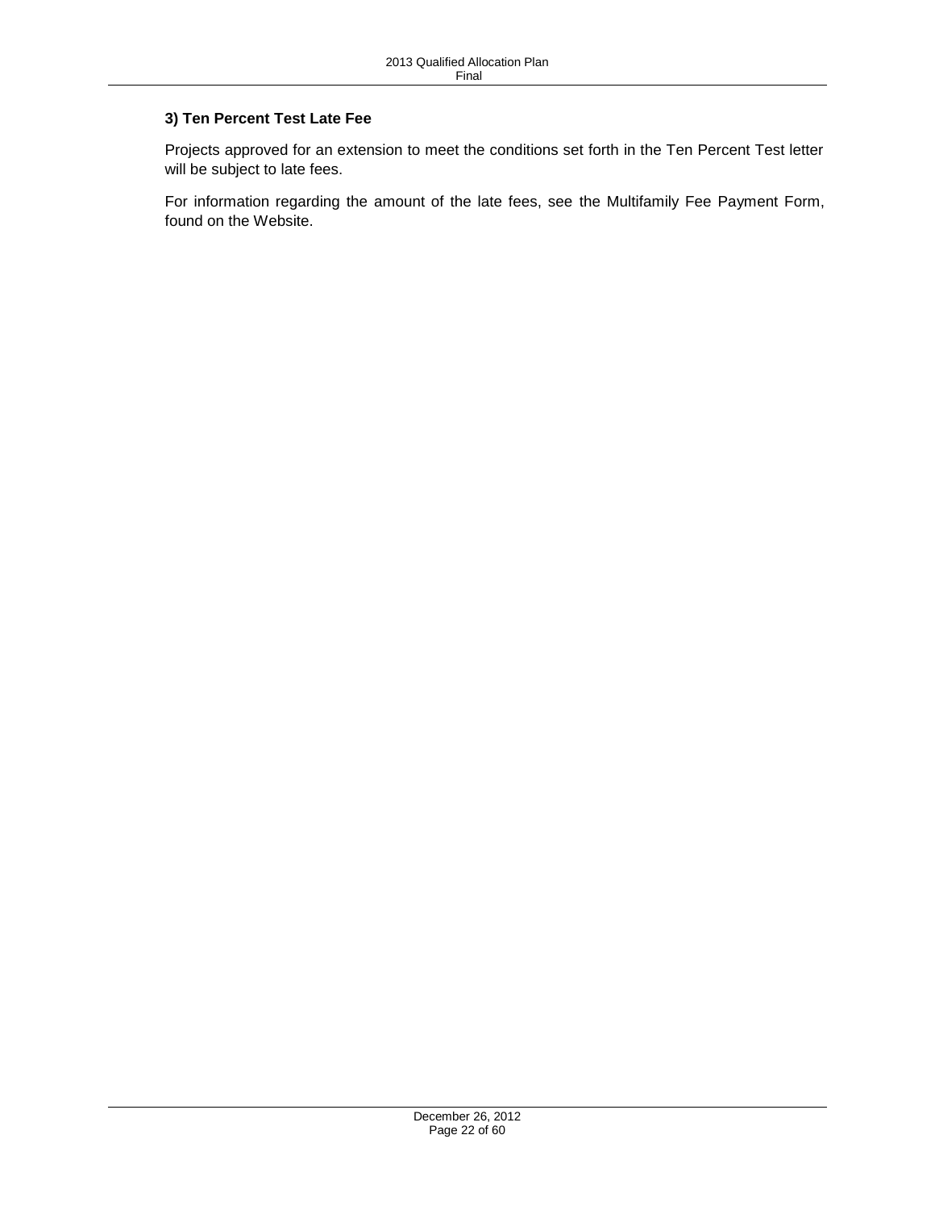### 3) Ten Percent Test Late Fee

Projects approved for an extension to meet the conditions set forth in the Ten Percent Test letter will be subject to late fees.

For information regarding the amount of the late fees, see the Multifamily Fee Payment Form, found on the Website.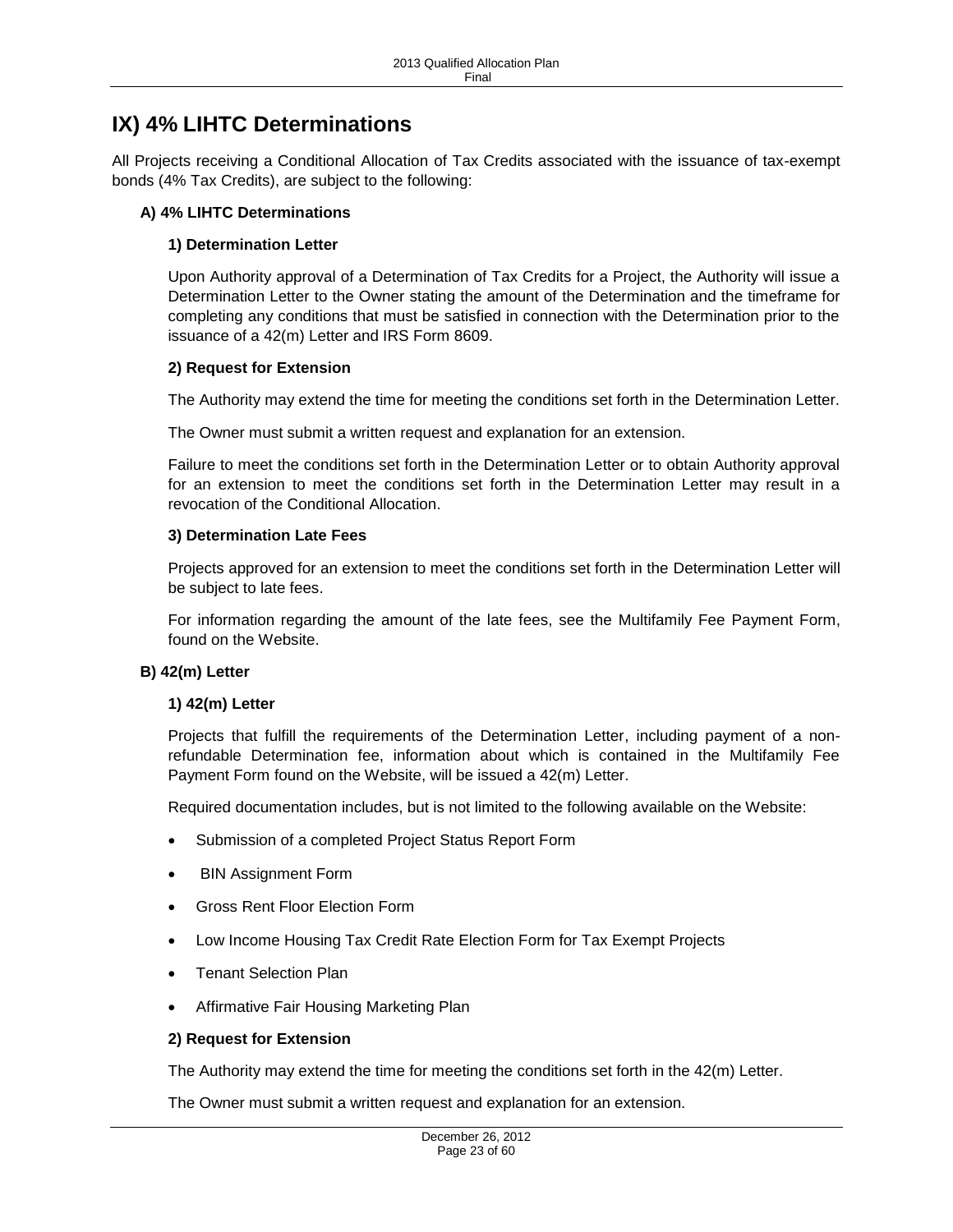# IX) 4% LIHTC Determinations

All Projects receiving a Conditional Allocation of Tax Credits associated with the issuance of tax-exempt bonds (4% Tax Credits), are subject to the following:

## A) 4% LIHTC Determinations

### 1) Determination Letter

Upon Authority approval of a Determination of Tax Credits for a Project, the Authority will issue a Determination Letter to the Owner stating the amount of the Determination and the timeframe for completing any conditions that must be satisfied in connection with the Determination prior to the issuance of a 42(m) Letter and IRS Form 8609.

### 2) Request for Extension

The Authority may extend the time for meeting the conditions set forth in the Determination Letter.

The Owner must submit a written request and explanation for an extension.

Failure to meet the conditions set forth in the Determination Letter or to obtain Authority approval for an extension to meet the conditions set forth in the Determination Letter may result in a revocation of the Conditional Allocation.

### 3) Determination Late Fees

Projects approved for an extension to meet the conditions set forth in the Determination Letter will be subject to late fees.

For information regarding the amount of the late fees, see the Multifamily Fee Payment Form, found on the Website.

## B) 42(m) Letter

### 1) 42(m) Letter

Projects that fulfill the requirements of the Determination Letter, including payment of a non-refundable Determination fee, information about which is contained in the Multifamily Fee Payment Form found on the Website, will be issued a 42(m) Letter.

Required documentation includes, but is not limited to the following available on the Website:

- Submission of a completed Project Status Report Form
- BIN Assignment Form
- Gross Rent Floor Election Form
- Low Income Housing Tax Credit Rate Election Form for Tax Exempt Projects
- Tenant Selection Plan
- Affirmative Fair Housing Marketing Plan

### 2) Request for Extension

The Authority may extend the time for meeting the conditions set forth in the 42(m) Letter.

The Owner must submit a written request and explanation for an extension.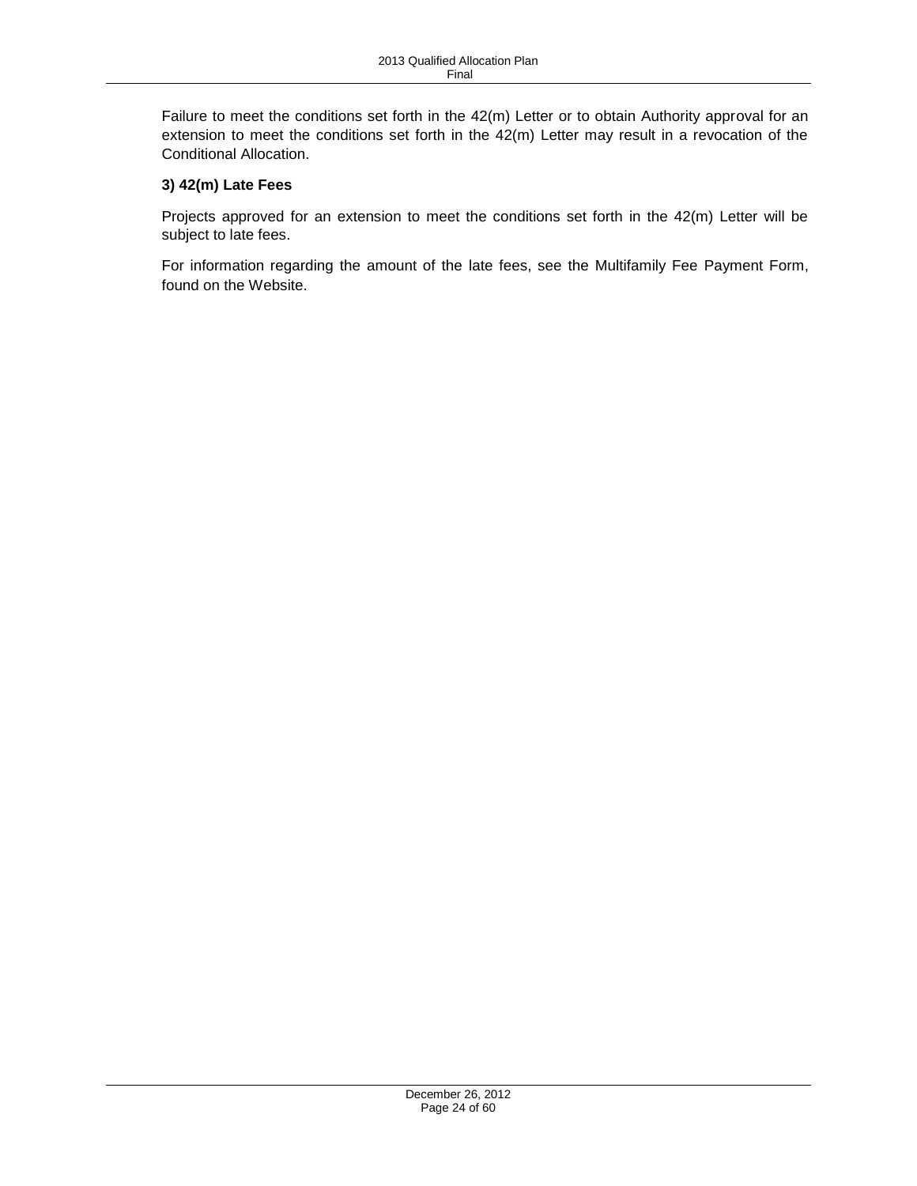Failure to meet the conditions set forth in the 42(m) Letter or to obtain Authority approval for an extension to meet the conditions set forth in the 42(m) Letter may result in a revocation of the Conditional Allocation.

### 3) 42(m) Late Fees

Projects approved for an extension to meet the conditions set forth in the 42(m) Letter will be subject to late fees.

For information regarding the amount of the late fees, see the Multifamily Fee Payment Form, found on the Website.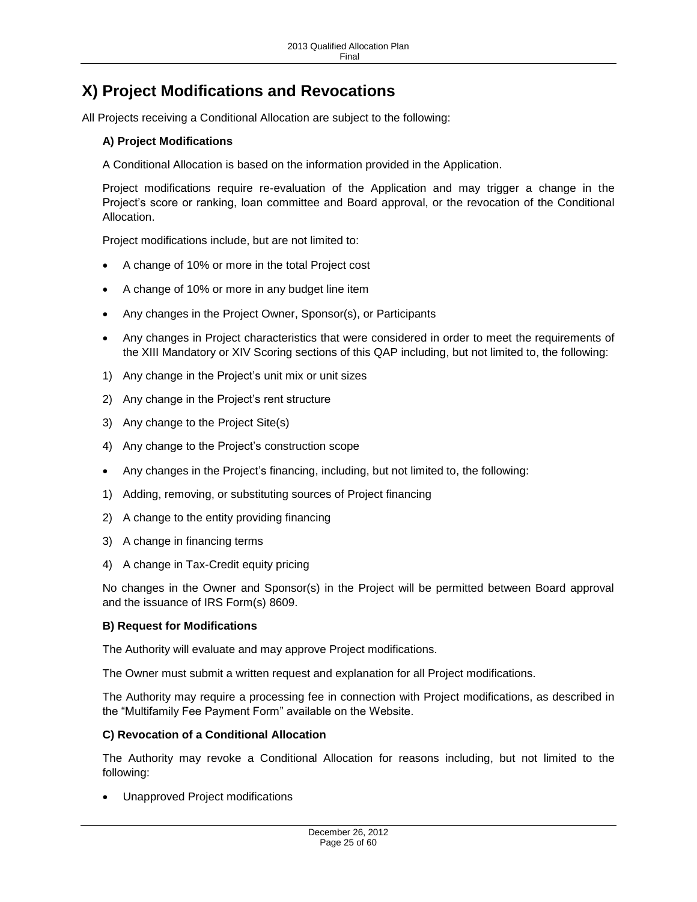# X) Project Modifications and Revocations

All Projects receiving a Conditional Allocation are subject to the following:

### A) Project Modifications

A Conditional Allocation is based on the information provided in the Application.

Project modifications require re-evaluation of the Application and may trigger a change in the Project's score or ranking, loan committee and Board approval, or the revocation of the Conditional Allocation.

Project modifications include, but are not limited to:

- A change of 10% or more in the total Project cost
- A change of 10% or more in any budget line item
- Any changes in the Project Owner, Sponsor(s), or Participants
- Any changes in Project characteristics that were considered in order to meet the requirements of the XIII Mandatory or XIV Scoring sections of this QAP including, but not limited to, the following:

1) Any change in the Project's unit mix or unit sizes
2) Any change in the Project's rent structure
3) Any change to the Project Site(s)
4) Any change to the Project's construction scope

- Any changes in the Project's financing, including, but not limited to, the following:

1) Adding, removing, or substituting sources of Project financing
2) A change to the entity providing financing
3) A change in financing terms
4) A change in Tax-Credit equity pricing

No changes in the Owner and Sponsor(s) in the Project will be permitted between Board approval and the issuance of IRS Form(s) 8609.

### B) Request for Modifications

The Authority will evaluate and may approve Project modifications.

The Owner must submit a written request and explanation for all Project modifications.

The Authority may require a processing fee in connection with Project modifications, as described in the "Multifamily Fee Payment Form" available on the Website.

### C) Revocation of a Conditional Allocation

The Authority may revoke a Conditional Allocation for reasons including, but not limited to the following:

- Unapproved Project modifications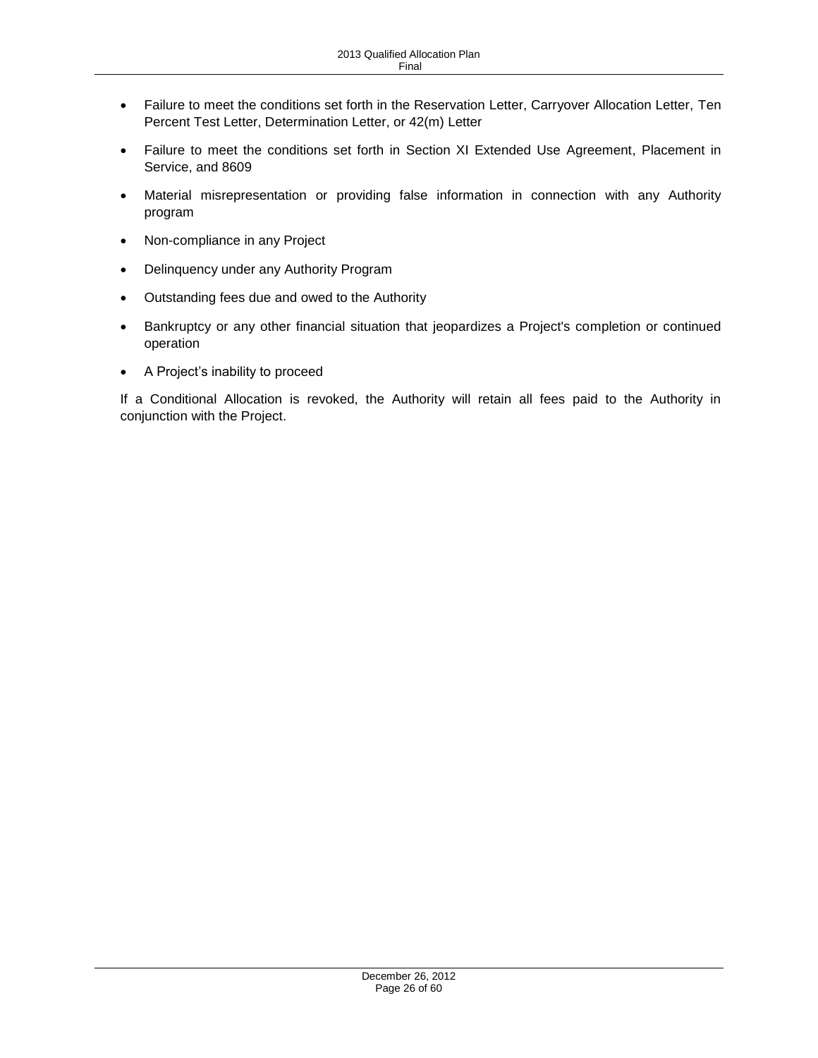- Failure to meet the conditions set forth in the Reservation Letter, Carryover Allocation Letter, Ten Percent Test Letter, Determination Letter, or 42(m) Letter
- Failure to meet the conditions set forth in Section XI Extended Use Agreement, Placement in Service, and 8609
- Material misrepresentation or providing false information in connection with any Authority program
- Non-compliance in any Project
- Delinquency under any Authority Program
- Outstanding fees due and owed to the Authority
- Bankruptcy or any other financial situation that jeopardizes a Project's completion or continued operation
- A Project's inability to proceed

If a Conditional Allocation is revoked, the Authority will retain all fees paid to the Authority in conjunction with the Project.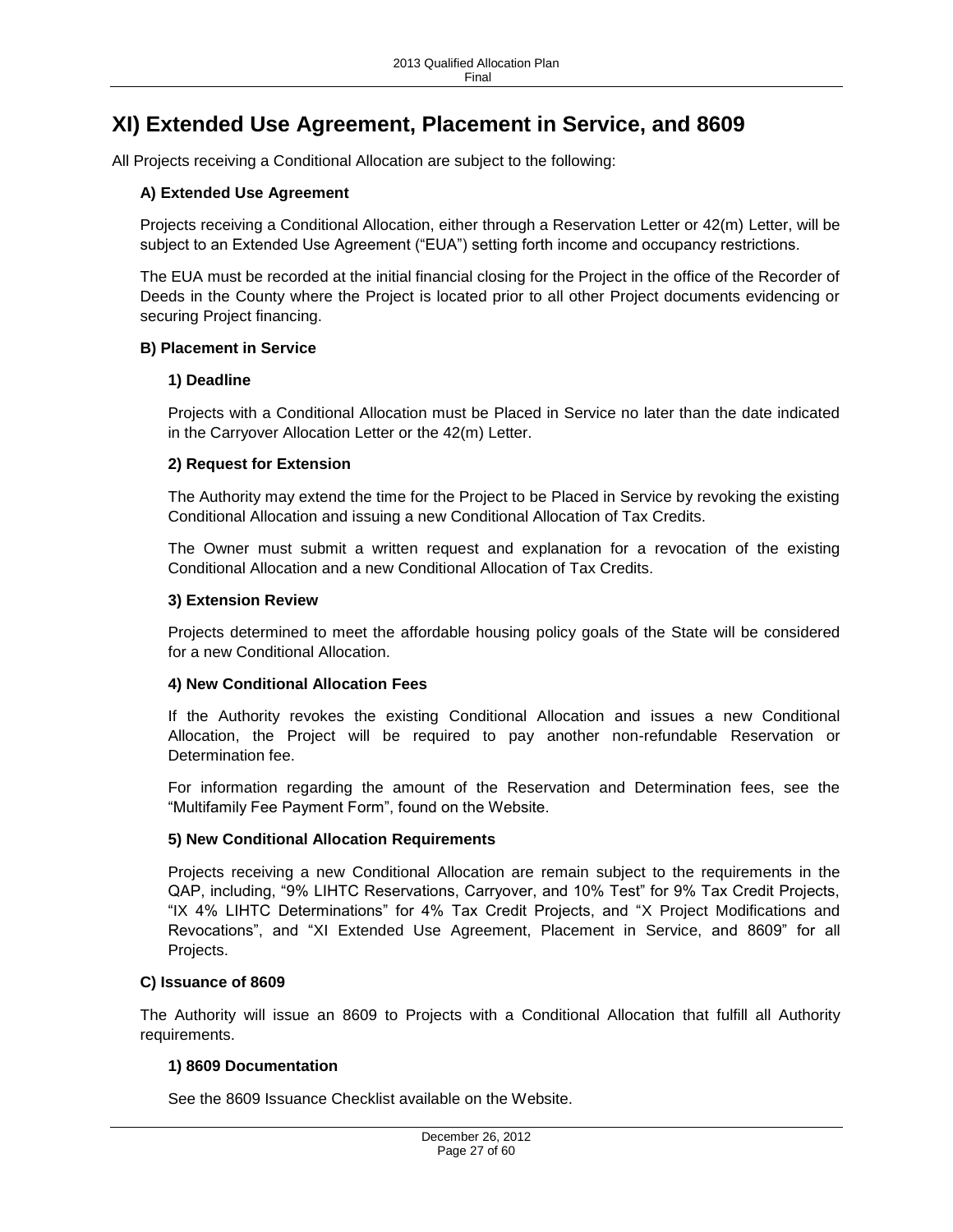# XI) Extended Use Agreement, Placement in Service, and 8609

All Projects receiving a Conditional Allocation are subject to the following:

### A) Extended Use Agreement

Projects receiving a Conditional Allocation, either through a Reservation Letter or 42(m) Letter, will be subject to an Extended Use Agreement ("EUA") setting forth income and occupancy restrictions.

The EUA must be recorded at the initial financial closing for the Project in the office of the Recorder of Deeds in the County where the Project is located prior to all other Project documents evidencing or securing Project financing.

### B) Placement in Service

#### 1) Deadline

Projects with a Conditional Allocation must be Placed in Service no later than the date indicated in the Carryover Allocation Letter or the 42(m) Letter.

#### 2) Request for Extension

The Authority may extend the time for the Project to be Placed in Service by revoking the existing Conditional Allocation and issuing a new Conditional Allocation of Tax Credits.

The Owner must submit a written request and explanation for a revocation of the existing Conditional Allocation and a new Conditional Allocation of Tax Credits.

#### 3) Extension Review

Projects determined to meet the affordable housing policy goals of the State will be considered for a new Conditional Allocation.

#### 4) New Conditional Allocation Fees

If the Authority revokes the existing Conditional Allocation and issues a new Conditional Allocation, the Project will be required to pay another non-refundable Reservation or Determination fee.

For information regarding the amount of the Reservation and Determination fees, see the "Multifamily Fee Payment Form", found on the Website.

#### 5) New Conditional Allocation Requirements

Projects receiving a new Conditional Allocation are remain subject to the requirements in the QAP, including, "9% LIHTC Reservations, Carryover, and 10% Test" for 9% Tax Credit Projects, "IX 4% LIHTC Determinations" for 4% Tax Credit Projects, and "X Project Modifications and Revocations", and "XI Extended Use Agreement, Placement in Service, and 8609" for all Projects.

### C) Issuance of 8609

The Authority will issue an 8609 to Projects with a Conditional Allocation that fulfill all Authority requirements.

#### 1) 8609 Documentation

See the 8609 Issuance Checklist available on the Website.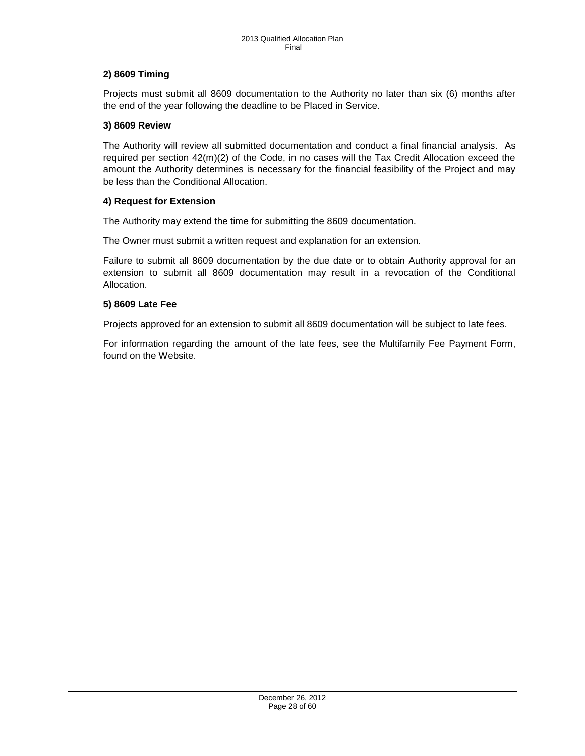**2) 8609 Timing**

Projects must submit all 8609 documentation to the Authority no later than six (6) months after the end of the year following the deadline to be Placed in Service.

**3) 8609 Review**

The Authority will review all submitted documentation and conduct a final financial analysis. As required per section 42(m)(2) of the Code, in no cases will the Tax Credit Allocation exceed the amount the Authority determines is necessary for the financial feasibility of the Project and may be less than the Conditional Allocation.

**4) Request for Extension**

The Authority may extend the time for submitting the 8609 documentation.

The Owner must submit a written request and explanation for an extension.

Failure to submit all 8609 documentation by the due date or to obtain Authority approval for an extension to submit all 8609 documentation may result in a revocation of the Conditional Allocation.

**5) 8609 Late Fee**

Projects approved for an extension to submit all 8609 documentation will be subject to late fees.

For information regarding the amount of the late fees, see the Multifamily Fee Payment Form, found on the Website.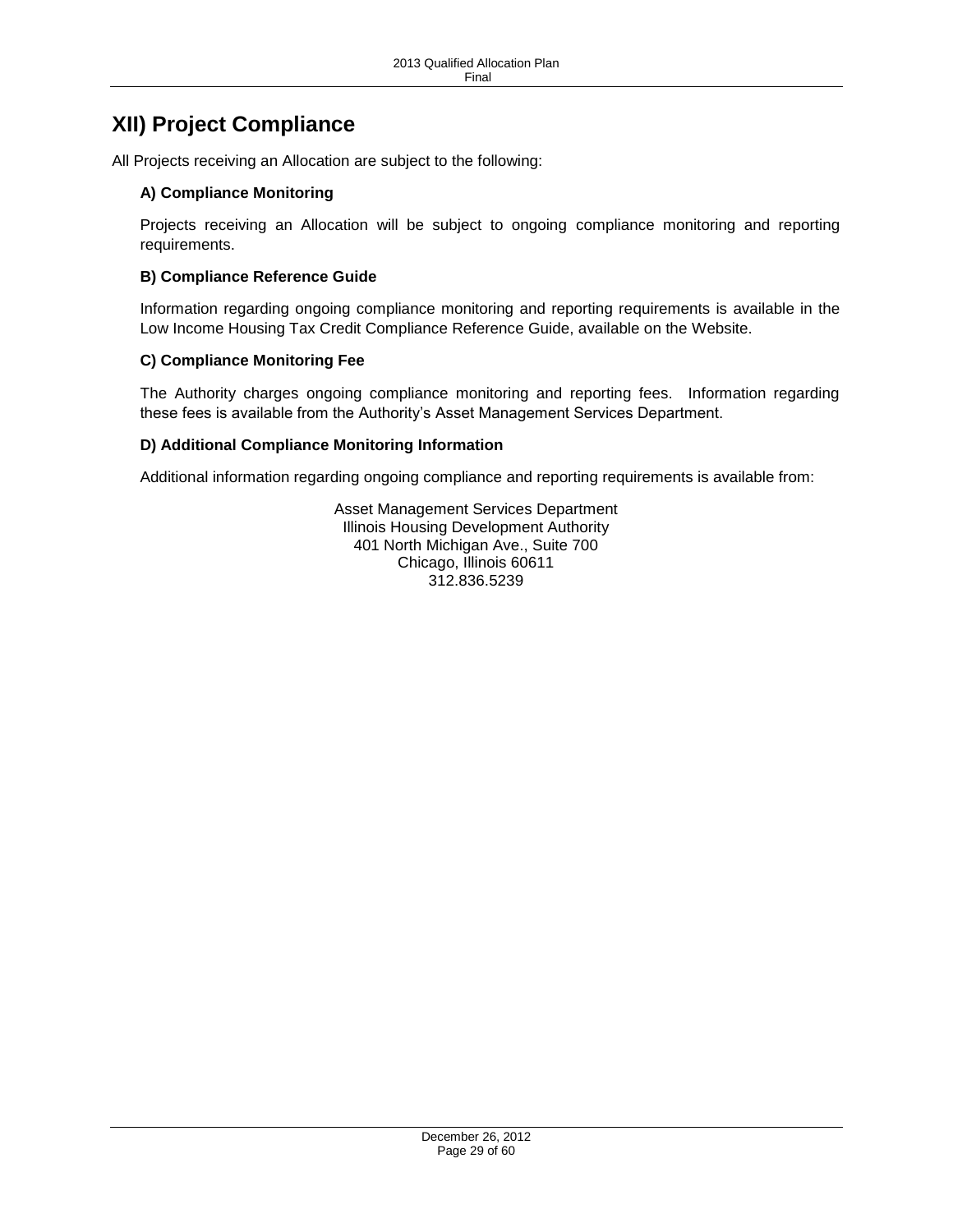# XII) Project Compliance

All Projects receiving an Allocation are subject to the following:

### A) Compliance Monitoring

Projects receiving an Allocation will be subject to ongoing compliance monitoring and reporting requirements.

### B) Compliance Reference Guide

Information regarding ongoing compliance monitoring and reporting requirements is available in the Low Income Housing Tax Credit Compliance Reference Guide, available on the Website.

### C) Compliance Monitoring Fee

The Authority charges ongoing compliance monitoring and reporting fees. Information regarding these fees is available from the Authority's Asset Management Services Department.

### D) Additional Compliance Monitoring Information

Additional information regarding ongoing compliance and reporting requirements is available from:

Asset Management Services Department
Illinois Housing Development Authority
401 North Michigan Ave., Suite 700
Chicago, Illinois 60611
312.836.5239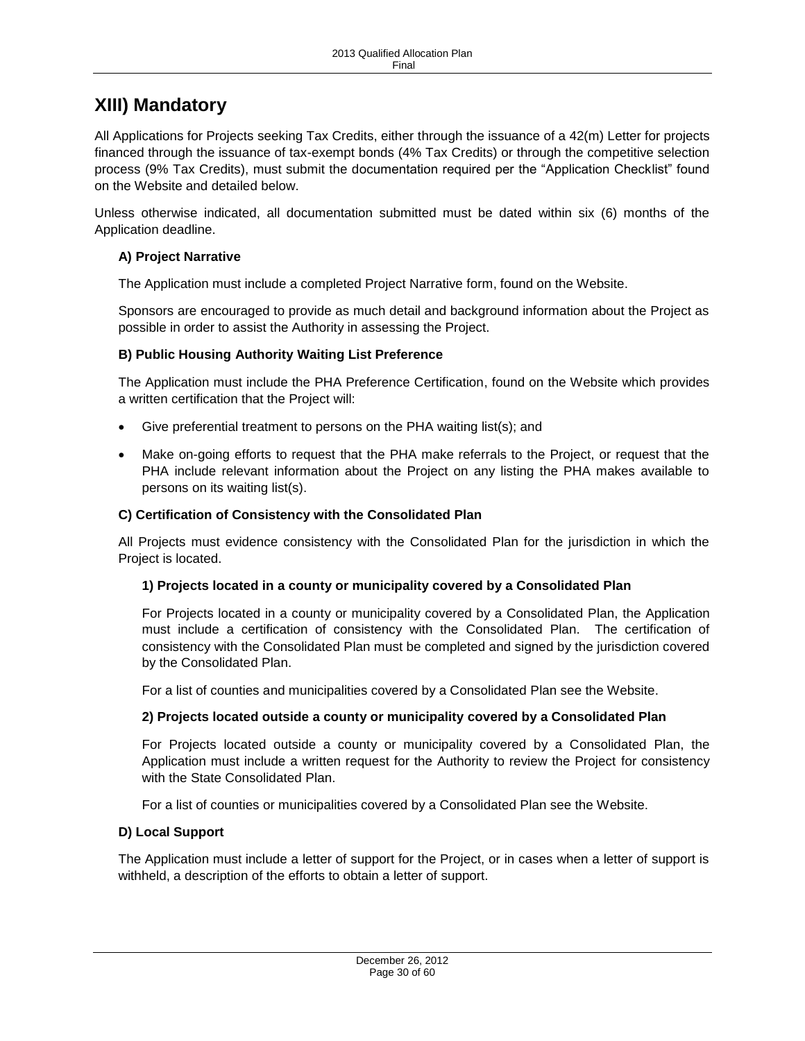# XIII) Mandatory

All Applications for Projects seeking Tax Credits, either through the issuance of a 42(m) Letter for projects financed through the issuance of tax-exempt bonds (4% Tax Credits) or through the competitive selection process (9% Tax Credits), must submit the documentation required per the "Application Checklist" found on the Website and detailed below.

Unless otherwise indicated, all documentation submitted must be dated within six (6) months of the Application deadline.

### A) Project Narrative

The Application must include a completed Project Narrative form, found on the Website.

Sponsors are encouraged to provide as much detail and background information about the Project as possible in order to assist the Authority in assessing the Project.

### B) Public Housing Authority Waiting List Preference

The Application must include the PHA Preference Certification, found on the Website which provides a written certification that the Project will:

- Give preferential treatment to persons on the PHA waiting list(s); and
- Make on-going efforts to request that the PHA make referrals to the Project, or request that the PHA include relevant information about the Project on any listing the PHA makes available to persons on its waiting list(s).

### C) Certification of Consistency with the Consolidated Plan

All Projects must evidence consistency with the Consolidated Plan for the jurisdiction in which the Project is located.

#### 1) Projects located in a county or municipality covered by a Consolidated Plan

For Projects located in a county or municipality covered by a Consolidated Plan, the Application must include a certification of consistency with the Consolidated Plan. The certification of consistency with the Consolidated Plan must be completed and signed by the jurisdiction covered by the Consolidated Plan.

For a list of counties and municipalities covered by a Consolidated Plan see the Website.

#### 2) Projects located outside a county or municipality covered by a Consolidated Plan

For Projects located outside a county or municipality covered by a Consolidated Plan, the Application must include a written request for the Authority to review the Project for consistency with the State Consolidated Plan.

For a list of counties or municipalities covered by a Consolidated Plan see the Website.

### D) Local Support

The Application must include a letter of support for the Project, or in cases when a letter of support is withheld, a description of the efforts to obtain a letter of support.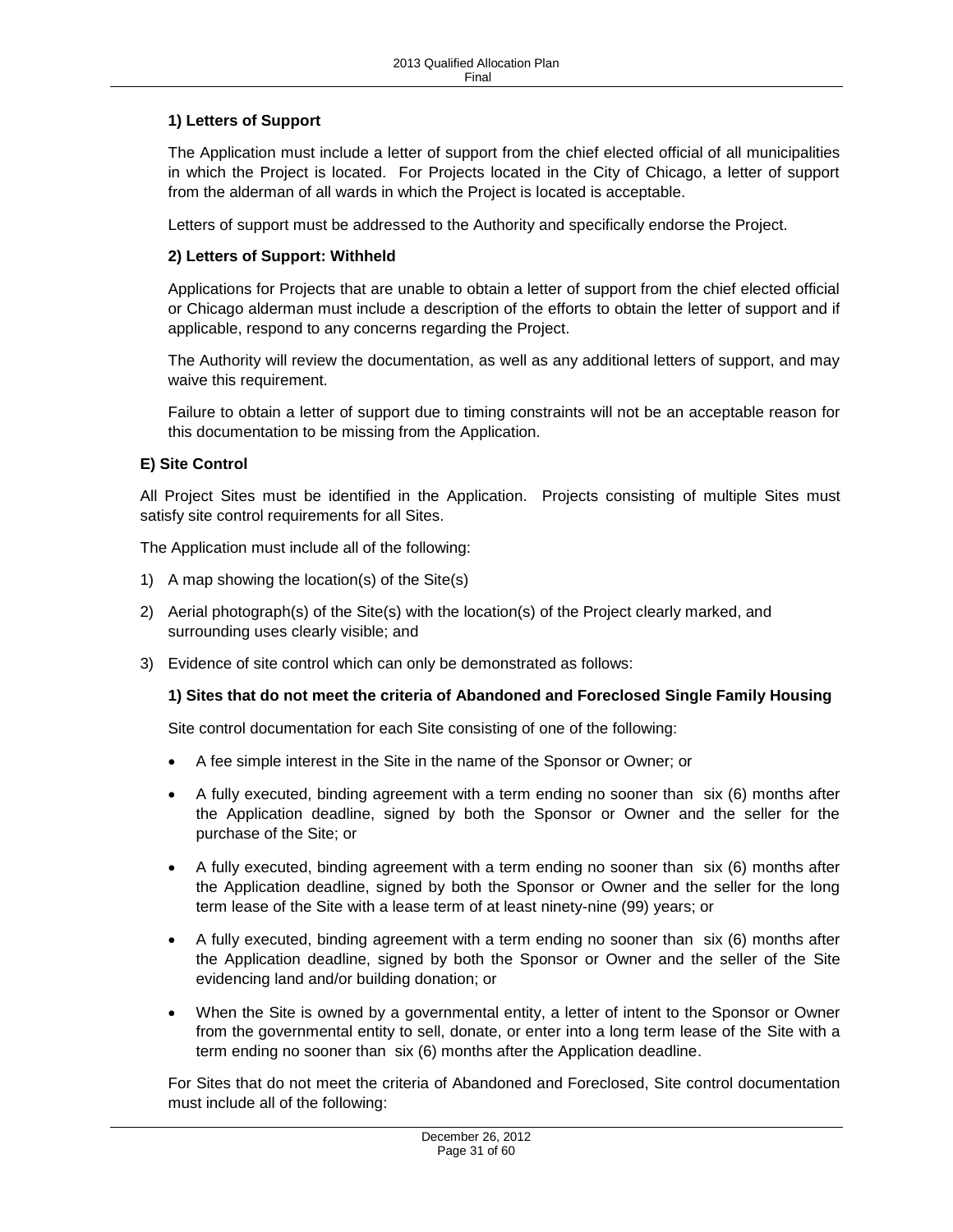**1) Letters of Support**

The Application must include a letter of support from the chief elected official of all municipalities in which the Project is located. For Projects located in the City of Chicago, a letter of support from the alderman of all wards in which the Project is located is acceptable.

Letters of support must be addressed to the Authority and specifically endorse the Project.

**2) Letters of Support: Withheld**

Applications for Projects that are unable to obtain a letter of support from the chief elected official or Chicago alderman must include a description of the efforts to obtain the letter of support and if applicable, respond to any concerns regarding the Project.

The Authority will review the documentation, as well as any additional letters of support, and may waive this requirement.

Failure to obtain a letter of support due to timing constraints will not be an acceptable reason for this documentation to be missing from the Application.

**E) Site Control**

All Project Sites must be identified in the Application. Projects consisting of multiple Sites must satisfy site control requirements for all Sites.

The Application must include all of the following:

1) A map showing the location(s) of the Site(s)
2) Aerial photograph(s) of the Site(s) with the location(s) of the Project clearly marked, and surrounding uses clearly visible; and
3) Evidence of site control which can only be demonstrated as follows:

**1) Sites that do not meet the criteria of Abandoned and Foreclosed Single Family Housing**

Site control documentation for each Site consisting of one of the following:

- A fee simple interest in the Site in the name of the Sponsor or Owner; or
- A fully executed, binding agreement with a term ending no sooner than six (6) months after the Application deadline, signed by both the Sponsor or Owner and the seller for the purchase of the Site; or
- A fully executed, binding agreement with a term ending no sooner than six (6) months after the Application deadline, signed by both the Sponsor or Owner and the seller for the long term lease of the Site with a lease term of at least ninety-nine (99) years; or
- A fully executed, binding agreement with a term ending no sooner than six (6) months after the Application deadline, signed by both the Sponsor or Owner and the seller of the Site evidencing land and/or building donation; or
- When the Site is owned by a governmental entity, a letter of intent to the Sponsor or Owner from the governmental entity to sell, donate, or enter into a long term lease of the Site with a term ending no sooner than six (6) months after the Application deadline.

For Sites that do not meet the criteria of Abandoned and Foreclosed, Site control documentation must include all of the following: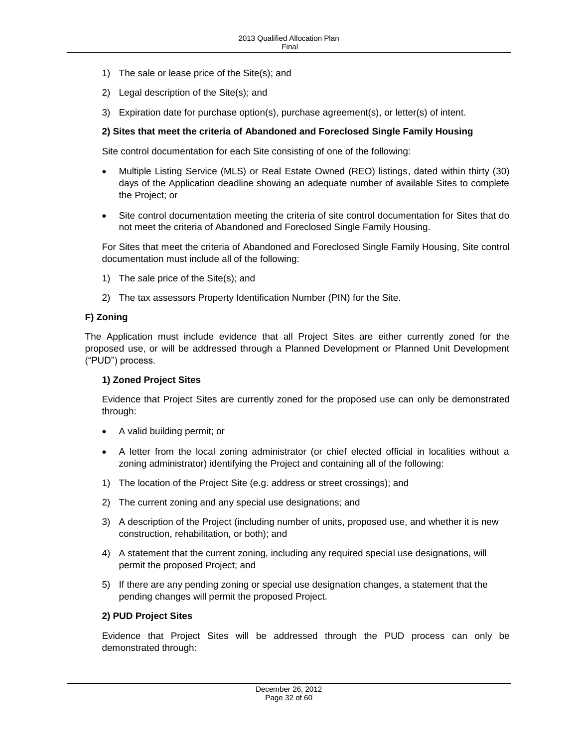1) The sale or lease price of the Site(s); and

2) Legal description of the Site(s); and

3) Expiration date for purchase option(s), purchase agreement(s), or letter(s) of intent.

**2) Sites that meet the criteria of Abandoned and Foreclosed Single Family Housing**

Site control documentation for each Site consisting of one of the following:

- Multiple Listing Service (MLS) or Real Estate Owned (REO) listings, dated within thirty (30) days of the Application deadline showing an adequate number of available Sites to complete the Project; or
- Site control documentation meeting the criteria of site control documentation for Sites that do not meet the criteria of Abandoned and Foreclosed Single Family Housing.

For Sites that meet the criteria of Abandoned and Foreclosed Single Family Housing, Site control documentation must include all of the following:

1) The sale price of the Site(s); and

2) The tax assessors Property Identification Number (PIN) for the Site.

**F) Zoning**

The Application must include evidence that all Project Sites are either currently zoned for the proposed use, or will be addressed through a Planned Development or Planned Unit Development ("PUD") process.

**1) Zoned Project Sites**

Evidence that Project Sites are currently zoned for the proposed use can only be demonstrated through:

- A valid building permit; or
- A letter from the local zoning administrator (or chief elected official in localities without a zoning administrator) identifying the Project and containing all of the following:

1) The location of the Project Site (e.g. address or street crossings); and

2) The current zoning and any special use designations; and

3) A description of the Project (including number of units, proposed use, and whether it is new construction, rehabilitation, or both); and

4) A statement that the current zoning, including any required special use designations, will permit the proposed Project; and

5) If there are any pending zoning or special use designation changes, a statement that the pending changes will permit the proposed Project.

**2) PUD Project Sites**

Evidence that Project Sites will be addressed through the PUD process can only be demonstrated through: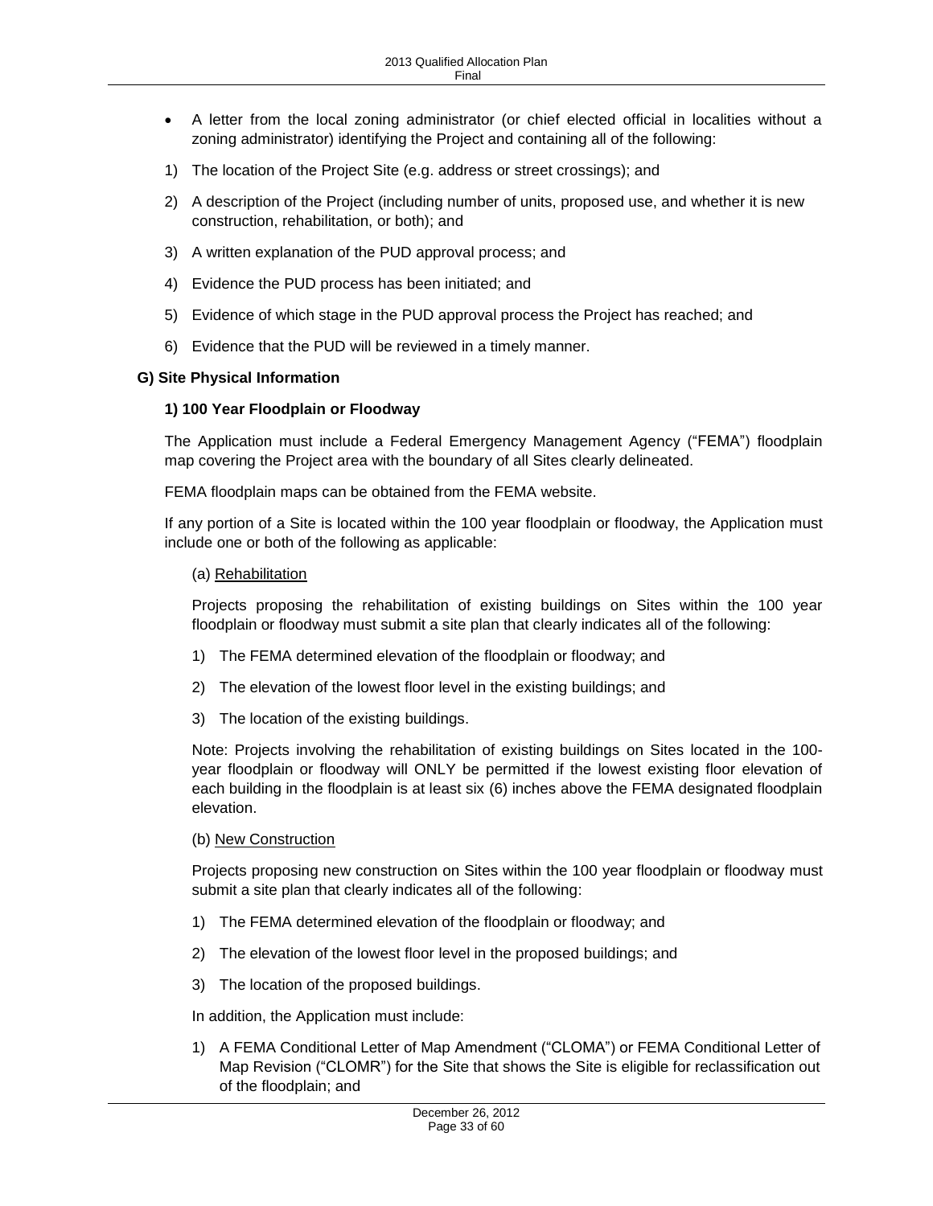- A letter from the local zoning administrator (or chief elected official in localities without a zoning administrator) identifying the Project and containing all of the following:

1) The location of the Project Site (e.g. address or street crossings); and
2) A description of the Project (including number of units, proposed use, and whether it is new construction, rehabilitation, or both); and
3) A written explanation of the PUD approval process; and
4) Evidence the PUD process has been initiated; and
5) Evidence of which stage in the PUD approval process the Project has reached; and
6) Evidence that the PUD will be reviewed in a timely manner.

### G) Site Physical Information

#### 1) 100 Year Floodplain or Floodway

The Application must include a Federal Emergency Management Agency ("FEMA") floodplain map covering the Project area with the boundary of all Sites clearly delineated.

FEMA floodplain maps can be obtained from the FEMA website.

If any portion of a Site is located within the 100 year floodplain or floodway, the Application must include one or both of the following as applicable:

(a) Rehabilitation

Projects proposing the rehabilitation of existing buildings on Sites within the 100 year floodplain or floodway must submit a site plan that clearly indicates all of the following:

1) The FEMA determined elevation of the floodplain or floodway; and
2) The elevation of the lowest floor level in the existing buildings; and
3) The location of the existing buildings.

Note: Projects involving the rehabilitation of existing buildings on Sites located in the 100-year floodplain or floodway will ONLY be permitted if the lowest existing floor elevation of each building in the floodplain is at least six (6) inches above the FEMA designated floodplain elevation.

(b) New Construction

Projects proposing new construction on Sites within the 100 year floodplain or floodway must submit a site plan that clearly indicates all of the following:

1) The FEMA determined elevation of the floodplain or floodway; and
2) The elevation of the lowest floor level in the proposed buildings; and
3) The location of the proposed buildings.

In addition, the Application must include:

1) A FEMA Conditional Letter of Map Amendment ("CLOMA") or FEMA Conditional Letter of Map Revision ("CLOMR") for the Site that shows the Site is eligible for reclassification out of the floodplain; and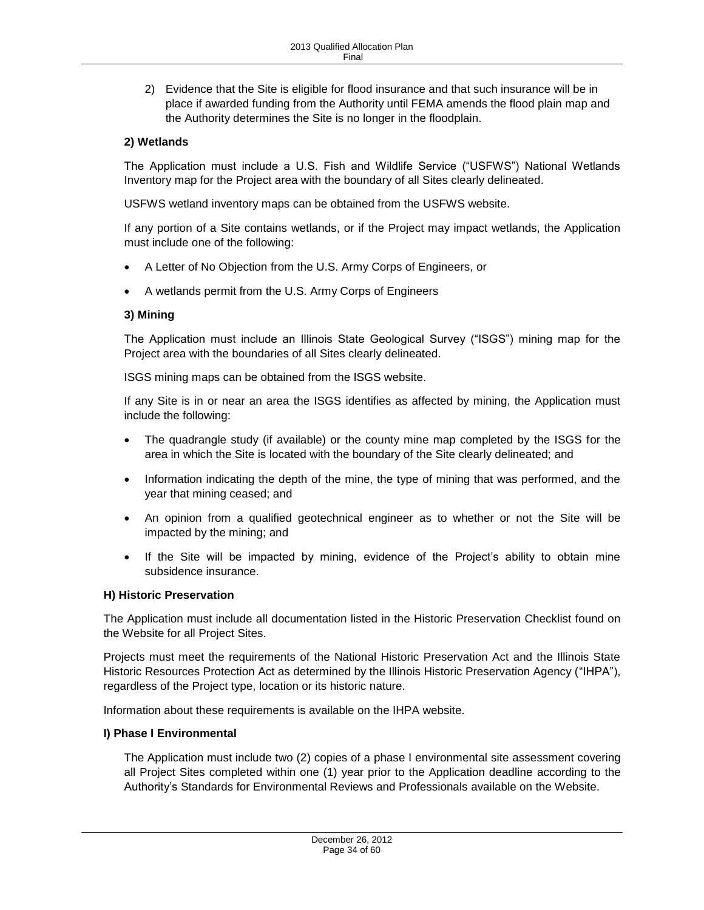2) Evidence that the Site is eligible for flood insurance and that such insurance will be in place if awarded funding from the Authority until FEMA amends the flood plain map and the Authority determines the Site is no longer in the floodplain.

**2) Wetlands**

The Application must include a U.S. Fish and Wildlife Service ("USFWS") National Wetlands Inventory map for the Project area with the boundary of all Sites clearly delineated.

USFWS wetland inventory maps can be obtained from the USFWS website.

If any portion of a Site contains wetlands, or if the Project may impact wetlands, the Application must include one of the following:

- A Letter of No Objection from the U.S. Army Corps of Engineers, or
- A wetlands permit from the U.S. Army Corps of Engineers

**3) Mining**

The Application must include an Illinois State Geological Survey ("ISGS") mining map for the Project area with the boundaries of all Sites clearly delineated.

ISGS mining maps can be obtained from the ISGS website.

If any Site is in or near an area the ISGS identifies as affected by mining, the Application must include the following:

- The quadrangle study (if available) or the county mine map completed by the ISGS for the area in which the Site is located with the boundary of the Site clearly delineated; and
- Information indicating the depth of the mine, the type of mining that was performed, and the year that mining ceased; and
- An opinion from a qualified geotechnical engineer as to whether or not the Site will be impacted by the mining; and
- If the Site will be impacted by mining, evidence of the Project's ability to obtain mine subsidence insurance.

**H) Historic Preservation**

The Application must include all documentation listed in the Historic Preservation Checklist found on the Website for all Project Sites.

Projects must meet the requirements of the National Historic Preservation Act and the Illinois State Historic Resources Protection Act as determined by the Illinois Historic Preservation Agency ("IHPA"), regardless of the Project type, location or its historic nature.

Information about these requirements is available on the IHPA website.

**I) Phase I Environmental**

The Application must include two (2) copies of a phase I environmental site assessment covering all Project Sites completed within one (1) year prior to the Application deadline according to the Authority's Standards for Environmental Reviews and Professionals available on the Website.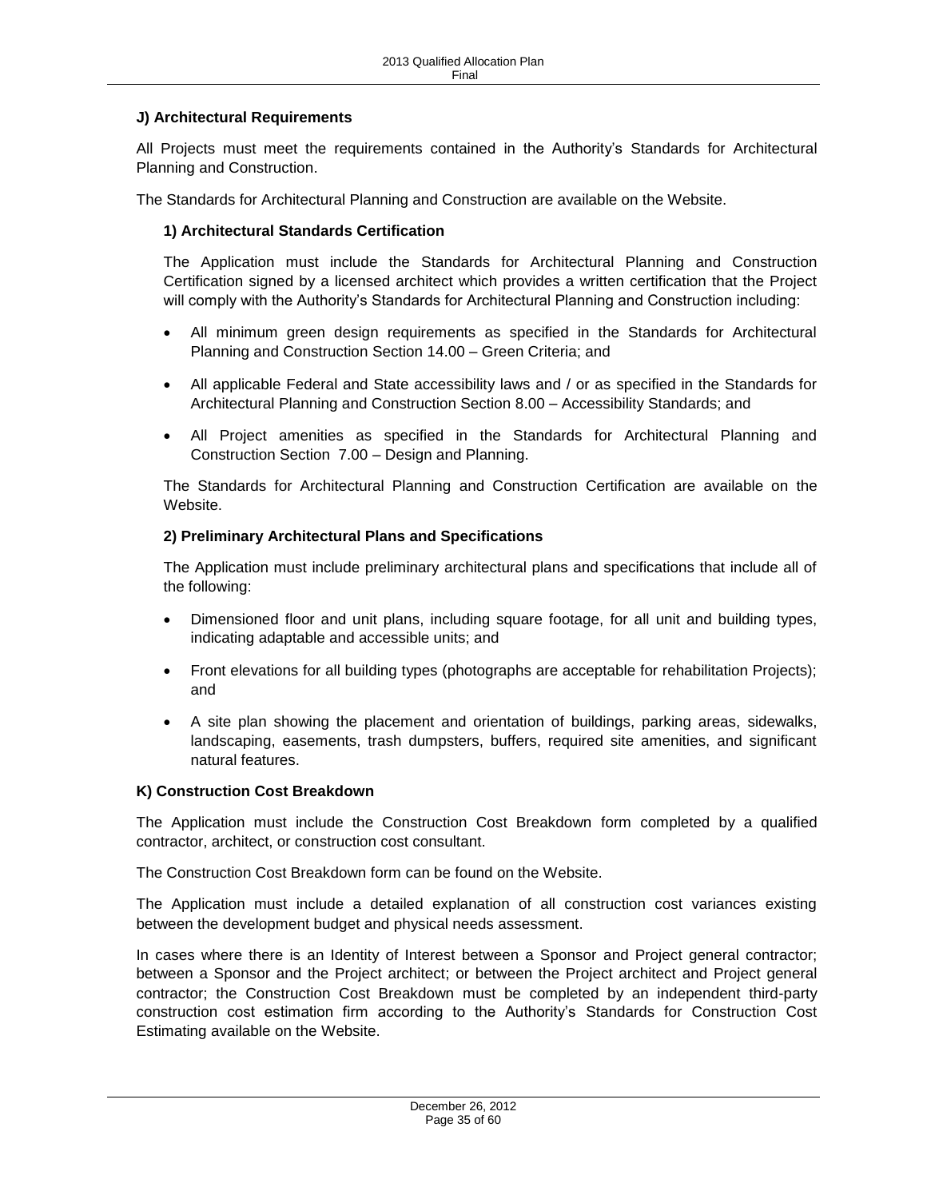### J) Architectural Requirements

All Projects must meet the requirements contained in the Authority's Standards for Architectural Planning and Construction.

The Standards for Architectural Planning and Construction are available on the Website.

#### 1) Architectural Standards Certification

The Application must include the Standards for Architectural Planning and Construction Certification signed by a licensed architect which provides a written certification that the Project will comply with the Authority's Standards for Architectural Planning and Construction including:

- All minimum green design requirements as specified in the Standards for Architectural Planning and Construction Section 14.00 – Green Criteria; and
- All applicable Federal and State accessibility laws and / or as specified in the Standards for Architectural Planning and Construction Section 8.00 – Accessibility Standards; and
- All Project amenities as specified in the Standards for Architectural Planning and Construction Section 7.00 – Design and Planning.

The Standards for Architectural Planning and Construction Certification are available on the Website.

#### 2) Preliminary Architectural Plans and Specifications

The Application must include preliminary architectural plans and specifications that include all of the following:

- Dimensioned floor and unit plans, including square footage, for all unit and building types, indicating adaptable and accessible units; and
- Front elevations for all building types (photographs are acceptable for rehabilitation Projects); and
- A site plan showing the placement and orientation of buildings, parking areas, sidewalks, landscaping, easements, trash dumpsters, buffers, required site amenities, and significant natural features.

### K) Construction Cost Breakdown

The Application must include the Construction Cost Breakdown form completed by a qualified contractor, architect, or construction cost consultant.

The Construction Cost Breakdown form can be found on the Website.

The Application must include a detailed explanation of all construction cost variances existing between the development budget and physical needs assessment.

In cases where there is an Identity of Interest between a Sponsor and Project general contractor; between a Sponsor and the Project architect; or between the Project architect and Project general contractor; the Construction Cost Breakdown must be completed by an independent third-party construction cost estimation firm according to the Authority's Standards for Construction Cost Estimating available on the Website.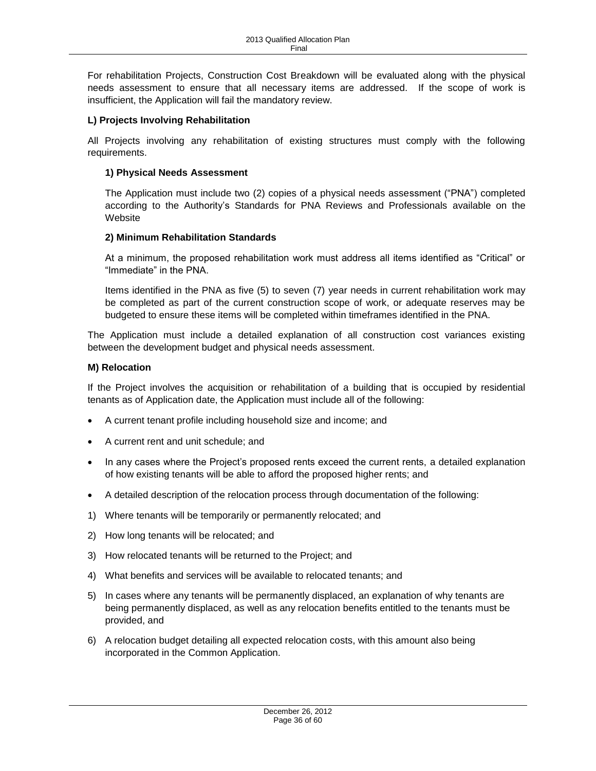For rehabilitation Projects, Construction Cost Breakdown will be evaluated along with the physical needs assessment to ensure that all necessary items are addressed. If the scope of work is insufficient, the Application will fail the mandatory review.

**L) Projects Involving Rehabilitation**

All Projects involving any rehabilitation of existing structures must comply with the following requirements.

**1) Physical Needs Assessment**

The Application must include two (2) copies of a physical needs assessment ("PNA") completed according to the Authority's Standards for PNA Reviews and Professionals available on the Website

**2) Minimum Rehabilitation Standards**

At a minimum, the proposed rehabilitation work must address all items identified as "Critical" or "Immediate" in the PNA.

Items identified in the PNA as five (5) to seven (7) year needs in current rehabilitation work may be completed as part of the current construction scope of work, or adequate reserves may be budgeted to ensure these items will be completed within timeframes identified in the PNA.

The Application must include a detailed explanation of all construction cost variances existing between the development budget and physical needs assessment.

**M) Relocation**

If the Project involves the acquisition or rehabilitation of a building that is occupied by residential tenants as of Application date, the Application must include all of the following:

- A current tenant profile including household size and income; and
- A current rent and unit schedule; and
- In any cases where the Project's proposed rents exceed the current rents, a detailed explanation of how existing tenants will be able to afford the proposed higher rents; and
- A detailed description of the relocation process through documentation of the following:

1) Where tenants will be temporarily or permanently relocated; and
2) How long tenants will be relocated; and
3) How relocated tenants will be returned to the Project; and
4) What benefits and services will be available to relocated tenants; and
5) In cases where any tenants will be permanently displaced, an explanation of why tenants are being permanently displaced, as well as any relocation benefits entitled to the tenants must be provided, and
6) A relocation budget detailing all expected relocation costs, with this amount also being incorporated in the Common Application.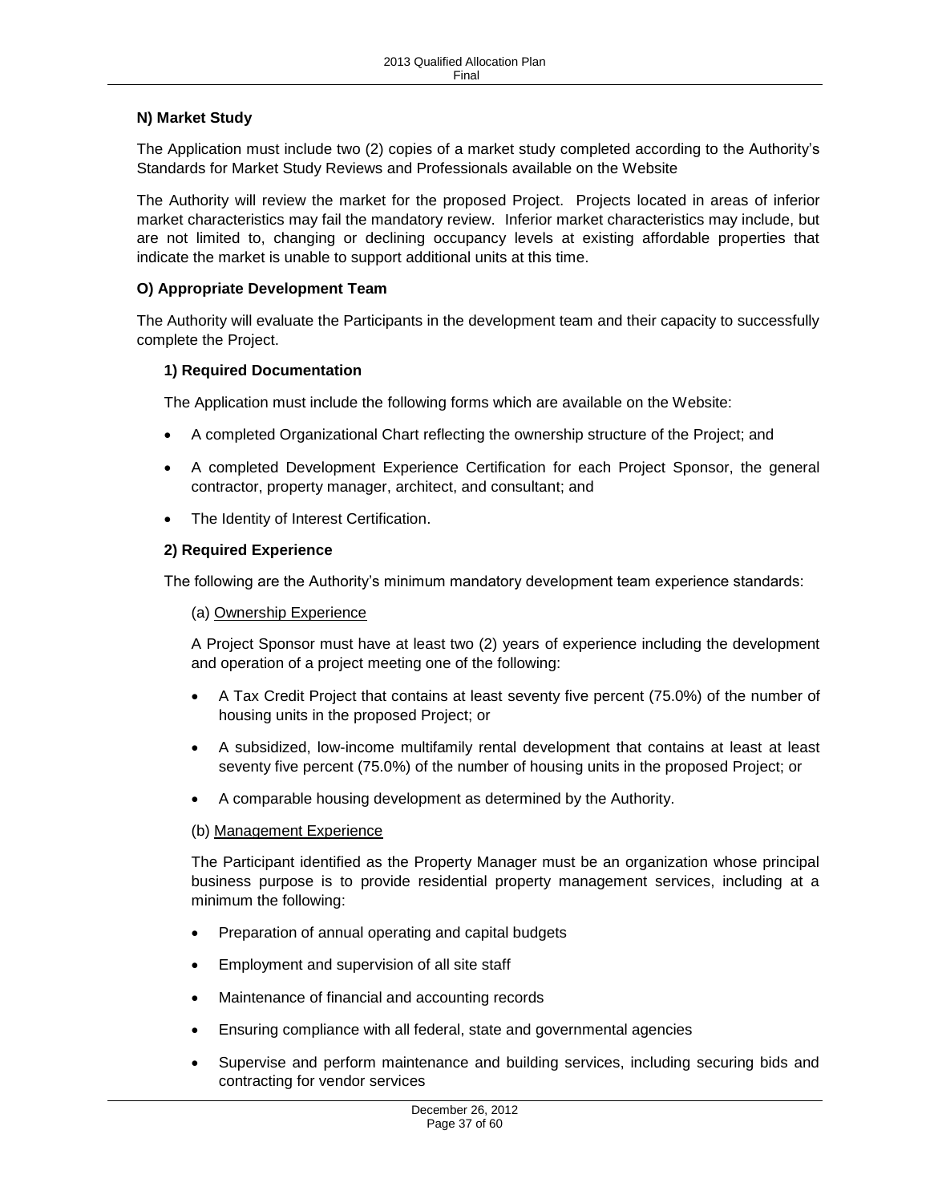**N) Market Study**

The Application must include two (2) copies of a market study completed according to the Authority's Standards for Market Study Reviews and Professionals available on the Website

The Authority will review the market for the proposed Project. Projects located in areas of inferior market characteristics may fail the mandatory review. Inferior market characteristics may include, but are not limited to, changing or declining occupancy levels at existing affordable properties that indicate the market is unable to support additional units at this time.

**O) Appropriate Development Team**

The Authority will evaluate the Participants in the development team and their capacity to successfully complete the Project.

**1) Required Documentation**

The Application must include the following forms which are available on the Website:

- A completed Organizational Chart reflecting the ownership structure of the Project; and
- A completed Development Experience Certification for each Project Sponsor, the general contractor, property manager, architect, and consultant; and
- The Identity of Interest Certification.

**2) Required Experience**

The following are the Authority's minimum mandatory development team experience standards:

(a) Ownership Experience

A Project Sponsor must have at least two (2) years of experience including the development and operation of a project meeting one of the following:

- A Tax Credit Project that contains at least seventy five percent (75.0%) of the number of housing units in the proposed Project; or
- A subsidized, low-income multifamily rental development that contains at least at least seventy five percent (75.0%) of the number of housing units in the proposed Project; or
- A comparable housing development as determined by the Authority.

(b) Management Experience

The Participant identified as the Property Manager must be an organization whose principal business purpose is to provide residential property management services, including at a minimum the following:

- Preparation of annual operating and capital budgets
- Employment and supervision of all site staff
- Maintenance of financial and accounting records
- Ensuring compliance with all federal, state and governmental agencies
- Supervise and perform maintenance and building services, including securing bids and contracting for vendor services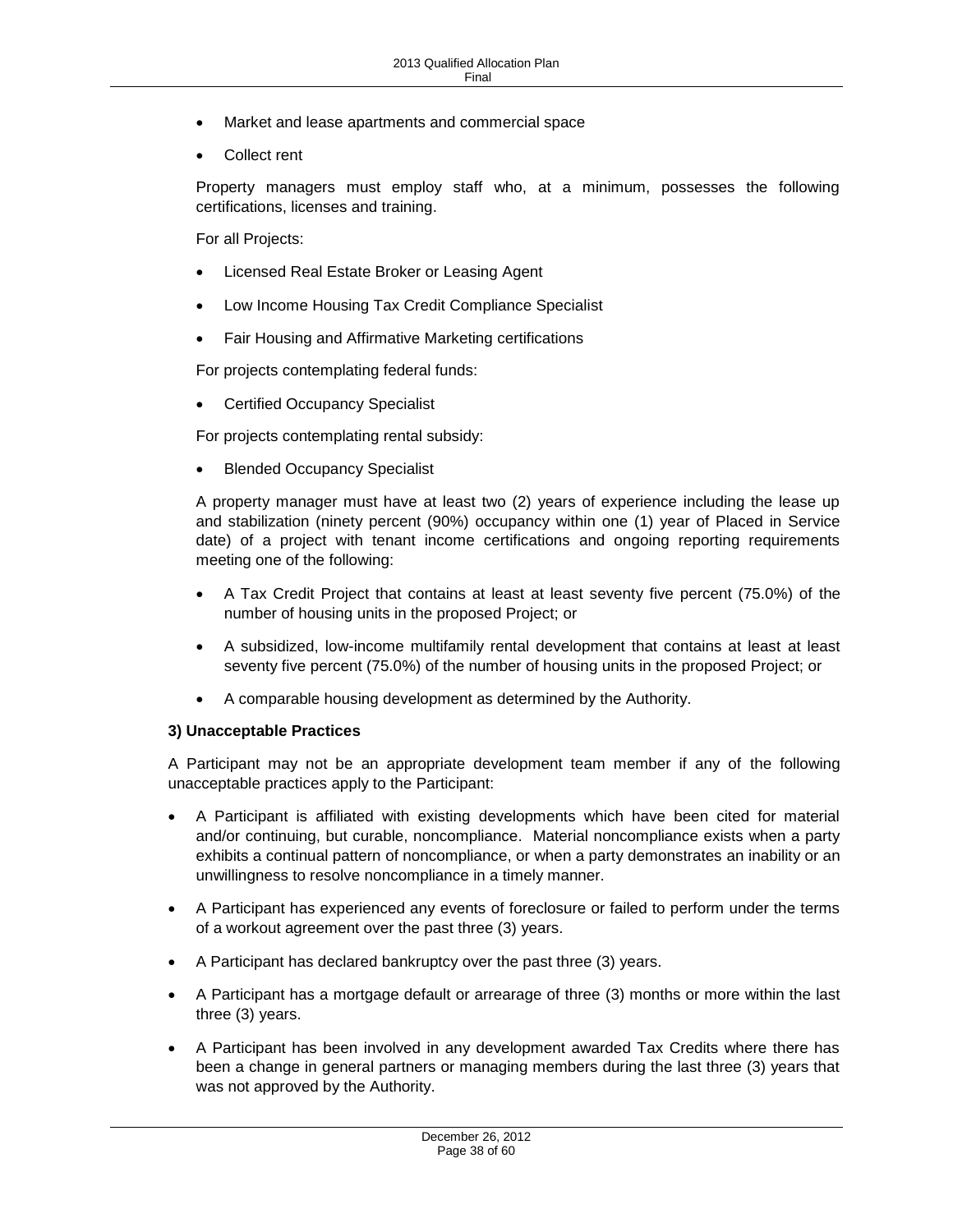- Market and lease apartments and commercial space
- Collect rent

Property managers must employ staff who, at a minimum, possesses the following certifications, licenses and training.

For all Projects:

- Licensed Real Estate Broker or Leasing Agent
- Low Income Housing Tax Credit Compliance Specialist
- Fair Housing and Affirmative Marketing certifications

For projects contemplating federal funds:

- Certified Occupancy Specialist

For projects contemplating rental subsidy:

- Blended Occupancy Specialist

A property manager must have at least two (2) years of experience including the lease up and stabilization (ninety percent (90%) occupancy within one (1) year of Placed in Service date) of a project with tenant income certifications and ongoing reporting requirements meeting one of the following:

- A Tax Credit Project that contains at least at least seventy five percent (75.0%) of the number of housing units in the proposed Project; or
- A subsidized, low-income multifamily rental development that contains at least at least seventy five percent (75.0%) of the number of housing units in the proposed Project; or
- A comparable housing development as determined by the Authority.

**3) Unacceptable Practices**

A Participant may not be an appropriate development team member if any of the following unacceptable practices apply to the Participant:

- A Participant is affiliated with existing developments which have been cited for material and/or continuing, but curable, noncompliance. Material noncompliance exists when a party exhibits a continual pattern of noncompliance, or when a party demonstrates an inability or an unwillingness to resolve noncompliance in a timely manner.
- A Participant has experienced any events of foreclosure or failed to perform under the terms of a workout agreement over the past three (3) years.
- A Participant has declared bankruptcy over the past three (3) years.
- A Participant has a mortgage default or arrearage of three (3) months or more within the last three (3) years.
- A Participant has been involved in any development awarded Tax Credits where there has been a change in general partners or managing members during the last three (3) years that was not approved by the Authority.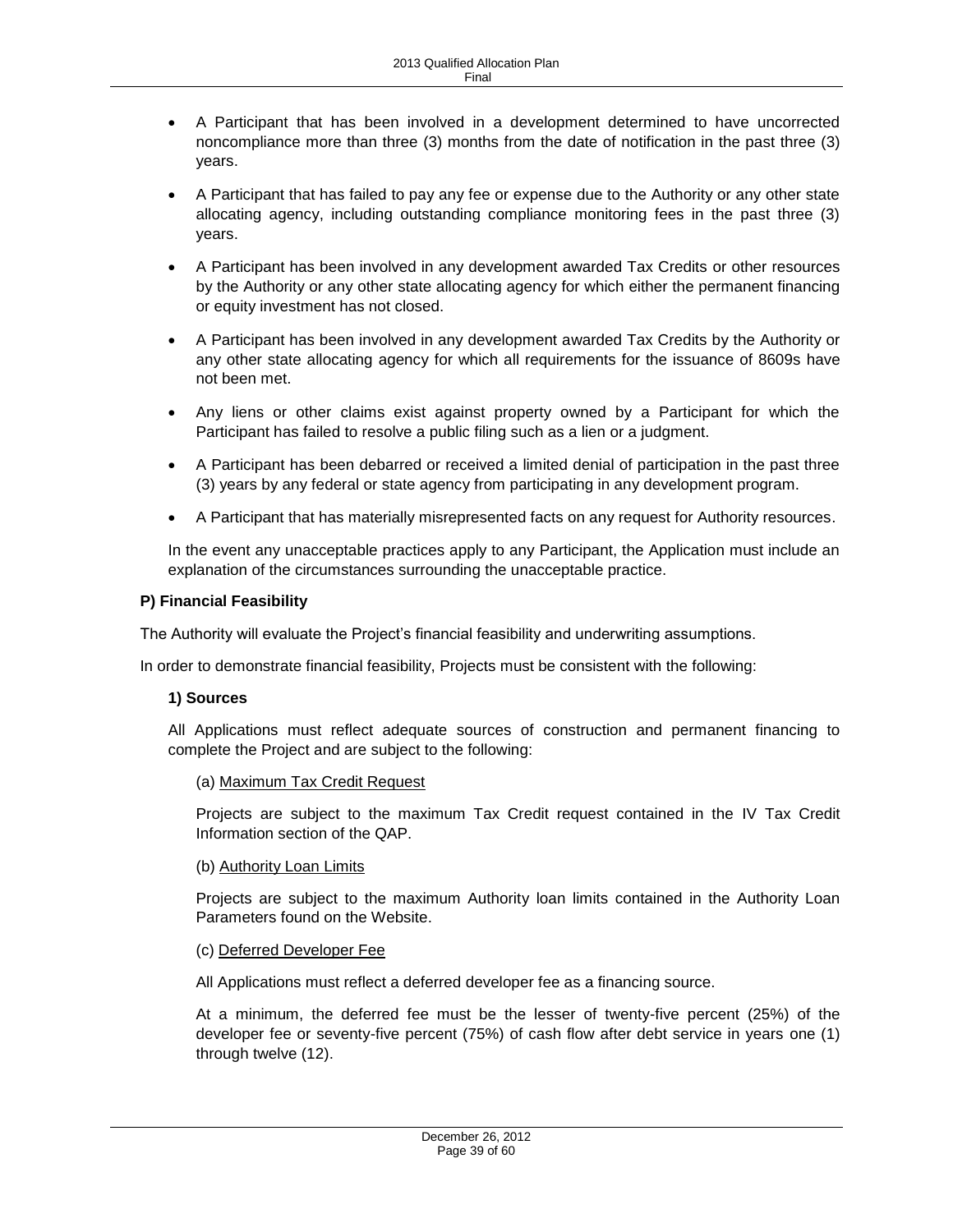- A Participant that has been involved in a development determined to have uncorrected noncompliance more than three (3) months from the date of notification in the past three (3) years.
- A Participant that has failed to pay any fee or expense due to the Authority or any other state allocating agency, including outstanding compliance monitoring fees in the past three (3) years.
- A Participant has been involved in any development awarded Tax Credits or other resources by the Authority or any other state allocating agency for which either the permanent financing or equity investment has not closed.
- A Participant has been involved in any development awarded Tax Credits by the Authority or any other state allocating agency for which all requirements for the issuance of 8609s have not been met.
- Any liens or other claims exist against property owned by a Participant for which the Participant has failed to resolve a public filing such as a lien or a judgment.
- A Participant has been debarred or received a limited denial of participation in the past three (3) years by any federal or state agency from participating in any development program.
- A Participant that has materially misrepresented facts on any request for Authority resources.

In the event any unacceptable practices apply to any Participant, the Application must include an explanation of the circumstances surrounding the unacceptable practice.

**P) Financial Feasibility**

The Authority will evaluate the Project's financial feasibility and underwriting assumptions.

In order to demonstrate financial feasibility, Projects must be consistent with the following:

**1) Sources**

All Applications must reflect adequate sources of construction and permanent financing to complete the Project and are subject to the following:

(a) Maximum Tax Credit Request

Projects are subject to the maximum Tax Credit request contained in the IV Tax Credit Information section of the QAP.

(b) Authority Loan Limits

Projects are subject to the maximum Authority loan limits contained in the Authority Loan Parameters found on the Website.

(c) Deferred Developer Fee

All Applications must reflect a deferred developer fee as a financing source.

At a minimum, the deferred fee must be the lesser of twenty-five percent (25%) of the developer fee or seventy-five percent (75%) of cash flow after debt service in years one (1) through twelve (12).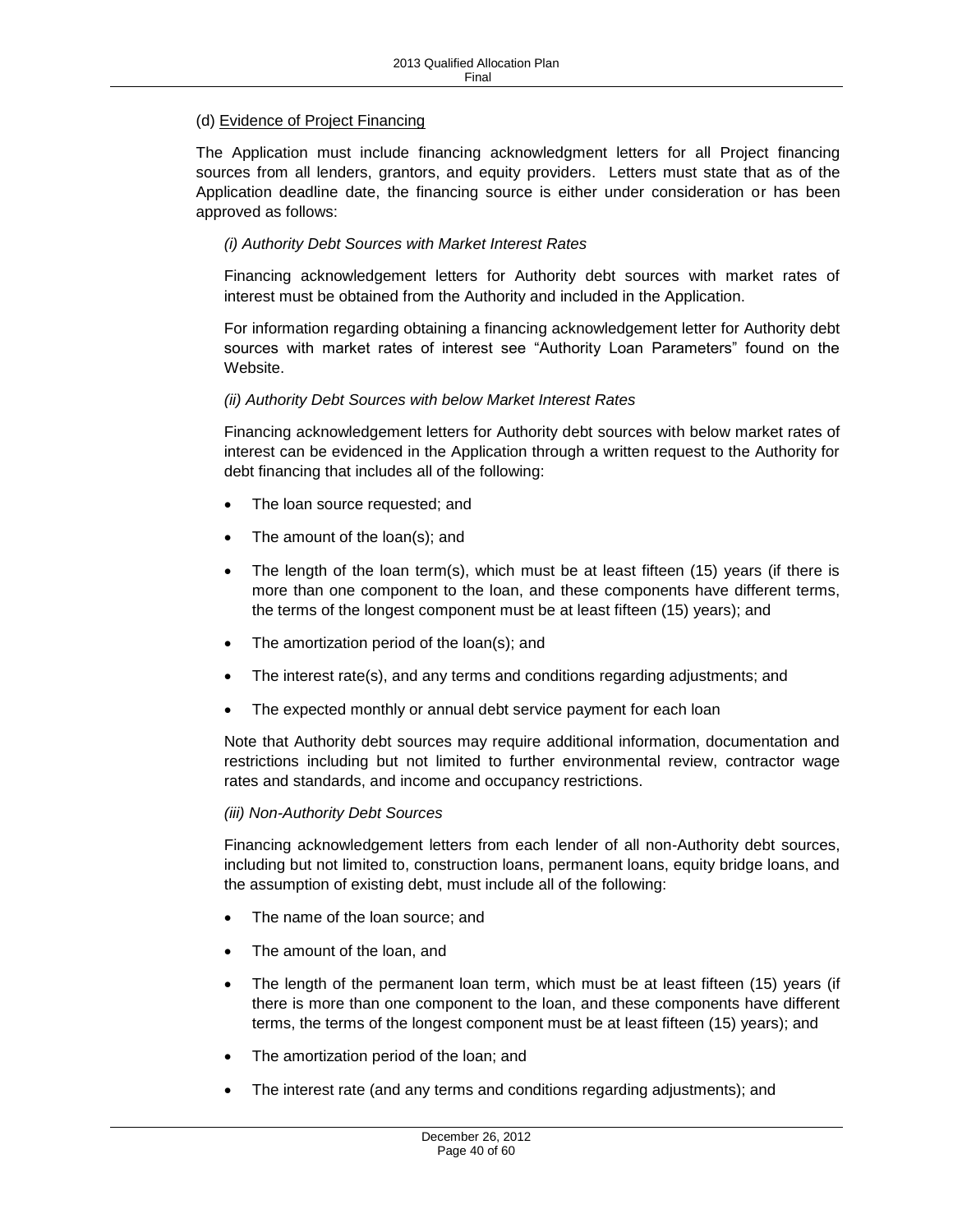(d) Evidence of Project Financing

The Application must include financing acknowledgment letters for all Project financing sources from all lenders, grantors, and equity providers. Letters must state that as of the Application deadline date, the financing source is either under consideration or has been approved as follows:

*(i) Authority Debt Sources with Market Interest Rates*

Financing acknowledgement letters for Authority debt sources with market rates of interest must be obtained from the Authority and included in the Application.

For information regarding obtaining a financing acknowledgement letter for Authority debt sources with market rates of interest see "Authority Loan Parameters" found on the Website.

*(ii) Authority Debt Sources with below Market Interest Rates*

Financing acknowledgement letters for Authority debt sources with below market rates of interest can be evidenced in the Application through a written request to the Authority for debt financing that includes all of the following:

- The loan source requested; and
- The amount of the loan(s); and
- The length of the loan term(s), which must be at least fifteen (15) years (if there is more than one component to the loan, and these components have different terms, the terms of the longest component must be at least fifteen (15) years); and
- The amortization period of the loan(s); and
- The interest rate(s), and any terms and conditions regarding adjustments; and
- The expected monthly or annual debt service payment for each loan

Note that Authority debt sources may require additional information, documentation and restrictions including but not limited to further environmental review, contractor wage rates and standards, and income and occupancy restrictions.

*(iii) Non-Authority Debt Sources*

Financing acknowledgement letters from each lender of all non-Authority debt sources, including but not limited to, construction loans, permanent loans, equity bridge loans, and the assumption of existing debt, must include all of the following:

- The name of the loan source; and
- The amount of the loan, and
- The length of the permanent loan term, which must be at least fifteen (15) years (if there is more than one component to the loan, and these components have different terms, the terms of the longest component must be at least fifteen (15) years); and
- The amortization period of the loan; and
- The interest rate (and any terms and conditions regarding adjustments); and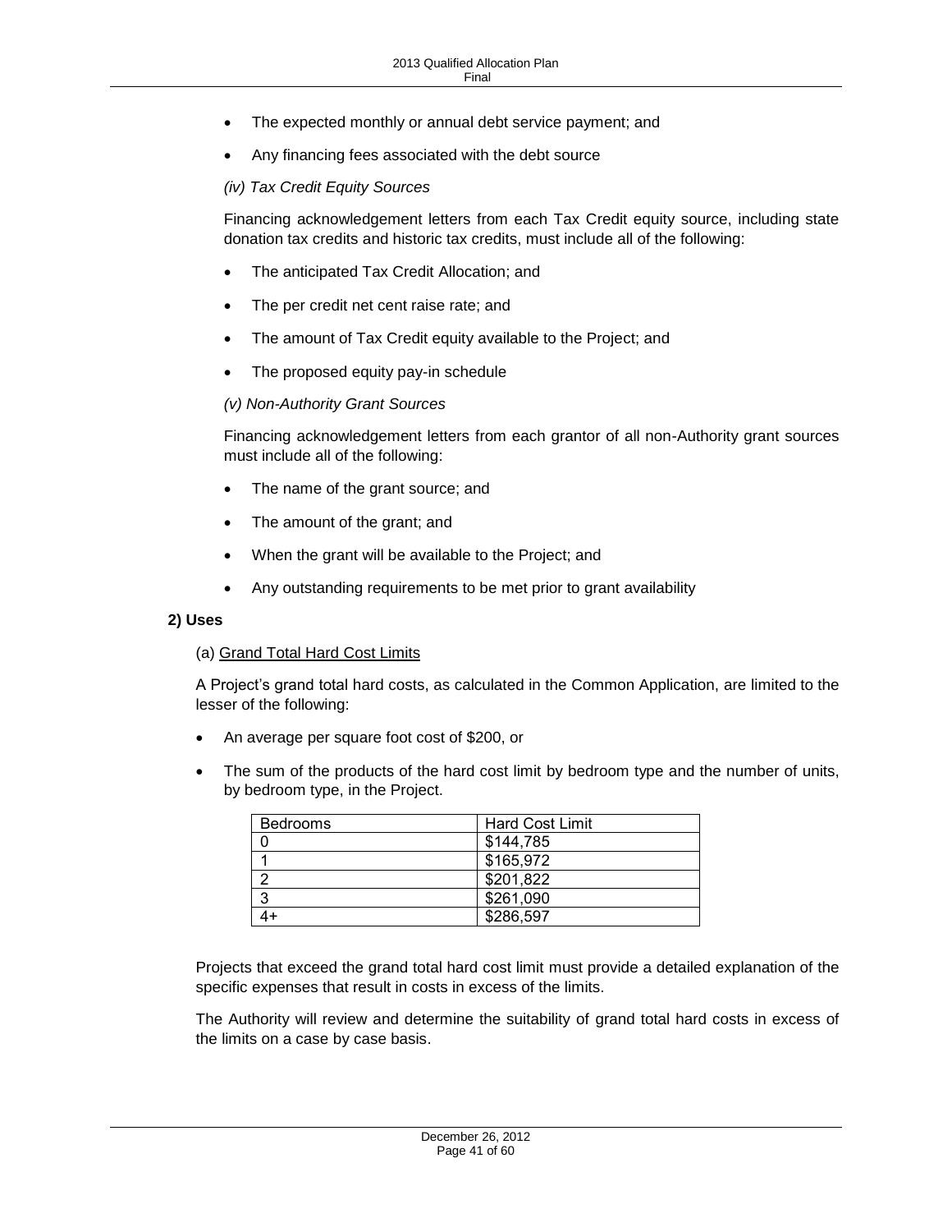- The expected monthly or annual debt service payment; and
- Any financing fees associated with the debt source

*(iv) Tax Credit Equity Sources*

Financing acknowledgement letters from each Tax Credit equity source, including state donation tax credits and historic tax credits, must include all of the following:

- The anticipated Tax Credit Allocation; and
- The per credit net cent raise rate; and
- The amount of Tax Credit equity available to the Project; and
- The proposed equity pay-in schedule

*(v) Non-Authority Grant Sources*

Financing acknowledgement letters from each grantor of all non-Authority grant sources must include all of the following:

- The name of the grant source; and
- The amount of the grant; and
- When the grant will be available to the Project; and
- Any outstanding requirements to be met prior to grant availability

**2) Uses**

(a) Grand Total Hard Cost Limits

A Project's grand total hard costs, as calculated in the Common Application, are limited to the lesser of the following:

- An average per square foot cost of $200, or
- The sum of the products of the hard cost limit by bedroom type and the number of units, by bedroom type, in the Project.

| Bedrooms | Hard Cost Limit |
|---|---|
| 0 | $144,785 |
| 1 | $165,972 |
| 2 | $201,822 |
| 3 | $261,090 |
| 4+ | $286,597 |

Projects that exceed the grand total hard cost limit must provide a detailed explanation of the specific expenses that result in costs in excess of the limits.

The Authority will review and determine the suitability of grand total hard costs in excess of the limits on a case by case basis.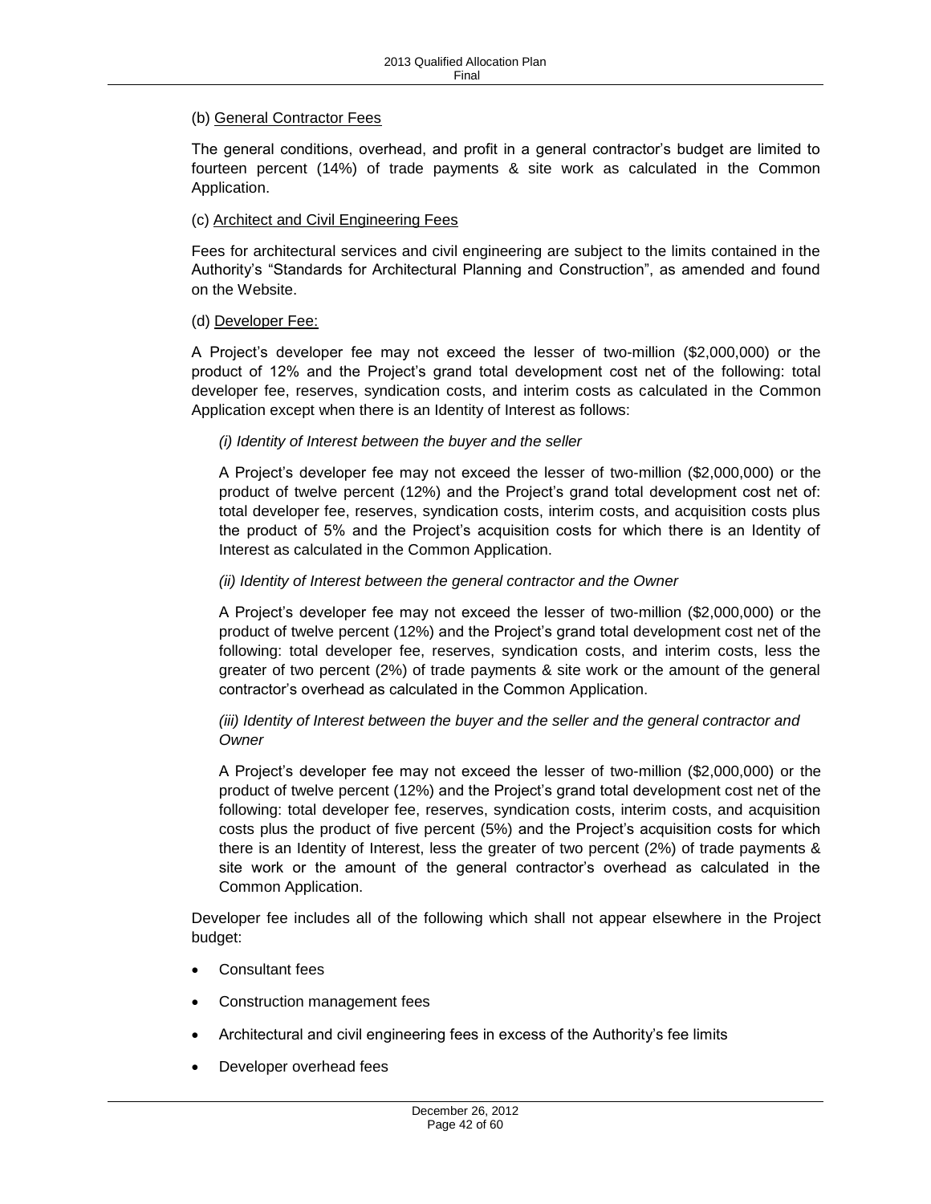(b) <u>General Contractor Fees</u>

The general conditions, overhead, and profit in a general contractor's budget are limited to fourteen percent (14%) of trade payments & site work as calculated in the Common Application.

(c) <u>Architect and Civil Engineering Fees</u>

Fees for architectural services and civil engineering are subject to the limits contained in the Authority's "Standards for Architectural Planning and Construction", as amended and found on the Website.

(d) <u>Developer Fee:</u>

A Project's developer fee may not exceed the lesser of two-million ($2,000,000) or the product of 12% and the Project's grand total development cost net of the following: total developer fee, reserves, syndication costs, and interim costs as calculated in the Common Application except when there is an Identity of Interest as follows:

*(i) Identity of Interest between the buyer and the seller*

A Project's developer fee may not exceed the lesser of two-million ($2,000,000) or the product of twelve percent (12%) and the Project's grand total development cost net of: total developer fee, reserves, syndication costs, interim costs, and acquisition costs plus the product of 5% and the Project's acquisition costs for which there is an Identity of Interest as calculated in the Common Application.

*(ii) Identity of Interest between the general contractor and the Owner*

A Project's developer fee may not exceed the lesser of two-million ($2,000,000) or the product of twelve percent (12%) and the Project's grand total development cost net of the following: total developer fee, reserves, syndication costs, and interim costs, less the greater of two percent (2%) of trade payments & site work or the amount of the general contractor's overhead as calculated in the Common Application.

*(iii) Identity of Interest between the buyer and the seller and the general contractor and Owner*

A Project's developer fee may not exceed the lesser of two-million ($2,000,000) or the product of twelve percent (12%) and the Project's grand total development cost net of the following: total developer fee, reserves, syndication costs, interim costs, and acquisition costs plus the product of five percent (5%) and the Project's acquisition costs for which there is an Identity of Interest, less the greater of two percent (2%) of trade payments & site work or the amount of the general contractor's overhead as calculated in the Common Application.

Developer fee includes all of the following which shall not appear elsewhere in the Project budget:

- Consultant fees
- Construction management fees
- Architectural and civil engineering fees in excess of the Authority's fee limits
- Developer overhead fees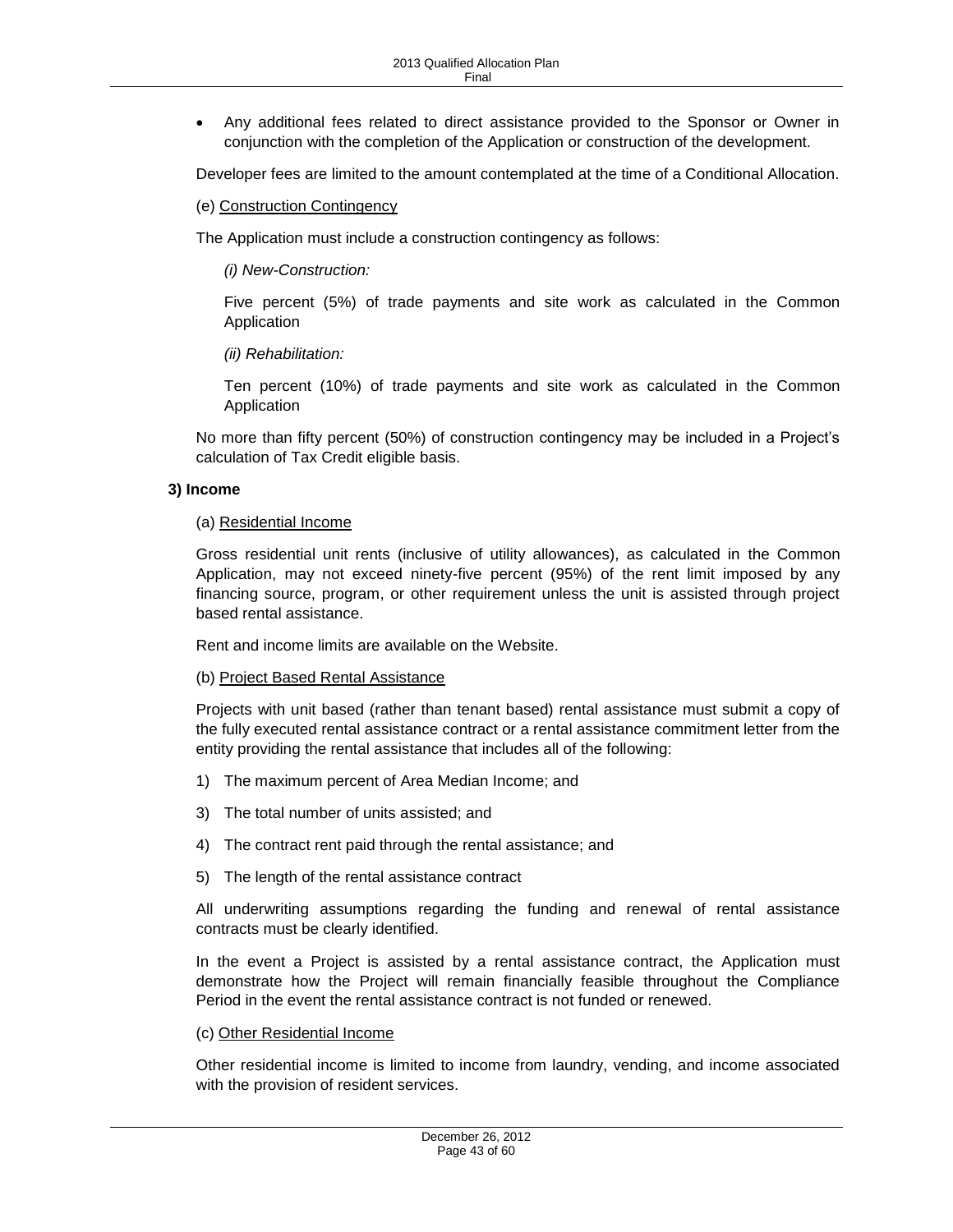- Any additional fees related to direct assistance provided to the Sponsor or Owner in conjunction with the completion of the Application or construction of the development.

Developer fees are limited to the amount contemplated at the time of a Conditional Allocation.

(e) Construction Contingency

The Application must include a construction contingency as follows:

*(i) New-Construction:*

Five percent (5%) of trade payments and site work as calculated in the Common Application

*(ii) Rehabilitation:*

Ten percent (10%) of trade payments and site work as calculated in the Common Application

No more than fifty percent (50%) of construction contingency may be included in a Project's calculation of Tax Credit eligible basis.

**3) Income**

(a) Residential Income

Gross residential unit rents (inclusive of utility allowances), as calculated in the Common Application, may not exceed ninety-five percent (95%) of the rent limit imposed by any financing source, program, or other requirement unless the unit is assisted through project based rental assistance.

Rent and income limits are available on the Website.

(b) Project Based Rental Assistance

Projects with unit based (rather than tenant based) rental assistance must submit a copy of the fully executed rental assistance contract or a rental assistance commitment letter from the entity providing the rental assistance that includes all of the following:

1) The maximum percent of Area Median Income; and

3) The total number of units assisted; and

4) The contract rent paid through the rental assistance; and

5) The length of the rental assistance contract

All underwriting assumptions regarding the funding and renewal of rental assistance contracts must be clearly identified.

In the event a Project is assisted by a rental assistance contract, the Application must demonstrate how the Project will remain financially feasible throughout the Compliance Period in the event the rental assistance contract is not funded or renewed.

(c) Other Residential Income

Other residential income is limited to income from laundry, vending, and income associated with the provision of resident services.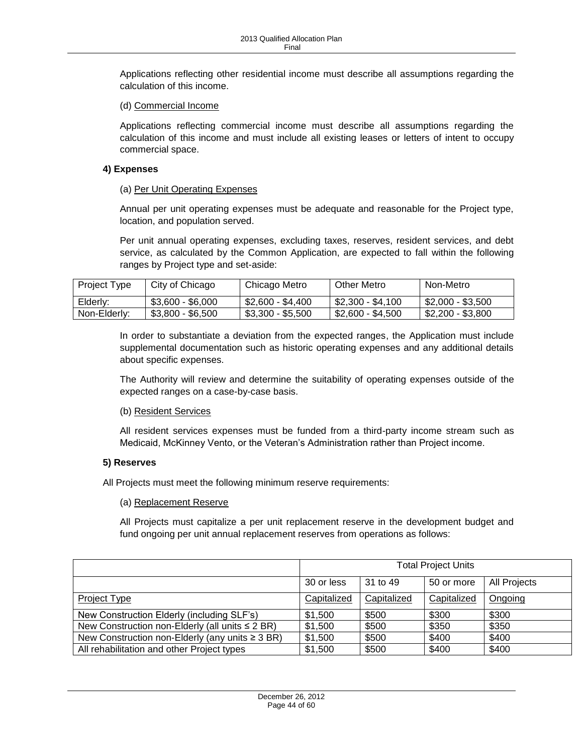Applications reflecting other residential income must describe all assumptions regarding the calculation of this income.

(d) Commercial Income

Applications reflecting commercial income must describe all assumptions regarding the calculation of this income and must include all existing leases or letters of intent to occupy commercial space.

**4) Expenses**

(a) Per Unit Operating Expenses

Annual per unit operating expenses must be adequate and reasonable for the Project type, location, and population served.

Per unit annual operating expenses, excluding taxes, reserves, resident services, and debt service, as calculated by the Common Application, are expected to fall within the following ranges by Project type and set-aside:

| Project Type | City of Chicago | Chicago Metro | Other Metro | Non-Metro |
|---|---|---|---|---|
| Elderly: | $3,600 - $6,000 | $2,600 - $4,400 | $2,300 - $4,100 | $2,000 - $3,500 |
| Non-Elderly: | $3,800 - $6,500 | $3,300 - $5,500 | $2,600 - $4,500 | $2,200 - $3,800 |

In order to substantiate a deviation from the expected ranges, the Application must include supplemental documentation such as historic operating expenses and any additional details about specific expenses.

The Authority will review and determine the suitability of operating expenses outside of the expected ranges on a case-by-case basis.

(b) Resident Services

All resident services expenses must be funded from a third-party income stream such as Medicaid, McKinney Vento, or the Veteran's Administration rather than Project income.

**5) Reserves**

All Projects must meet the following minimum reserve requirements:

(a) Replacement Reserve

All Projects must capitalize a per unit replacement reserve in the development budget and fund ongoing per unit annual replacement reserves from operations as follows:

| | Total Project Units | | | |
|---|---|---|---|---|
| | 30 or less | 31 to 49 | 50 or more | All Projects |
| Project Type | Capitalized | Capitalized | Capitalized | Ongoing |
| New Construction Elderly (including SLF's) | $1,500 | $500 | $300 | $300 |
| New Construction non-Elderly (all units ≤ 2 BR) | $1,500 | $500 | $350 | $350 |
| New Construction non-Elderly (any units ≥ 3 BR) | $1,500 | $500 | $400 | $400 |
| All rehabilitation and other Project types | $1,500 | $500 | $400 | $400 |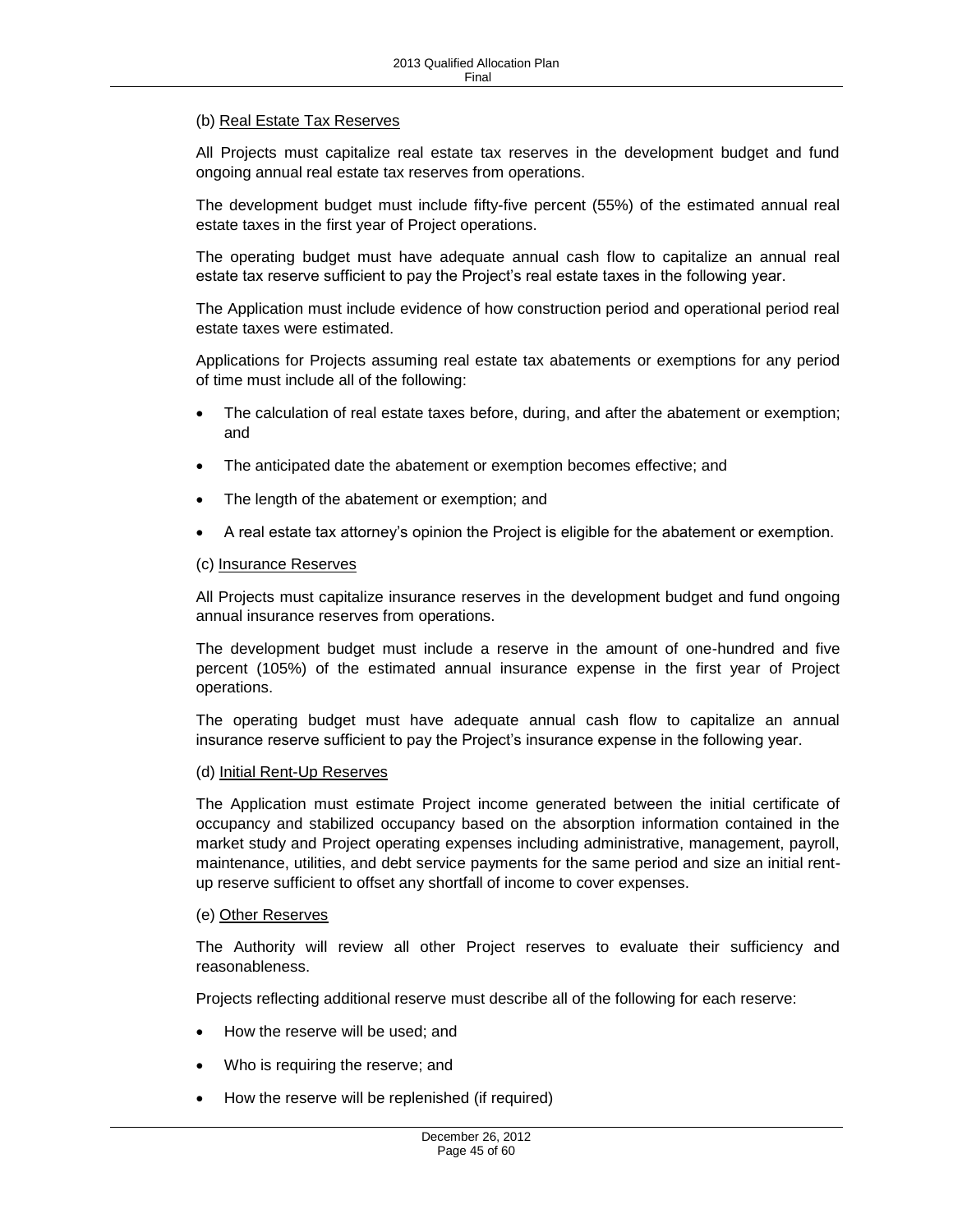(b) <u>Real Estate Tax Reserves</u>

All Projects must capitalize real estate tax reserves in the development budget and fund ongoing annual real estate tax reserves from operations.

The development budget must include fifty-five percent (55%) of the estimated annual real estate taxes in the first year of Project operations.

The operating budget must have adequate annual cash flow to capitalize an annual real estate tax reserve sufficient to pay the Project's real estate taxes in the following year.

The Application must include evidence of how construction period and operational period real estate taxes were estimated.

Applications for Projects assuming real estate tax abatements or exemptions for any period of time must include all of the following:

- The calculation of real estate taxes before, during, and after the abatement or exemption; and
- The anticipated date the abatement or exemption becomes effective; and
- The length of the abatement or exemption; and
- A real estate tax attorney's opinion the Project is eligible for the abatement or exemption.

(c) <u>Insurance Reserves</u>

All Projects must capitalize insurance reserves in the development budget and fund ongoing annual insurance reserves from operations.

The development budget must include a reserve in the amount of one-hundred and five percent (105%) of the estimated annual insurance expense in the first year of Project operations.

The operating budget must have adequate annual cash flow to capitalize an annual insurance reserve sufficient to pay the Project's insurance expense in the following year.

(d) <u>Initial Rent-Up Reserves</u>

The Application must estimate Project income generated between the initial certificate of occupancy and stabilized occupancy based on the absorption information contained in the market study and Project operating expenses including administrative, management, payroll, maintenance, utilities, and debt service payments for the same period and size an initial rent-up reserve sufficient to offset any shortfall of income to cover expenses.

(e) <u>Other Reserves</u>

The Authority will review all other Project reserves to evaluate their sufficiency and reasonableness.

Projects reflecting additional reserve must describe all of the following for each reserve:

- How the reserve will be used; and
- Who is requiring the reserve; and
- How the reserve will be replenished (if required)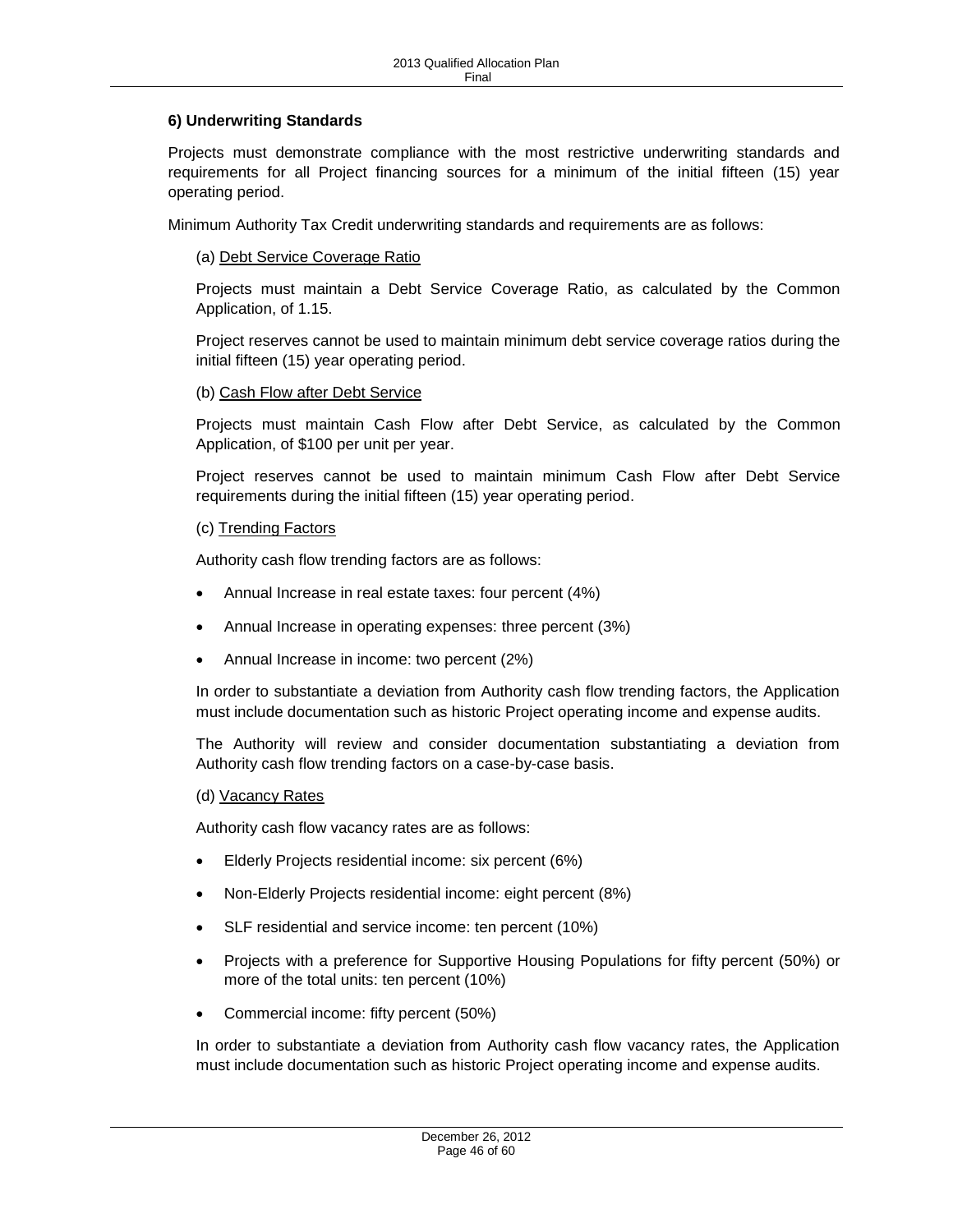### 6) Underwriting Standards

Projects must demonstrate compliance with the most restrictive underwriting standards and requirements for all Project financing sources for a minimum of the initial fifteen (15) year operating period.

Minimum Authority Tax Credit underwriting standards and requirements are as follows:

(a) Debt Service Coverage Ratio

Projects must maintain a Debt Service Coverage Ratio, as calculated by the Common Application, of 1.15.

Project reserves cannot be used to maintain minimum debt service coverage ratios during the initial fifteen (15) year operating period.

(b) Cash Flow after Debt Service

Projects must maintain Cash Flow after Debt Service, as calculated by the Common Application, of $100 per unit per year.

Project reserves cannot be used to maintain minimum Cash Flow after Debt Service requirements during the initial fifteen (15) year operating period.

(c) Trending Factors

Authority cash flow trending factors are as follows:

- Annual Increase in real estate taxes: four percent (4%)
- Annual Increase in operating expenses: three percent (3%)
- Annual Increase in income: two percent (2%)

In order to substantiate a deviation from Authority cash flow trending factors, the Application must include documentation such as historic Project operating income and expense audits.

The Authority will review and consider documentation substantiating a deviation from Authority cash flow trending factors on a case-by-case basis.

(d) Vacancy Rates

Authority cash flow vacancy rates are as follows:

- Elderly Projects residential income: six percent (6%)
- Non-Elderly Projects residential income: eight percent (8%)
- SLF residential and service income: ten percent (10%)
- Projects with a preference for Supportive Housing Populations for fifty percent (50%) or more of the total units: ten percent (10%)
- Commercial income: fifty percent (50%)

In order to substantiate a deviation from Authority cash flow vacancy rates, the Application must include documentation such as historic Project operating income and expense audits.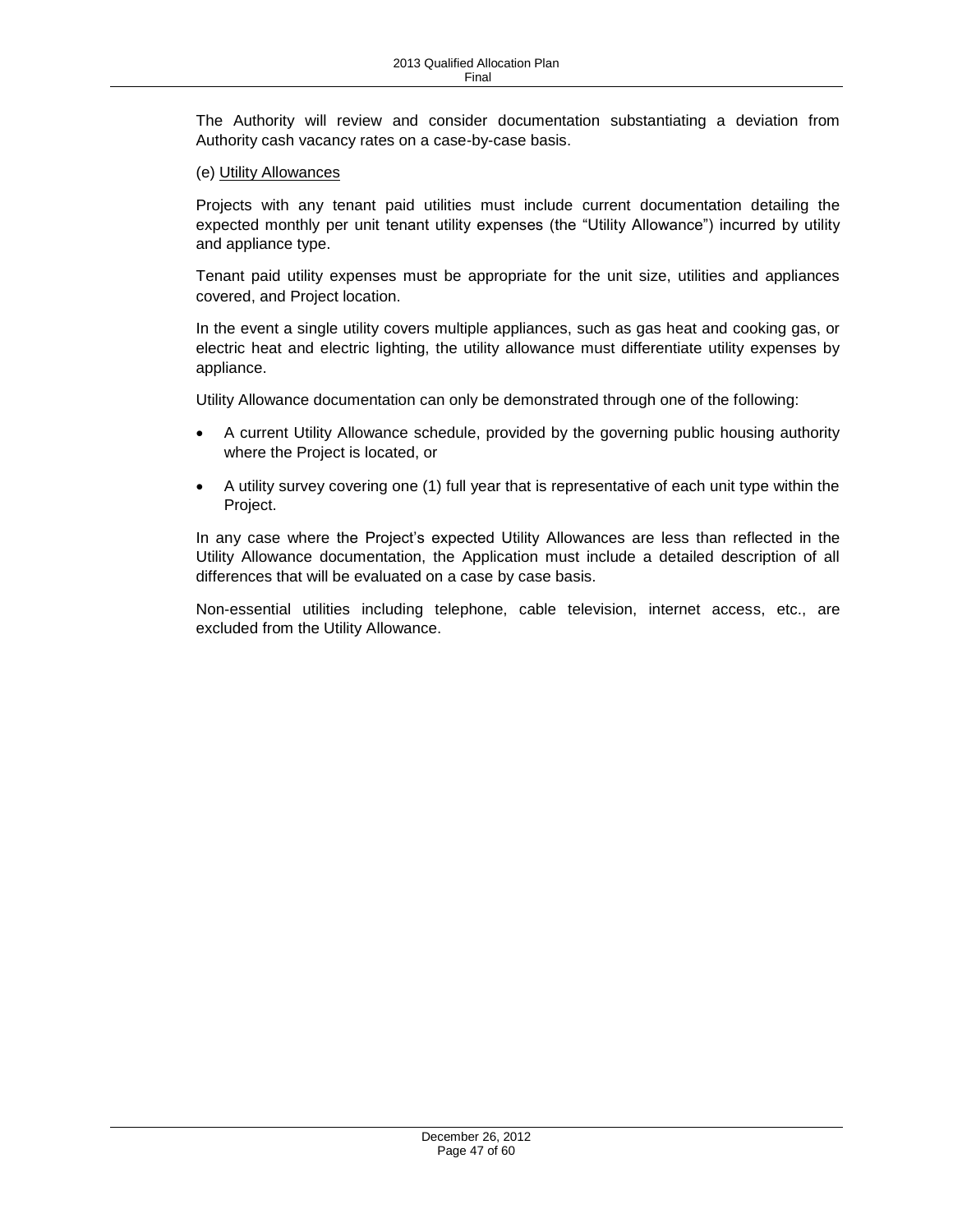The Authority will review and consider documentation substantiating a deviation from Authority cash vacancy rates on a case-by-case basis.

(e) Utility Allowances

Projects with any tenant paid utilities must include current documentation detailing the expected monthly per unit tenant utility expenses (the "Utility Allowance") incurred by utility and appliance type.

Tenant paid utility expenses must be appropriate for the unit size, utilities and appliances covered, and Project location.

In the event a single utility covers multiple appliances, such as gas heat and cooking gas, or electric heat and electric lighting, the utility allowance must differentiate utility expenses by appliance.

Utility Allowance documentation can only be demonstrated through one of the following:

- A current Utility Allowance schedule, provided by the governing public housing authority where the Project is located, or
- A utility survey covering one (1) full year that is representative of each unit type within the Project.

In any case where the Project's expected Utility Allowances are less than reflected in the Utility Allowance documentation, the Application must include a detailed description of all differences that will be evaluated on a case by case basis.

Non-essential utilities including telephone, cable television, internet access, etc., are excluded from the Utility Allowance.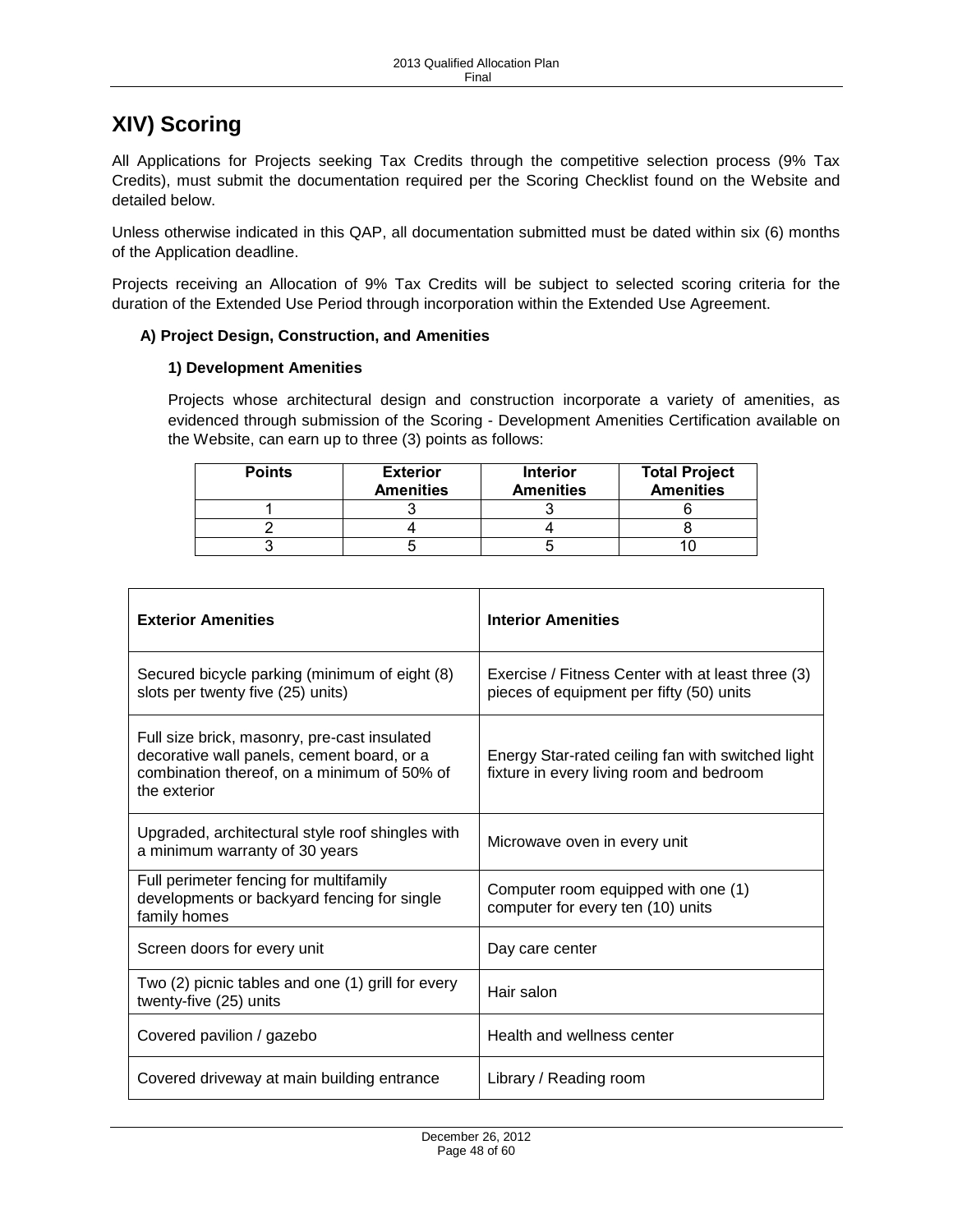# XIV) Scoring

All Applications for Projects seeking Tax Credits through the competitive selection process (9% Tax Credits), must submit the documentation required per the Scoring Checklist found on the Website and detailed below.

Unless otherwise indicated in this QAP, all documentation submitted must be dated within six (6) months of the Application deadline.

Projects receiving an Allocation of 9% Tax Credits will be subject to selected scoring criteria for the duration of the Extended Use Period through incorporation within the Extended Use Agreement.

### A) Project Design, Construction, and Amenities

#### 1) Development Amenities

Projects whose architectural design and construction incorporate a variety of amenities, as evidenced through submission of the Scoring - Development Amenities Certification available on the Website, can earn up to three (3) points as follows:

| Points | Exterior Amenities | Interior Amenities | Total Project Amenities |
|---|---|---|---|
| 1 | 3 | 3 | 6 |
| 2 | 4 | 4 | 8 |
| 3 | 5 | 5 | 10 |

| Exterior Amenities | Interior Amenities |
|---|---|
| Secured bicycle parking (minimum of eight (8) slots per twenty five (25) units) | Exercise / Fitness Center with at least three (3) pieces of equipment per fifty (50) units |
| Full size brick, masonry, pre-cast insulated decorative wall panels, cement board, or a combination thereof, on a minimum of 50% of the exterior | Energy Star-rated ceiling fan with switched light fixture in every living room and bedroom |
| Upgraded, architectural style roof shingles with a minimum warranty of 30 years | Microwave oven in every unit |
| Full perimeter fencing for multifamily developments or backyard fencing for single family homes | Computer room equipped with one (1) computer for every ten (10) units |
| Screen doors for every unit | Day care center |
| Two (2) picnic tables and one (1) grill for every twenty-five (25) units | Hair salon |
| Covered pavilion / gazebo | Health and wellness center |
| Covered driveway at main building entrance | Library / Reading room |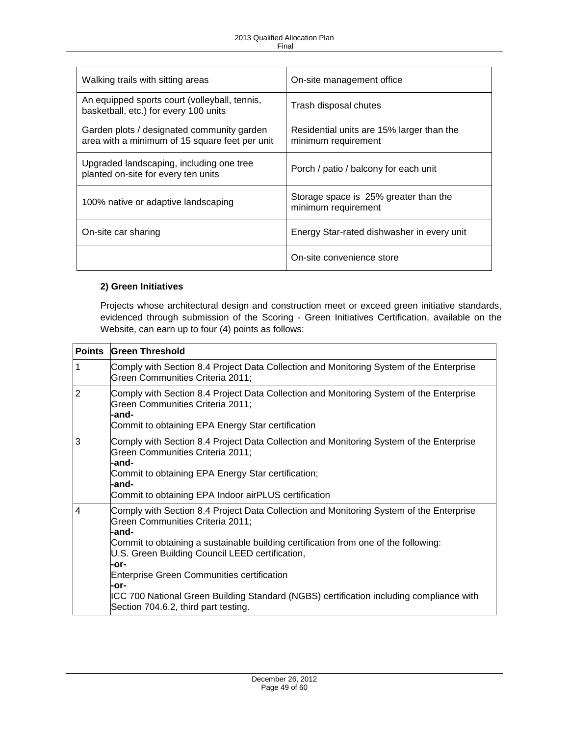| | |
|---|---|
| Walking trails with sitting areas | On-site management office |
| An equipped sports court (volleyball, tennis, basketball, etc.) for every 100 units | Trash disposal chutes |
| Garden plots / designated community garden area with a minimum of 15 square feet per unit | Residential units are 15% larger than the minimum requirement |
| Upgraded landscaping, including one tree planted on-site for every ten units | Porch / patio / balcony for each unit |
| 100% native or adaptive landscaping | Storage space is 25% greater than the minimum requirement |
| On-site car sharing | Energy Star-rated dishwasher in every unit |
| | On-site convenience store |

**2) Green Initiatives**

Projects whose architectural design and construction meet or exceed green initiative standards, evidenced through submission of the Scoring - Green Initiatives Certification, available on the Website, can earn up to four (4) points as follows:

| Points | Green Threshold |
|---|---|
| 1 | Comply with Section 8.4 Project Data Collection and Monitoring System of the Enterprise Green Communities Criteria 2011; |
| 2 | Comply with Section 8.4 Project Data Collection and Monitoring System of the Enterprise Green Communities Criteria 2011;<br>**-and-**<br>Commit to obtaining EPA Energy Star certification |
| 3 | Comply with Section 8.4 Project Data Collection and Monitoring System of the Enterprise Green Communities Criteria 2011;<br>**-and-**<br>Commit to obtaining EPA Energy Star certification;<br>**-and-**<br>Commit to obtaining EPA Indoor airPLUS certification |
| 4 | Comply with Section 8.4 Project Data Collection and Monitoring System of the Enterprise Green Communities Criteria 2011;<br>**-and-**<br>Commit to obtaining a sustainable building certification from one of the following:<br>U.S. Green Building Council LEED certification,<br>**-or-**<br>Enterprise Green Communities certification<br>**-or-**<br>ICC 700 National Green Building Standard (NGBS) certification including compliance with Section 704.6.2, third part testing. |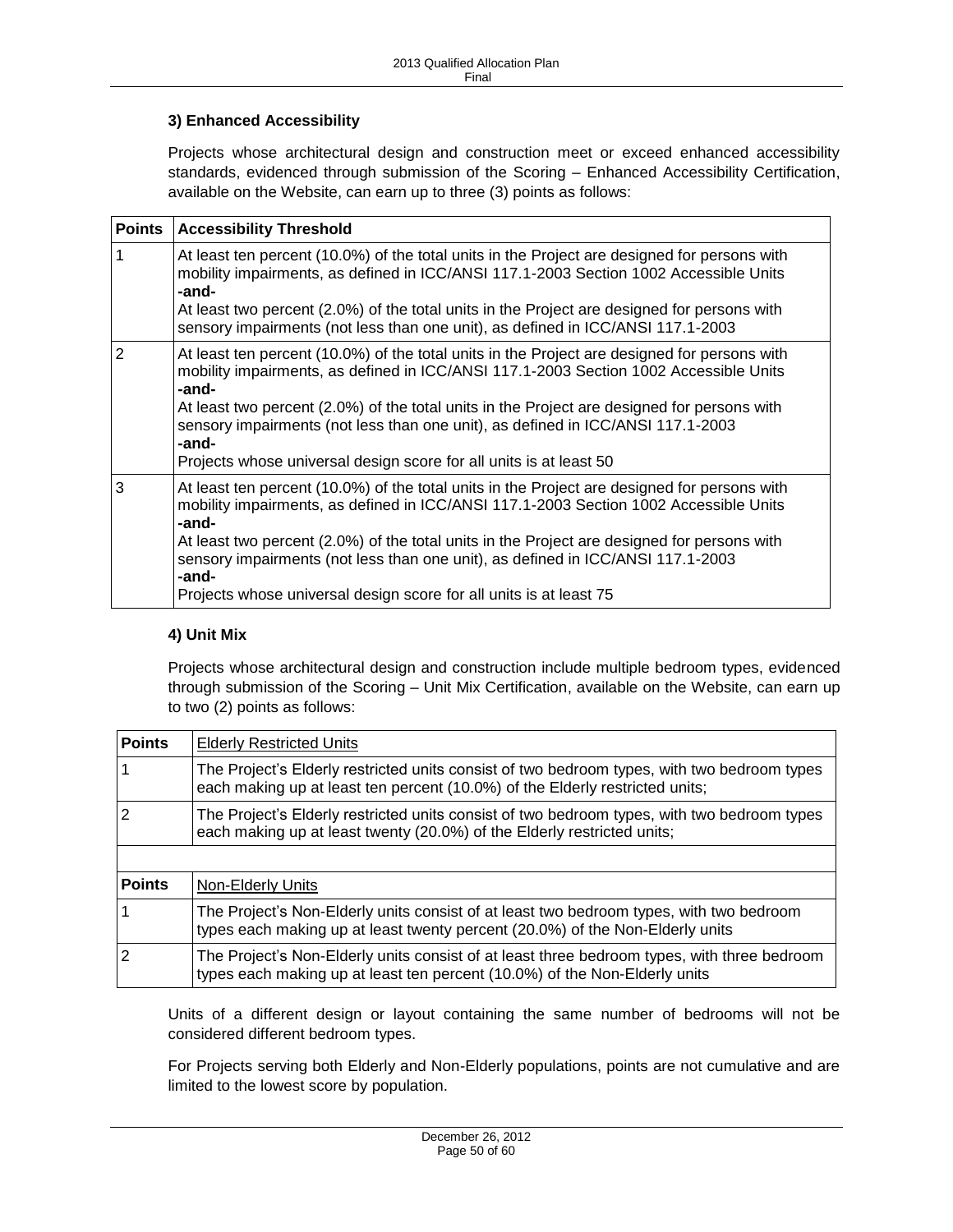### 3) Enhanced Accessibility

Projects whose architectural design and construction meet or exceed enhanced accessibility standards, evidenced through submission of the Scoring – Enhanced Accessibility Certification, available on the Website, can earn up to three (3) points as follows:

| Points | Accessibility Threshold |
|---|---|
| 1 | At least ten percent (10.0%) of the total units in the Project are designed for persons with mobility impairments, as defined in ICC/ANSI 117.1-2003 Section 1002 Accessible Units<br>**-and-**<br>At least two percent (2.0%) of the total units in the Project are designed for persons with sensory impairments (not less than one unit), as defined in ICC/ANSI 117.1-2003 |
| 2 | At least ten percent (10.0%) of the total units in the Project are designed for persons with mobility impairments, as defined in ICC/ANSI 117.1-2003 Section 1002 Accessible Units<br>**-and-**<br>At least two percent (2.0%) of the total units in the Project are designed for persons with sensory impairments (not less than one unit), as defined in ICC/ANSI 117.1-2003<br>**-and-**<br>Projects whose universal design score for all units is at least 50 |
| 3 | At least ten percent (10.0%) of the total units in the Project are designed for persons with mobility impairments, as defined in ICC/ANSI 117.1-2003 Section 1002 Accessible Units<br>**-and-**<br>At least two percent (2.0%) of the total units in the Project are designed for persons with sensory impairments (not less than one unit), as defined in ICC/ANSI 117.1-2003<br>**-and-**<br>Projects whose universal design score for all units is at least 75 |

### 4) Unit Mix

Projects whose architectural design and construction include multiple bedroom types, evidenced through submission of the Scoring – Unit Mix Certification, available on the Website, can earn up to two (2) points as follows:

| Points | Elderly Restricted Units |
|---|---|
| 1 | The Project's Elderly restricted units consist of two bedroom types, with two bedroom types each making up at least ten percent (10.0%) of the Elderly restricted units; |
| 2 | The Project's Elderly restricted units consist of two bedroom types, with two bedroom types each making up at least twenty (20.0%) of the Elderly restricted units; |
| | |
| **Points** | Non-Elderly Units |
| 1 | The Project's Non-Elderly units consist of at least two bedroom types, with two bedroom types each making up at least twenty percent (20.0%) of the Non-Elderly units |
| 2 | The Project's Non-Elderly units consist of at least three bedroom types, with three bedroom types each making up at least ten percent (10.0%) of the Non-Elderly units |

Units of a different design or layout containing the same number of bedrooms will not be considered different bedroom types.

For Projects serving both Elderly and Non-Elderly populations, points are not cumulative and are limited to the lowest score by population.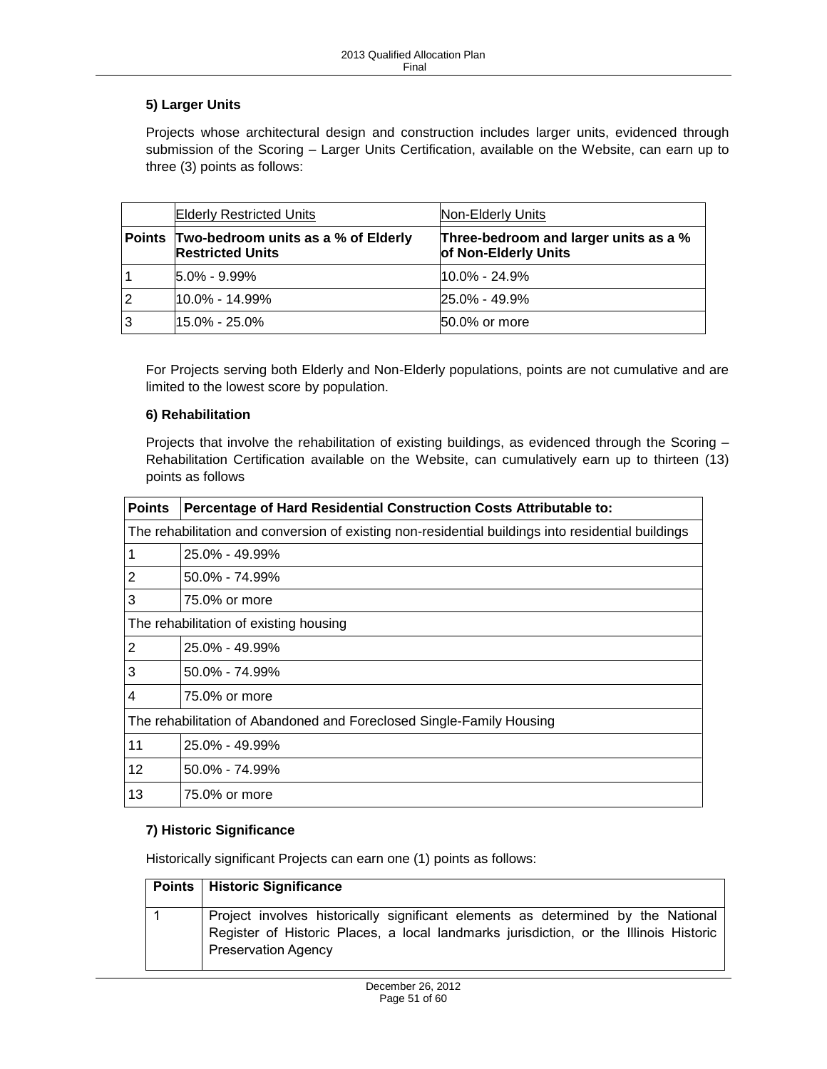### 5) Larger Units

Projects whose architectural design and construction includes larger units, evidenced through submission of the Scoring – Larger Units Certification, available on the Website, can earn up to three (3) points as follows:

| | Elderly Restricted Units | Non-Elderly Units |
|---|---|---|
| **Points** | **Two-bedroom units as a % of Elderly Restricted Units** | **Three-bedroom and larger units as a % of Non-Elderly Units** |
| 1 | 5.0% - 9.99% | 10.0% - 24.9% |
| 2 | 10.0% - 14.99% | 25.0% - 49.9% |
| 3 | 15.0% - 25.0% | 50.0% or more |

For Projects serving both Elderly and Non-Elderly populations, points are not cumulative and are limited to the lowest score by population.

### 6) Rehabilitation

Projects that involve the rehabilitation of existing buildings, as evidenced through the Scoring – Rehabilitation Certification available on the Website, can cumulatively earn up to thirteen (13) points as follows

| Points | Percentage of Hard Residential Construction Costs Attributable to: |
|---|---|
| The rehabilitation and conversion of existing non-residential buildings into residential buildings | |
| 1 | 25.0% - 49.99% |
| 2 | 50.0% - 74.99% |
| 3 | 75.0% or more |
| The rehabilitation of existing housing | |
| 2 | 25.0% - 49.99% |
| 3 | 50.0% - 74.99% |
| 4 | 75.0% or more |
| The rehabilitation of Abandoned and Foreclosed Single-Family Housing | |
| 11 | 25.0% - 49.99% |
| 12 | 50.0% - 74.99% |
| 13 | 75.0% or more |

### 7) Historic Significance

Historically significant Projects can earn one (1) points as follows:

| Points | Historic Significance |
|---|---|
| 1 | Project involves historically significant elements as determined by the National Register of Historic Places, a local landmarks jurisdiction, or the Illinois Historic Preservation Agency |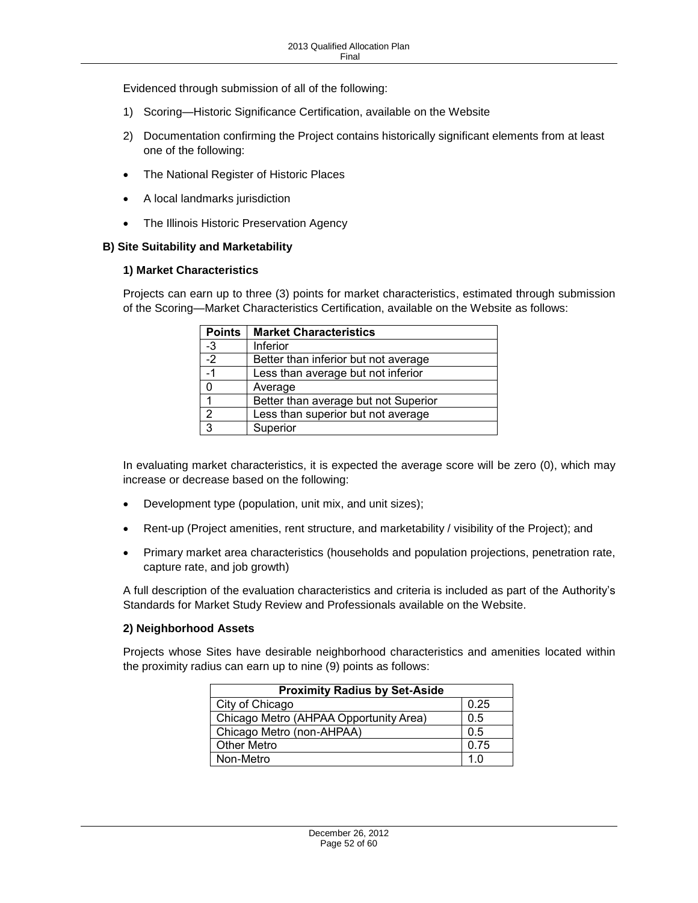Evidenced through submission of all of the following:

1) Scoring—Historic Significance Certification, available on the Website
2) Documentation confirming the Project contains historically significant elements from at least one of the following:

- The National Register of Historic Places
- A local landmarks jurisdiction
- The Illinois Historic Preservation Agency

### B) Site Suitability and Marketability

#### 1) Market Characteristics

Projects can earn up to three (3) points for market characteristics, estimated through submission of the Scoring—Market Characteristics Certification, available on the Website as follows:

| Points | Market Characteristics |
|---|---|
| -3 | Inferior |
| -2 | Better than inferior but not average |
| -1 | Less than average but not inferior |
| 0 | Average |
| 1 | Better than average but not Superior |
| 2 | Less than superior but not average |
| 3 | Superior |

In evaluating market characteristics, it is expected the average score will be zero (0), which may increase or decrease based on the following:

- Development type (population, unit mix, and unit sizes);
- Rent-up (Project amenities, rent structure, and marketability / visibility of the Project); and
- Primary market area characteristics (households and population projections, penetration rate, capture rate, and job growth)

A full description of the evaluation characteristics and criteria is included as part of the Authority's Standards for Market Study Review and Professionals available on the Website.

#### 2) Neighborhood Assets

Projects whose Sites have desirable neighborhood characteristics and amenities located within the proximity radius can earn up to nine (9) points as follows:

| Proximity Radius by Set-Aside | |
|---|---|
| City of Chicago | 0.25 |
| Chicago Metro (AHPAA Opportunity Area) | 0.5 |
| Chicago Metro (non-AHPAA) | 0.5 |
| Other Metro | 0.75 |
| Non-Metro | 1.0 |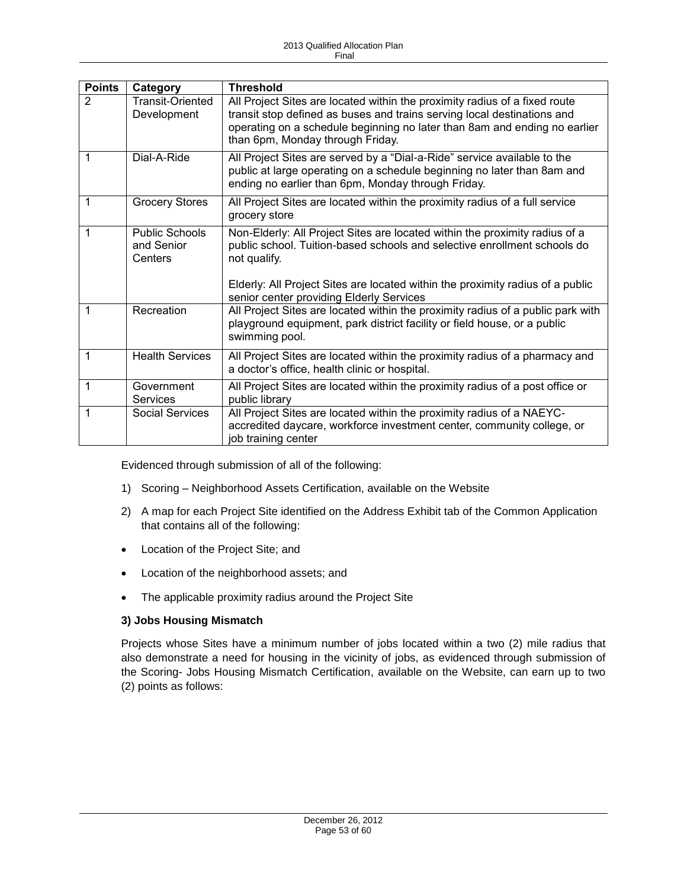| Points | Category | Threshold |
| --- | --- | --- |
| 2 | Transit-Oriented Development | All Project Sites are located within the proximity radius of a fixed route transit stop defined as buses and trains serving local destinations and operating on a schedule beginning no later than 8am and ending no earlier than 6pm, Monday through Friday. |
| 1 | Dial-A-Ride | All Project Sites are served by a "Dial-a-Ride" service available to the public at large operating on a schedule beginning no later than 8am and ending no earlier than 6pm, Monday through Friday. |
| 1 | Grocery Stores | All Project Sites are located within the proximity radius of a full service grocery store |
| 1 | Public Schools and Senior Centers | Non-Elderly: All Project Sites are located within the proximity radius of a public school. Tuition-based schools and selective enrollment schools do not qualify.<br><br>Elderly: All Project Sites are located within the proximity radius of a public senior center providing Elderly Services |
| 1 | Recreation | All Project Sites are located within the proximity radius of a public park with playground equipment, park district facility or field house, or a public swimming pool. |
| 1 | Health Services | All Project Sites are located within the proximity radius of a pharmacy and a doctor's office, health clinic or hospital. |
| 1 | Government Services | All Project Sites are located within the proximity radius of a post office or public library |
| 1 | Social Services | All Project Sites are located within the proximity radius of a NAEYC-accredited daycare, workforce investment center, community college, or job training center |

Evidenced through submission of all of the following:

1) Scoring – Neighborhood Assets Certification, available on the Website
2) A map for each Project Site identified on the Address Exhibit tab of the Common Application that contains all of the following:

- Location of the Project Site; and
- Location of the neighborhood assets; and
- The applicable proximity radius around the Project Site

**3) Jobs Housing Mismatch**

Projects whose Sites have a minimum number of jobs located within a two (2) mile radius that also demonstrate a need for housing in the vicinity of jobs, as evidenced through submission of the Scoring- Jobs Housing Mismatch Certification, available on the Website, can earn up to two (2) points as follows: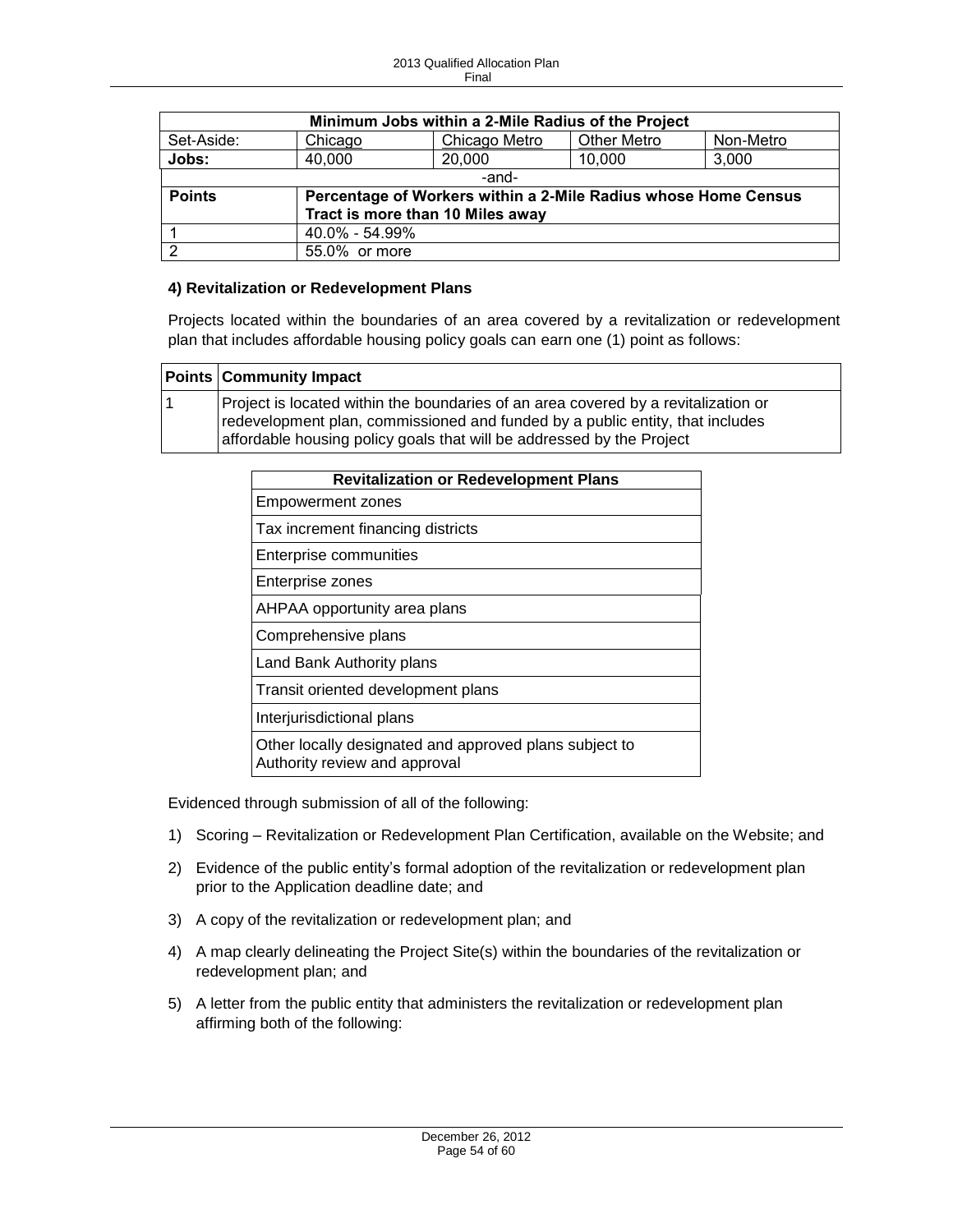| Minimum Jobs within a 2-Mile Radius of the Project | | | | |
|---|---|---|---|---|
| Set-Aside: | Chicago | Chicago Metro | Other Metro | Non-Metro |
| **Jobs:** | 40,000 | 20,000 | 10,000 | 3,000 |
| -and- | | | | |
| **Points** | **Percentage of Workers within a 2-Mile Radius whose Home Census Tract is more than 10 Miles away** | | | |
| 1 | 40.0% - 54.99% | | | |
| 2 | 55.0% or more | | | |

#### 4) Revitalization or Redevelopment Plans

Projects located within the boundaries of an area covered by a revitalization or redevelopment plan that includes affordable housing policy goals can earn one (1) point as follows:

| Points | Community Impact |
|---|---|
| 1 | Project is located within the boundaries of an area covered by a revitalization or redevelopment plan, commissioned and funded by a public entity, that includes affordable housing policy goals that will be addressed by the Project |

| Revitalization or Redevelopment Plans |
|---|
| Empowerment zones |
| Tax increment financing districts |
| Enterprise communities |
| Enterprise zones |
| AHPAA opportunity area plans |
| Comprehensive plans |
| Land Bank Authority plans |
| Transit oriented development plans |
| Interjurisdictional plans |
| Other locally designated and approved plans subject to Authority review and approval |

Evidenced through submission of all of the following:

1) Scoring – Revitalization or Redevelopment Plan Certification, available on the Website; and
2) Evidence of the public entity's formal adoption of the revitalization or redevelopment plan prior to the Application deadline date; and
3) A copy of the revitalization or redevelopment plan; and
4) A map clearly delineating the Project Site(s) within the boundaries of the revitalization or redevelopment plan; and
5) A letter from the public entity that administers the revitalization or redevelopment plan affirming both of the following: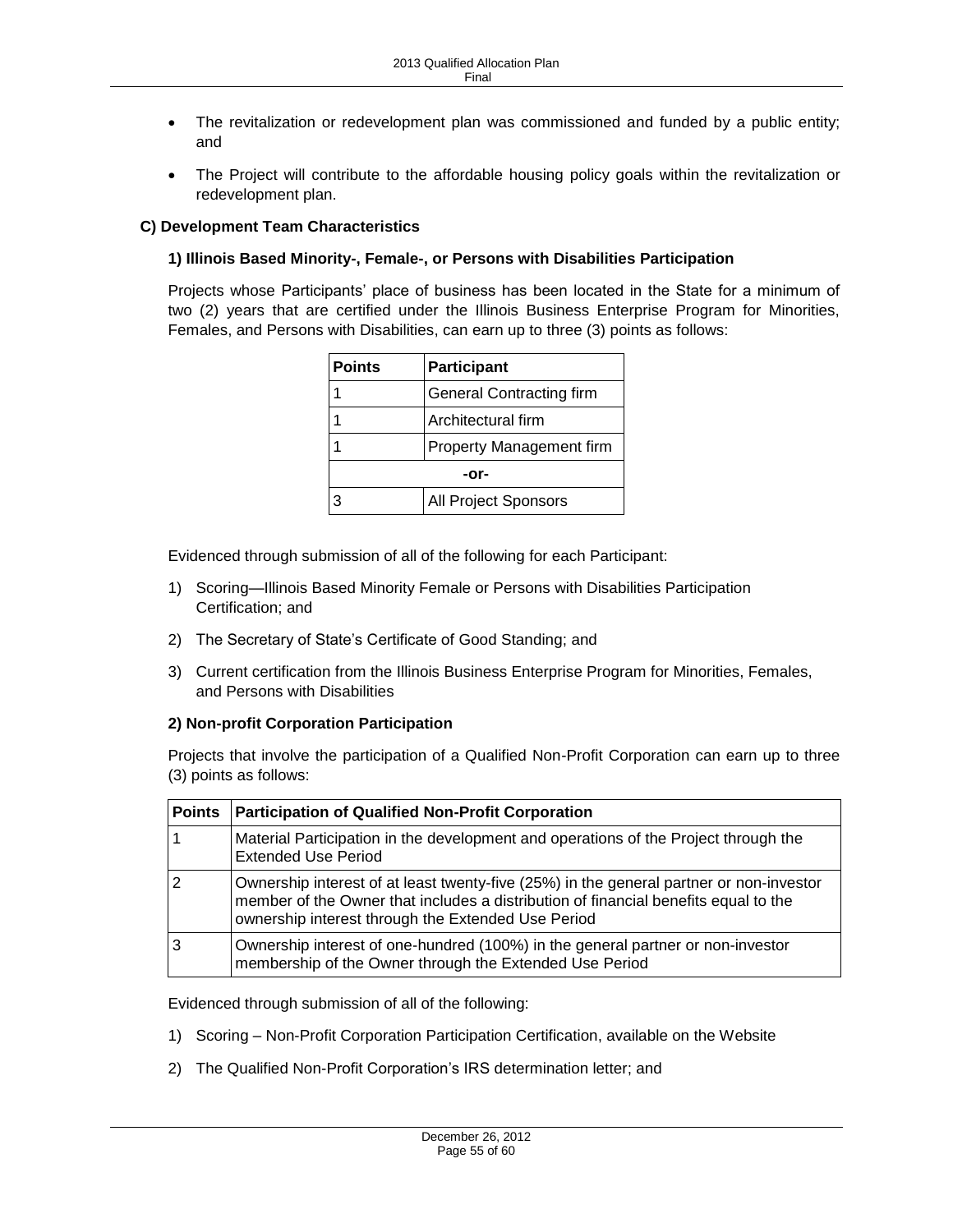- The revitalization or redevelopment plan was commissioned and funded by a public entity; and
- The Project will contribute to the affordable housing policy goals within the revitalization or redevelopment plan.

### C) Development Team Characteristics

#### 1) Illinois Based Minority-, Female-, or Persons with Disabilities Participation

Projects whose Participants' place of business has been located in the State for a minimum of two (2) years that are certified under the Illinois Business Enterprise Program for Minorities, Females, and Persons with Disabilities, can earn up to three (3) points as follows:

| Points | Participant |
|---|---|
| 1 | General Contracting firm |
| 1 | Architectural firm |
| 1 | Property Management firm |
| **-or-** | |
| 3 | All Project Sponsors |

Evidenced through submission of all of the following for each Participant:

1) Scoring—Illinois Based Minority Female or Persons with Disabilities Participation Certification; and
2) The Secretary of State's Certificate of Good Standing; and
3) Current certification from the Illinois Business Enterprise Program for Minorities, Females, and Persons with Disabilities

#### 2) Non-profit Corporation Participation

Projects that involve the participation of a Qualified Non-Profit Corporation can earn up to three (3) points as follows:

| Points | Participation of Qualified Non-Profit Corporation |
|---|---|
| 1 | Material Participation in the development and operations of the Project through the Extended Use Period |
| 2 | Ownership interest of at least twenty-five (25%) in the general partner or non-investor member of the Owner that includes a distribution of financial benefits equal to the ownership interest through the Extended Use Period |
| 3 | Ownership interest of one-hundred (100%) in the general partner or non-investor membership of the Owner through the Extended Use Period |

Evidenced through submission of all of the following:

1) Scoring – Non-Profit Corporation Participation Certification, available on the Website
2) The Qualified Non-Profit Corporation's IRS determination letter; and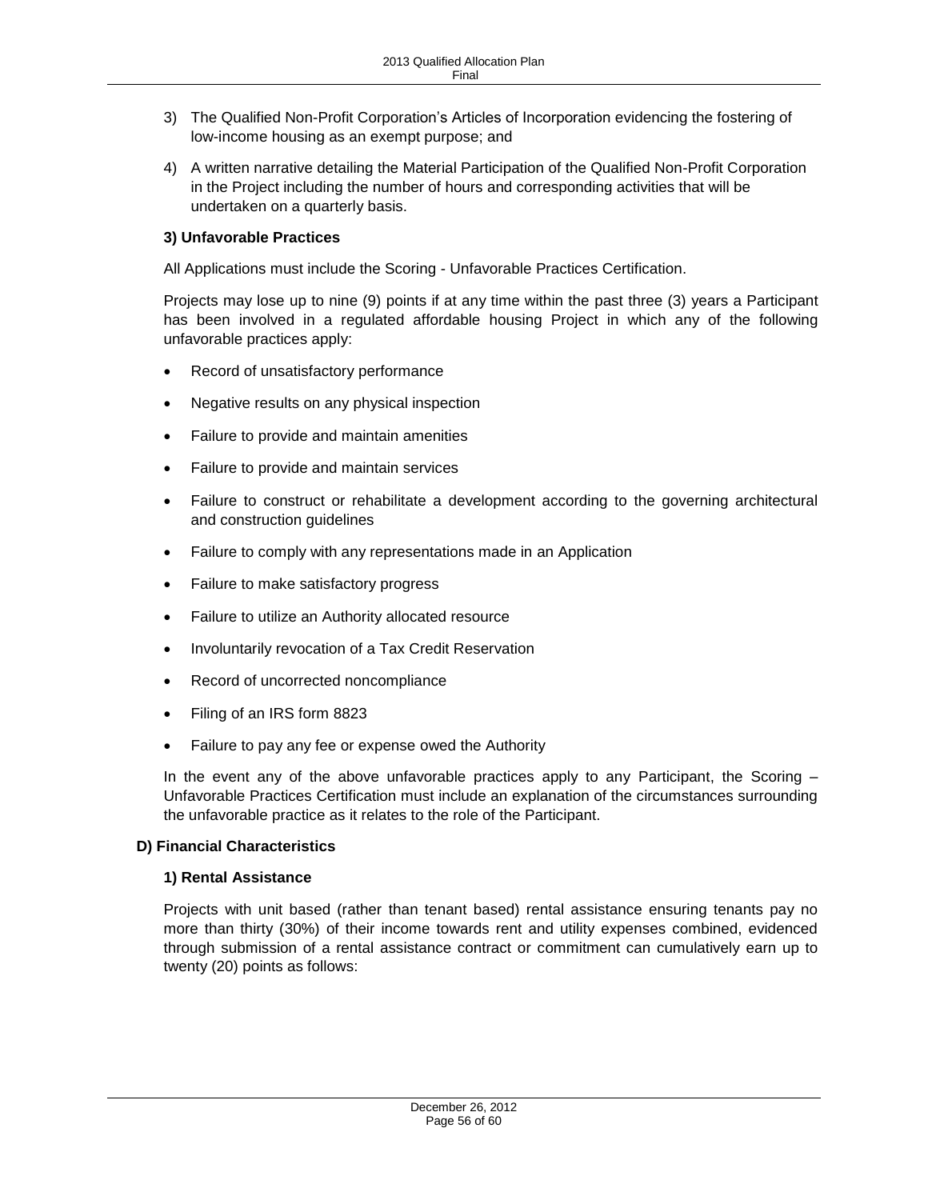3) The Qualified Non-Profit Corporation's Articles of Incorporation evidencing the fostering of low-income housing as an exempt purpose; and

4) A written narrative detailing the Material Participation of the Qualified Non-Profit Corporation in the Project including the number of hours and corresponding activities that will be undertaken on a quarterly basis.

#### 3) Unfavorable Practices

All Applications must include the Scoring - Unfavorable Practices Certification.

Projects may lose up to nine (9) points if at any time within the past three (3) years a Participant has been involved in a regulated affordable housing Project in which any of the following unfavorable practices apply:

- Record of unsatisfactory performance
- Negative results on any physical inspection
- Failure to provide and maintain amenities
- Failure to provide and maintain services
- Failure to construct or rehabilitate a development according to the governing architectural and construction guidelines
- Failure to comply with any representations made in an Application
- Failure to make satisfactory progress
- Failure to utilize an Authority allocated resource
- Involuntarily revocation of a Tax Credit Reservation
- Record of uncorrected noncompliance
- Filing of an IRS form 8823
- Failure to pay any fee or expense owed the Authority

In the event any of the above unfavorable practices apply to any Participant, the Scoring – Unfavorable Practices Certification must include an explanation of the circumstances surrounding the unfavorable practice as it relates to the role of the Participant.

### D) Financial Characteristics

#### 1) Rental Assistance

Projects with unit based (rather than tenant based) rental assistance ensuring tenants pay no more than thirty (30%) of their income towards rent and utility expenses combined, evidenced through submission of a rental assistance contract or commitment can cumulatively earn up to twenty (20) points as follows: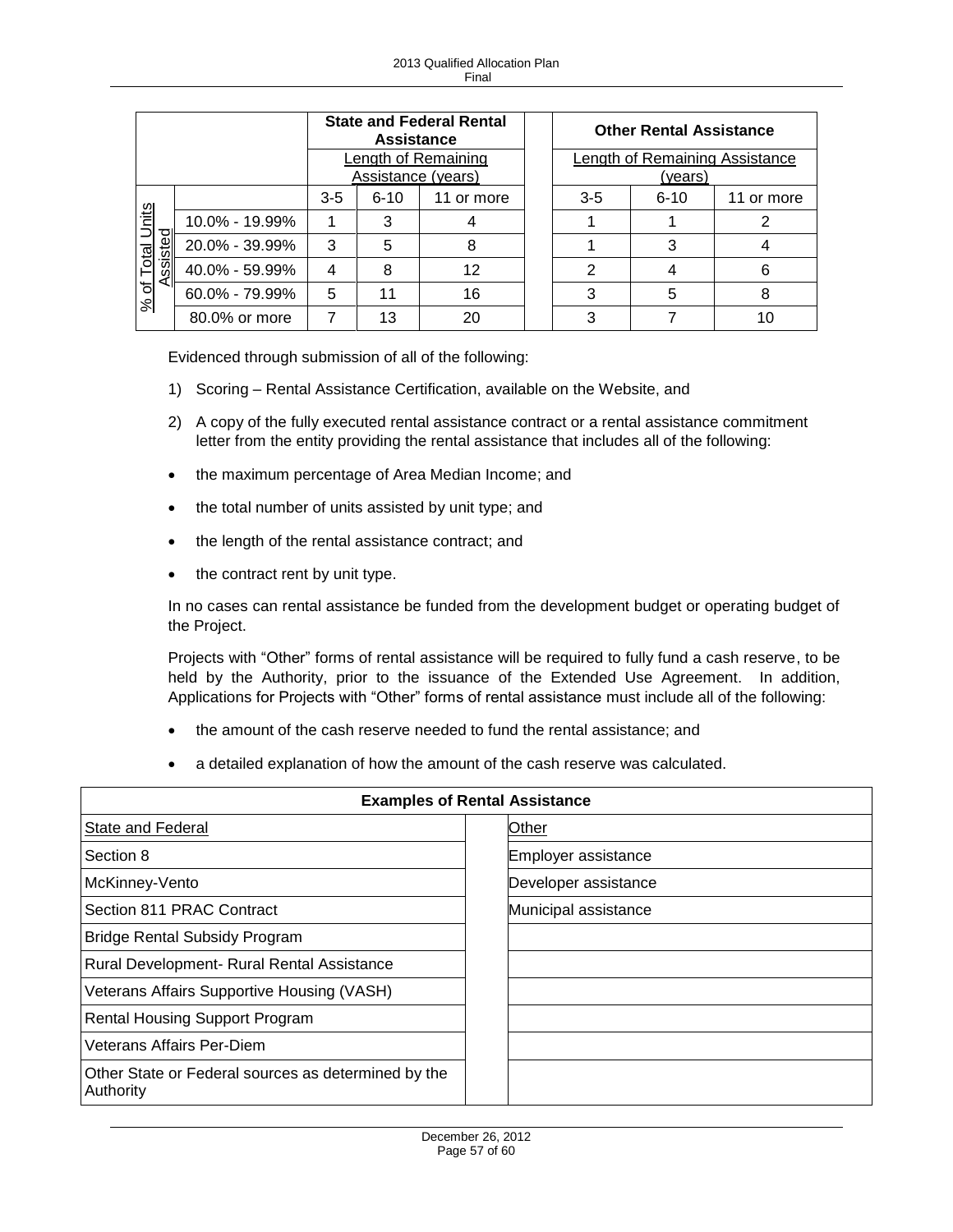| % of Total Units Assisted | | State and Federal Rental Assistance | | | | Other Rental Assistance | | |
|---|---|---|---|---|---|---|---|---|
| | | Length of Remaining Assistance (years) | | | | Length of Remaining Assistance (years) | | |
| | | 3-5 | 6-10 | 11 or more | | 3-5 | 6-10 | 11 or more |
| | 10.0% - 19.99% | 1 | 3 | 4 | | 1 | 1 | 2 |
| | 20.0% - 39.99% | 3 | 5 | 8 | | 1 | 3 | 4 |
| | 40.0% - 59.99% | 4 | 8 | 12 | | 2 | 4 | 6 |
| | 60.0% - 79.99% | 5 | 11 | 16 | | 3 | 5 | 8 |
| | 80.0% or more | 7 | 13 | 20 | | 3 | 7 | 10 |

Evidenced through submission of all of the following:

1) Scoring – Rental Assistance Certification, available on the Website, and
2) A copy of the fully executed rental assistance contract or a rental assistance commitment letter from the entity providing the rental assistance that includes all of the following:

- the maximum percentage of Area Median Income; and
- the total number of units assisted by unit type; and
- the length of the rental assistance contract; and
- the contract rent by unit type.

In no cases can rental assistance be funded from the development budget or operating budget of the Project.

Projects with "Other" forms of rental assistance will be required to fully fund a cash reserve, to be held by the Authority, prior to the issuance of the Extended Use Agreement. In addition, Applications for Projects with "Other" forms of rental assistance must include all of the following:

- the amount of the cash reserve needed to fund the rental assistance; and
- a detailed explanation of how the amount of the cash reserve was calculated.

| Examples of Rental Assistance | | |
|---|---|---|
| State and Federal | | Other |
| Section 8 | | Employer assistance |
| McKinney-Vento | | Developer assistance |
| Section 811 PRAC Contract | | Municipal assistance |
| Bridge Rental Subsidy Program | | |
| Rural Development- Rural Rental Assistance | | |
| Veterans Affairs Supportive Housing (VASH) | | |
| Rental Housing Support Program | | |
| Veterans Affairs Per-Diem | | |
| Other State or Federal sources as determined by the Authority | | |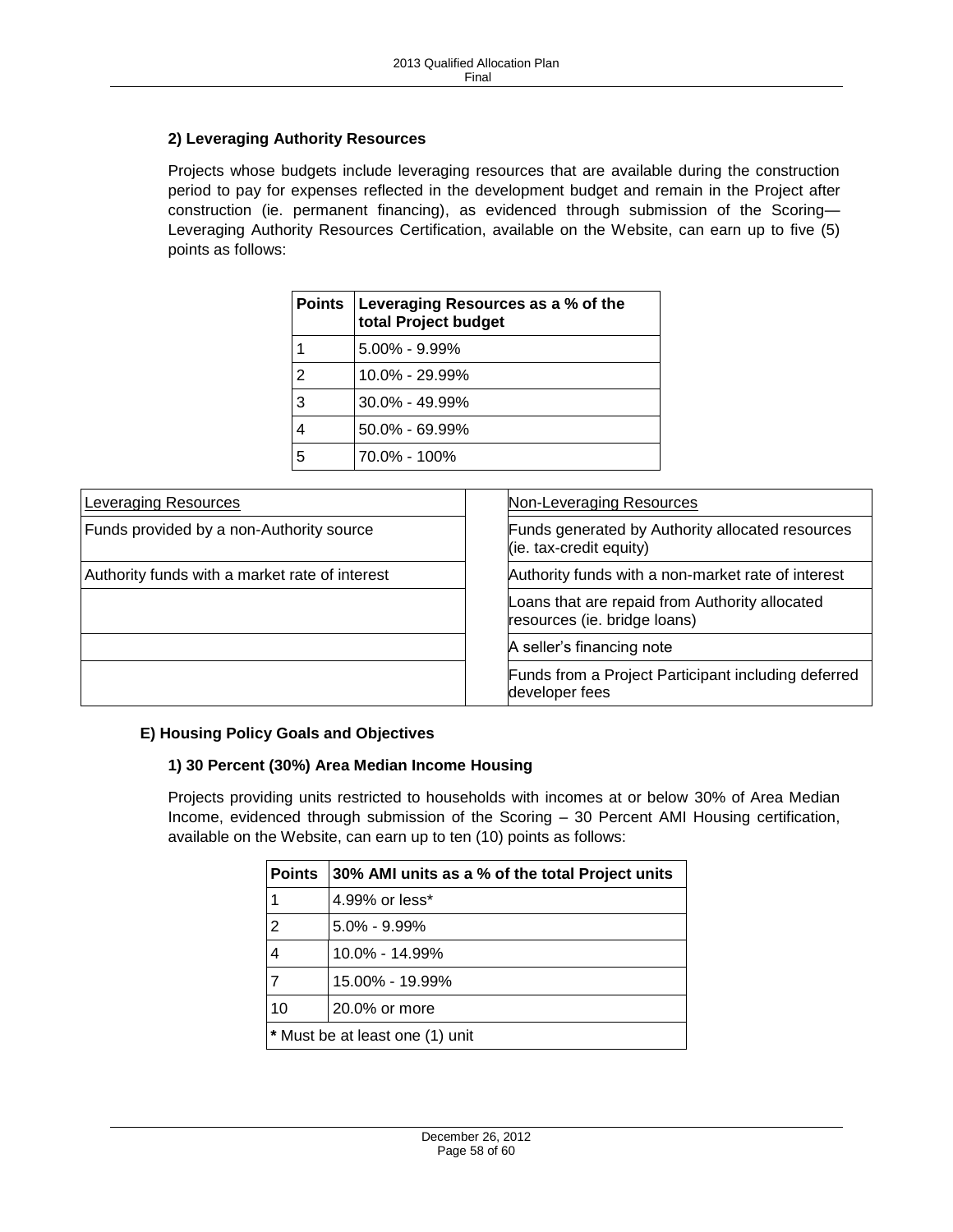### 2) Leveraging Authority Resources

Projects whose budgets include leveraging resources that are available during the construction period to pay for expenses reflected in the development budget and remain in the Project after construction (ie. permanent financing), as evidenced through submission of the Scoring—Leveraging Authority Resources Certification, available on the Website, can earn up to five (5) points as follows:

| Points | Leveraging Resources as a % of the total Project budget |
|---|---|
| 1 | 5.00% - 9.99% |
| 2 | 10.0% - 29.99% |
| 3 | 30.0% - 49.99% |
| 4 | 50.0% - 69.99% |
| 5 | 70.0% - 100% |

| Leveraging Resources | | Non-Leveraging Resources |
|---|---|---|
| Funds provided by a non-Authority source | | Funds generated by Authority allocated resources (ie. tax-credit equity) |
| Authority funds with a market rate of interest | | Authority funds with a non-market rate of interest |
| | | Loans that are repaid from Authority allocated resources (ie. bridge loans) |
| | | A seller's financing note |
| | | Funds from a Project Participant including deferred developer fees |

## E) Housing Policy Goals and Objectives

### 1) 30 Percent (30%) Area Median Income Housing

Projects providing units restricted to households with incomes at or below 30% of Area Median Income, evidenced through submission of the Scoring – 30 Percent AMI Housing certification, available on the Website, can earn up to ten (10) points as follows:

| Points | 30% AMI units as a % of the total Project units |
|---|---|
| 1 | 4.99% or less* |
| 2 | 5.0% - 9.99% |
| 4 | 10.0% - 14.99% |
| 7 | 15.00% - 19.99% |
| 10 | 20.0% or more |
| **\*** Must be at least one (1) unit | |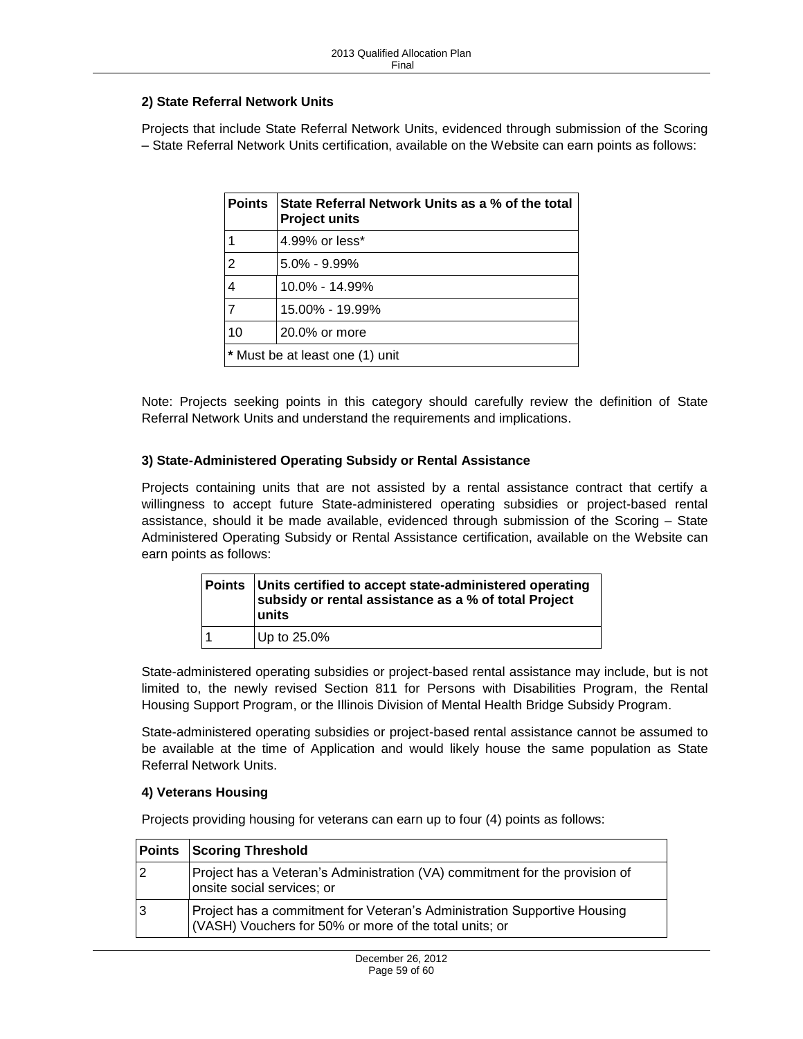### 2) State Referral Network Units

Projects that include State Referral Network Units, evidenced through submission of the Scoring – State Referral Network Units certification, available on the Website can earn points as follows:

| Points | State Referral Network Units as a % of the total Project units |
|---|---|
| 1 | 4.99% or less* |
| 2 | 5.0% - 9.99% |
| 4 | 10.0% - 14.99% |
| 7 | 15.00% - 19.99% |
| 10 | 20.0% or more |
| * Must be at least one (1) unit | |

Note: Projects seeking points in this category should carefully review the definition of State Referral Network Units and understand the requirements and implications.

### 3) State-Administered Operating Subsidy or Rental Assistance

Projects containing units that are not assisted by a rental assistance contract that certify a willingness to accept future State-administered operating subsidies or project-based rental assistance, should it be made available, evidenced through submission of the Scoring – State Administered Operating Subsidy or Rental Assistance certification, available on the Website can earn points as follows:

| Points | Units certified to accept state-administered operating subsidy or rental assistance as a % of total Project units |
|---|---|
| 1 | Up to 25.0% |

State-administered operating subsidies or project-based rental assistance may include, but is not limited to, the newly revised Section 811 for Persons with Disabilities Program, the Rental Housing Support Program, or the Illinois Division of Mental Health Bridge Subsidy Program.

State-administered operating subsidies or project-based rental assistance cannot be assumed to be available at the time of Application and would likely house the same population as State Referral Network Units.

### 4) Veterans Housing

Projects providing housing for veterans can earn up to four (4) points as follows:

| Points | Scoring Threshold |
|---|---|
| 2 | Project has a Veteran's Administration (VA) commitment for the provision of onsite social services; or |
| 3 | Project has a commitment for Veteran's Administration Supportive Housing (VASH) Vouchers for 50% or more of the total units; or |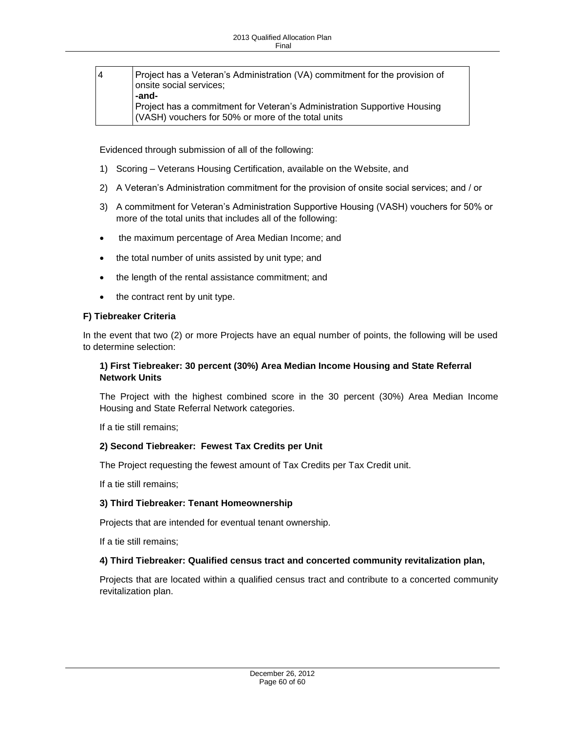| | |
|---|---|
| 4 | Project has a Veteran's Administration (VA) commitment for the provision of onsite social services;<br>**-and-**<br>Project has a commitment for Veteran's Administration Supportive Housing (VASH) vouchers for 50% or more of the total units |

Evidenced through submission of all of the following:

1) Scoring – Veterans Housing Certification, available on the Website, and
2) A Veteran's Administration commitment for the provision of onsite social services; and / or
3) A commitment for Veteran's Administration Supportive Housing (VASH) vouchers for 50% or more of the total units that includes all of the following:

- the maximum percentage of Area Median Income; and
- the total number of units assisted by unit type; and
- the length of the rental assistance commitment; and
- the contract rent by unit type.

**F) Tiebreaker Criteria**

In the event that two (2) or more Projects have an equal number of points, the following will be used to determine selection:

**1) First Tiebreaker: 30 percent (30%) Area Median Income Housing and State Referral Network Units**

The Project with the highest combined score in the 30 percent (30%) Area Median Income Housing and State Referral Network categories.

If a tie still remains;

**2) Second Tiebreaker: Fewest Tax Credits per Unit**

The Project requesting the fewest amount of Tax Credits per Tax Credit unit.

If a tie still remains;

**3) Third Tiebreaker: Tenant Homeownership**

Projects that are intended for eventual tenant ownership.

If a tie still remains;

**4) Third Tiebreaker: Qualified census tract and concerted community revitalization plan,**

Projects that are located within a qualified census tract and contribute to a concerted community revitalization plan.